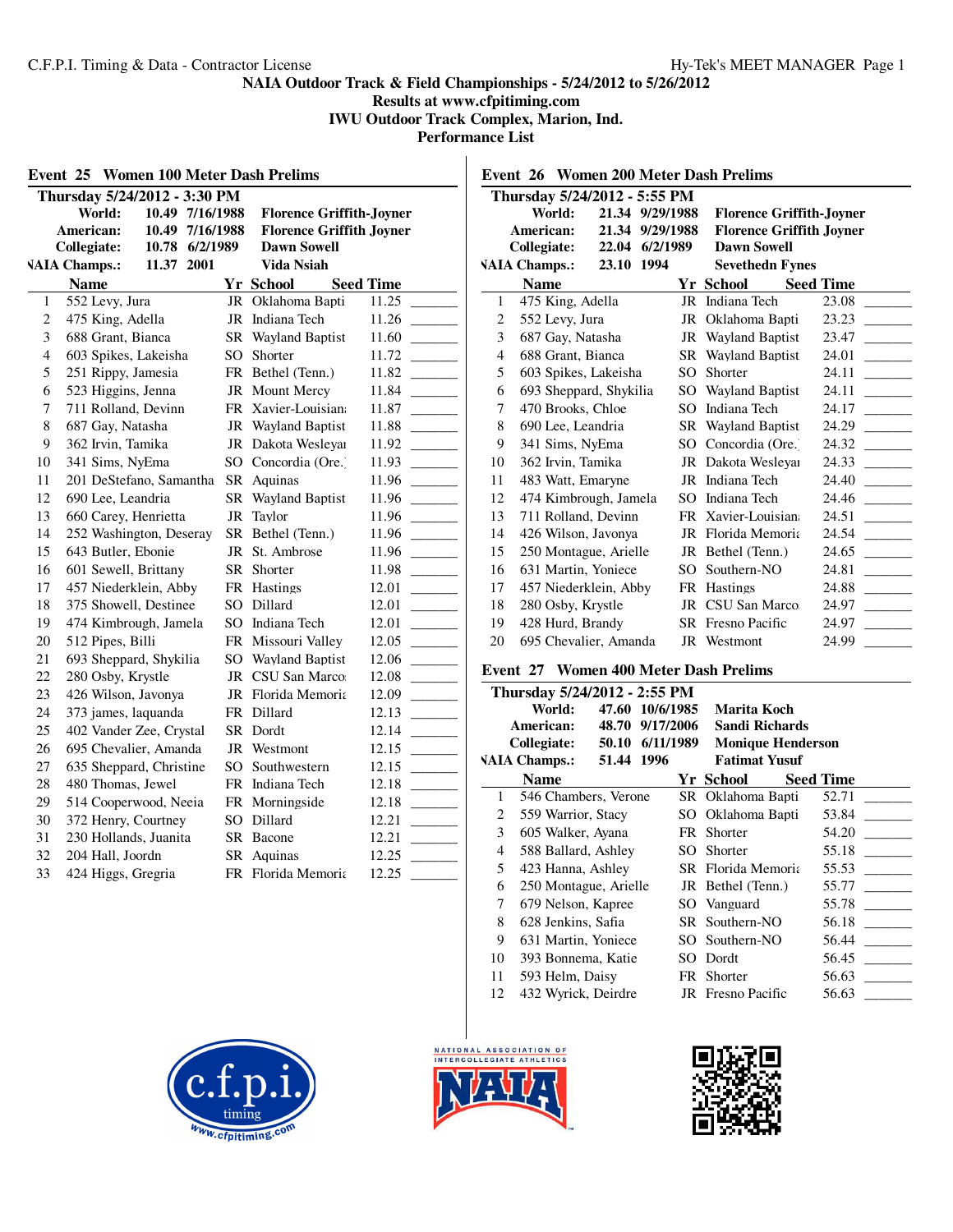C.F.P.I. Timing & Data - Contractor License

**NAIA Outdoor Track & Field Championships - 5/24/2012 to 5/26/2012**
**Results at www.cfpitiming.com**
**IWU Outdoor Track Complex, Marion, Ind.**
**Performance List**

## Event 25 Women 100 Meter Dash Prelims

**Thursday 5/24/2012 - 3:30 PM**

| | | | |
|---|---|---|---|
| World: | 10.49 | 7/16/1988 | Florence Griffith-Joyner |
| American: | 10.49 | 7/16/1988 | Florence Griffith Joyner |
| Collegiate: | 10.78 | 6/2/1989 | Dawn Sowell |
| NAIA Champs.: | 11.37 | 2001 | Vida Nsiah |

| | Name | Yr | School | Seed Time | |
|---|---|---|---|---|---|
| 1 | 552 Levy, Jura | JR | Oklahoma Bapti | 11.25 | _______ |
| 2 | 475 King, Adella | JR | Indiana Tech | 11.26 | _______ |
| 3 | 688 Grant, Bianca | SR | Wayland Baptist | 11.60 | _______ |
| 4 | 603 Spikes, Lakeisha | SO | Shorter | 11.72 | _______ |
| 5 | 251 Rippy, Jamesia | FR | Bethel (Tenn.) | 11.82 | _______ |
| 6 | 523 Higgins, Jenna | JR | Mount Mercy | 11.84 | _______ |
| 7 | 711 Rolland, Devinn | FR | Xavier-Louisian | 11.87 | _______ |
| 8 | 687 Gay, Natasha | JR | Wayland Baptist | 11.88 | _______ |
| 9 | 362 Irvin, Tamika | JR | Dakota Wesleyan | 11.92 | _______ |
| 10 | 341 Sims, NyEma | SO | Concordia (Ore.) | 11.93 | _______ |
| 11 | 201 DeStefano, Samantha | SR | Aquinas | 11.96 | _______ |
| 12 | 690 Lee, Leandria | SR | Wayland Baptist | 11.96 | _______ |
| 13 | 660 Carey, Henrietta | JR | Taylor | 11.96 | _______ |
| 14 | 252 Washington, Deseray | SR | Bethel (Tenn.) | 11.96 | _______ |
| 15 | 643 Butler, Ebonie | JR | St. Ambrose | 11.96 | _______ |
| 16 | 601 Sewell, Brittany | SR | Shorter | 11.98 | _______ |
| 17 | 457 Niederklein, Abby | FR | Hastings | 12.01 | _______ |
| 18 | 375 Showell, Destinee | SO | Dillard | 12.01 | _______ |
| 19 | 474 Kimbrough, Jamela | SO | Indiana Tech | 12.01 | _______ |
| 20 | 512 Pipes, Billi | FR | Missouri Valley | 12.05 | _______ |
| 21 | 693 Sheppard, Shykilia | SO | Wayland Baptist | 12.06 | _______ |
| 22 | 280 Osby, Krystle | JR | CSU San Marco | 12.08 | _______ |
| 23 | 426 Wilson, Javonya | JR | Florida Memoria | 12.09 | _______ |
| 24 | 373 james, laquanda | FR | Dillard | 12.13 | _______ |
| 25 | 402 Vander Zee, Crystal | SR | Dordt | 12.14 | _______ |
| 26 | 695 Chevalier, Amanda | JR | Westmont | 12.15 | _______ |
| 27 | 635 Sheppard, Christine | SO | Southwestern | 12.15 | _______ |
| 28 | 480 Thomas, Jewel | FR | Indiana Tech | 12.18 | _______ |
| 29 | 514 Cooperwood, Neeia | FR | Morningside | 12.18 | _______ |
| 30 | 372 Henry, Courtney | SO | Dillard | 12.21 | _______ |
| 31 | 230 Hollands, Juanita | SR | Bacone | 12.21 | _______ |
| 32 | 204 Hall, Joordn | SR | Aquinas | 12.25 | _______ |
| 33 | 424 Higgs, Gregria | FR | Florida Memoria | 12.25 | _______ |

## Event 26 Women 200 Meter Dash Prelims

**Thursday 5/24/2012 - 5:55 PM**

| | | | |
|---|---|---|---|
| World: | 21.34 | 9/29/1988 | Florence Griffith-Joyner |
| American: | 21.34 | 9/29/1988 | Florence Griffith Joyner |
| Collegiate: | 22.04 | 6/2/1989 | Dawn Sowell |
| NAIA Champs.: | 23.10 | 1994 | Sevethedn Fynes |

| | Name | Yr | School | Seed Time | |
|---|---|---|---|---|---|
| 1 | 475 King, Adella | JR | Indiana Tech | 23.08 | _______ |
| 2 | 552 Levy, Jura | JR | Oklahoma Bapti | 23.23 | _______ |
| 3 | 687 Gay, Natasha | JR | Wayland Baptist | 23.47 | _______ |
| 4 | 688 Grant, Bianca | SR | Wayland Baptist | 24.01 | _______ |
| 5 | 603 Spikes, Lakeisha | SO | Shorter | 24.11 | _______ |
| 6 | 693 Sheppard, Shykilia | SO | Wayland Baptist | 24.11 | _______ |
| 7 | 470 Brooks, Chloe | SO | Indiana Tech | 24.17 | _______ |
| 8 | 690 Lee, Leandria | SR | Wayland Baptist | 24.29 | _______ |
| 9 | 341 Sims, NyEma | SO | Concordia (Ore.) | 24.32 | _______ |
| 10 | 362 Irvin, Tamika | JR | Dakota Wesleyan | 24.33 | _______ |
| 11 | 483 Watt, Emaryne | JR | Indiana Tech | 24.40 | _______ |
| 12 | 474 Kimbrough, Jamela | SO | Indiana Tech | 24.46 | _______ |
| 13 | 711 Rolland, Devinn | FR | Xavier-Louisian | 24.51 | _______ |
| 14 | 426 Wilson, Javonya | JR | Florida Memoria | 24.54 | _______ |
| 15 | 250 Montague, Arielle | JR | Bethel (Tenn.) | 24.65 | _______ |
| 16 | 631 Martin, Yoniece | SO | Southern-NO | 24.81 | _______ |
| 17 | 457 Niederklein, Abby | FR | Hastings | 24.88 | _______ |
| 18 | 280 Osby, Krystle | JR | CSU San Marco | 24.97 | _______ |
| 19 | 428 Hurd, Brandy | SR | Fresno Pacific | 24.97 | _______ |
| 20 | 695 Chevalier, Amanda | JR | Westmont | 24.99 | _______ |

## Event 27 Women 400 Meter Dash Prelims

**Thursday 5/24/2012 - 2:55 PM**

| | | | |
|---|---|---|---|
| World: | 47.60 | 10/6/1985 | Marita Koch |
| American: | 48.70 | 9/17/2006 | Sandi Richards |
| Collegiate: | 50.10 | 6/11/1989 | Monique Henderson |
| NAIA Champs.: | 51.44 | 1996 | Fatimat Yusuf |

| | Name | Yr | School | Seed Time | |
|---|---|---|---|---|---|
| 1 | 546 Chambers, Verone | SR | Oklahoma Bapti | 52.71 | _______ |
| 2 | 559 Warrior, Stacy | SO | Oklahoma Bapti | 53.84 | _______ |
| 3 | 605 Walker, Ayana | FR | Shorter | 54.20 | _______ |
| 4 | 588 Ballard, Ashley | SO | Shorter | 55.18 | _______ |
| 5 | 423 Hanna, Ashley | SR | Florida Memoria | 55.53 | _______ |
| 6 | 250 Montague, Arielle | JR | Bethel (Tenn.) | 55.77 | _______ |
| 7 | 679 Nelson, Kapree | SO | Vanguard | 55.78 | _______ |
| 8 | 628 Jenkins, Safia | SR | Southern-NO | 56.18 | _______ |
| 9 | 631 Martin, Yoniece | SO | Southern-NO | 56.44 | _______ |
| 10 | 393 Bonnema, Katie | SO | Dordt | 56.45 | _______ |
| 11 | 593 Helm, Daisy | FR | Shorter | 56.63 | _______ |
| 12 | 432 Wyrick, Deirdre | JR | Fresno Pacific | 56.63 | _______ |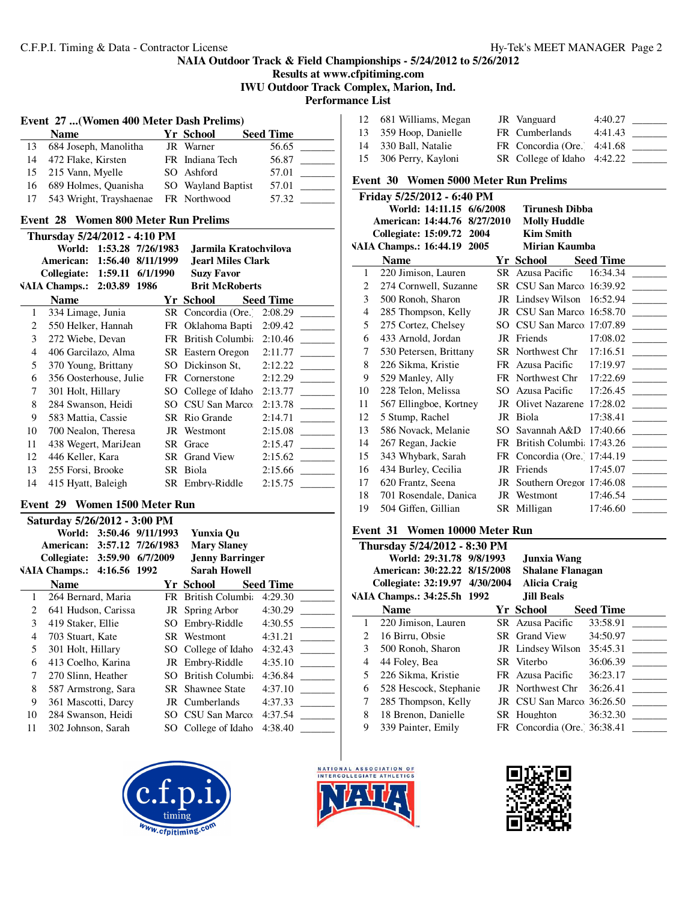NAIA Outdoor Track & Field Championships - 5/24/2012 to 5/26/2012
Results at www.cfpitiming.com
IWU Outdoor Track Complex, Marion, Ind.
Performance List

### Event 27 ...(Women 400 Meter Dash Prelims)

| | Name | Yr | School | Seed Time | |
|---|---|---|---|---|---|
| 13 | 684 Joseph, Manolitha | JR | Warner | 56.65 | _______ |
| 14 | 472 Flake, Kirsten | FR | Indiana Tech | 56.87 | _______ |
| 15 | 215 Vann, Myelle | SO | Ashford | 57.01 | _______ |
| 16 | 689 Holmes, Quanisha | SO | Wayland Baptist | 57.01 | _______ |
| 17 | 543 Wright, Trayshaenae | FR | Northwood | 57.32 | _______ |

### Event 28 Women 800 Meter Run Prelims

**Thursday 5/24/2012 - 4:10 PM**

| | | | |
|---|---|---|---|
| World: | 1:53.28 | 7/26/1983 | Jarmila Kratochvilova |
| American: | 1:56.40 | 8/11/1999 | Jearl Miles Clark |
| Collegiate: | 1:59.11 | 6/1/1990 | Suzy Favor |
| NAIA Champs.: | 2:03.89 | 1986 | Brit McRoberts |

| | Name | Yr | School | Seed Time | |
|---|---|---|---|---|---|
| 1 | 334 Limage, Junia | SR | Concordia (Ore.) | 2:08.29 | _______ |
| 2 | 550 Helker, Hannah | FR | Oklahoma Bapti | 2:09.42 | _______ |
| 3 | 272 Wiebe, Devan | FR | British Columbia | 2:10.46 | _______ |
| 4 | 406 Garcilazo, Alma | SR | Eastern Oregon | 2:11.77 | _______ |
| 5 | 370 Young, Brittany | SO | Dickinson St, | 2:12.22 | _______ |
| 6 | 356 Oosterhouse, Julie | FR | Cornerstone | 2:12.29 | _______ |
| 7 | 301 Holt, Hillary | SO | College of Idaho | 2:13.77 | _______ |
| 8 | 284 Swanson, Heidi | SO | CSU San Marcos | 2:13.78 | _______ |
| 9 | 583 Mattia, Cassie | SR | Rio Grande | 2:14.71 | _______ |
| 10 | 700 Nealon, Theresa | JR | Westmont | 2:15.08 | _______ |
| 11 | 438 Wegert, MariJean | SR | Grace | 2:15.47 | _______ |
| 12 | 446 Keller, Kara | SR | Grand View | 2:15.62 | _______ |
| 13 | 255 Forsi, Brooke | SR | Biola | 2:15.66 | _______ |
| 14 | 415 Hyatt, Baleigh | SR | Embry-Riddle | 2:15.75 | _______ |

### Event 29 Women 1500 Meter Run

**Saturday 5/26/2012 - 3:00 PM**

| | | | |
|---|---|---|---|
| World: | 3:50.46 | 9/11/1993 | Yunxia Qu |
| American: | 3:57.12 | 7/26/1983 | Mary Slaney |
| Collegiate: | 3:59.90 | 6/7/2009 | Jenny Barringer |
| NAIA Champs.: | 4:16.56 | 1992 | Sarah Howell |

| | Name | Yr | School | Seed Time | |
|---|---|---|---|---|---|
| 1 | 264 Bernard, Maria | FR | British Columbia | 4:29.30 | _______ |
| 2 | 641 Hudson, Carissa | JR | Spring Arbor | 4:30.29 | _______ |
| 3 | 419 Staker, Ellie | SO | Embry-Riddle | 4:30.55 | _______ |
| 4 | 703 Stuart, Kate | SR | Westmont | 4:31.21 | _______ |
| 5 | 301 Holt, Hillary | SO | College of Idaho | 4:32.43 | _______ |
| 6 | 413 Coelho, Karina | JR | Embry-Riddle | 4:35.10 | _______ |
| 7 | 270 Slinn, Heather | SO | British Columbia | 4:36.84 | _______ |
| 8 | 587 Armstrong, Sara | SR | Shawnee State | 4:37.10 | _______ |
| 9 | 361 Mascotti, Darcy | JR | Cumberlands | 4:37.33 | _______ |
| 10 | 284 Swanson, Heidi | SO | CSU San Marcos | 4:37.54 | _______ |
| 11 | 302 Johnson, Sarah | SO | College of Idaho | 4:38.40 | _______ |
| 12 | 681 Williams, Megan | JR | Vanguard | 4:40.27 | _______ |
| 13 | 359 Hoop, Danielle | FR | Cumberlands | 4:41.43 | _______ |
| 14 | 330 Ball, Natalie | FR | Concordia (Ore.) | 4:41.68 | _______ |
| 15 | 306 Perry, Kayloni | SR | College of Idaho | 4:42.22 | _______ |

### Event 30 Women 5000 Meter Run Prelims

**Friday 5/25/2012 - 6:40 PM**

| | | | |
|---|---|---|---|
| World: | 14:11.15 | 6/6/2008 | Tirunesh Dibba |
| American: | 14:44.76 | 8/27/2010 | Molly Huddle |
| Collegiate: | 15:09.72 | 2004 | Kim Smith |
| NAIA Champs.: | 16:44.19 | 2005 | Mirian Kaumba |

| | Name | Yr | School | Seed Time | |
|---|---|---|---|---|---|
| 1 | 220 Jimison, Lauren | SR | Azusa Pacific | 16:34.34 | _______ |
| 2 | 274 Cornwell, Suzanne | SR | CSU San Marcos | 16:39.92 | _______ |
| 3 | 500 Ronoh, Sharon | JR | Lindsey Wilson | 16:52.94 | _______ |
| 4 | 285 Thompson, Kelly | JR | CSU San Marcos | 16:58.70 | _______ |
| 5 | 275 Cortez, Chelsey | SO | CSU San Marcos | 17:07.89 | _______ |
| 6 | 433 Arnold, Jordan | JR | Friends | 17:08.02 | _______ |
| 7 | 530 Petersen, Brittany | SR | Northwest Chr | 17:16.51 | _______ |
| 8 | 226 Sikma, Kristie | FR | Azusa Pacific | 17:19.97 | _______ |
| 9 | 529 Manley, Ally | FR | Northwest Chr | 17:22.69 | _______ |
| 10 | 228 Telon, Melissa | SO | Azusa Pacific | 17:26.45 | _______ |
| 11 | 567 Ellingboe, Kortney | JR | Olivet Nazarene | 17:28.02 | _______ |
| 12 | 5 Stump, Rachel | JR | Biola | 17:38.41 | _______ |
| 13 | 586 Novack, Melanie | SO | Savannah A&D | 17:40.66 | _______ |
| 14 | 267 Regan, Jackie | FR | British Columbia | 17:43.26 | _______ |
| 15 | 343 Whybark, Sarah | FR | Concordia (Ore.) | 17:44.19 | _______ |
| 16 | 434 Burley, Cecilia | JR | Friends | 17:45.07 | _______ |
| 17 | 620 Frantz, Seena | JR | Southern Oregon | 17:46.08 | _______ |
| 18 | 701 Rosendale, Danica | JR | Westmont | 17:46.54 | _______ |
| 19 | 504 Giffen, Gillian | SR | Milligan | 17:46.60 | _______ |

### Event 31 Women 10000 Meter Run

**Thursday 5/24/2012 - 8:30 PM**

| | | | |
|---|---|---|---|
| World: | 29:31.78 | 9/8/1993 | Junxia Wang |
| American: | 30:22.22 | 8/15/2008 | Shalane Flanagan |
| Collegiate: | 32:19.97 | 4/30/2004 | Alicia Craig |
| NAIA Champs.: | 34:25.5h | 1992 | Jill Beals |

| | Name | Yr | School | Seed Time | |
|---|---|---|---|---|---|
| 1 | 220 Jimison, Lauren | SR | Azusa Pacific | 33:58.91 | _______ |
| 2 | 16 Birru, Obsie | SR | Grand View | 34:50.97 | _______ |
| 3 | 500 Ronoh, Sharon | JR | Lindsey Wilson | 35:45.31 | _______ |
| 4 | 44 Foley, Bea | SR | Viterbo | 36:06.39 | _______ |
| 5 | 226 Sikma, Kristie | FR | Azusa Pacific | 36:23.17 | _______ |
| 6 | 528 Hescock, Stephanie | JR | Northwest Chr | 36:26.41 | _______ |
| 7 | 285 Thompson, Kelly | JR | CSU San Marcos | 36:26.50 | _______ |
| 8 | 18 Brenon, Danielle | SR | Houghton | 36:32.30 | _______ |
| 9 | 339 Painter, Emily | FR | Concordia (Ore.) | 36:38.41 | _______ |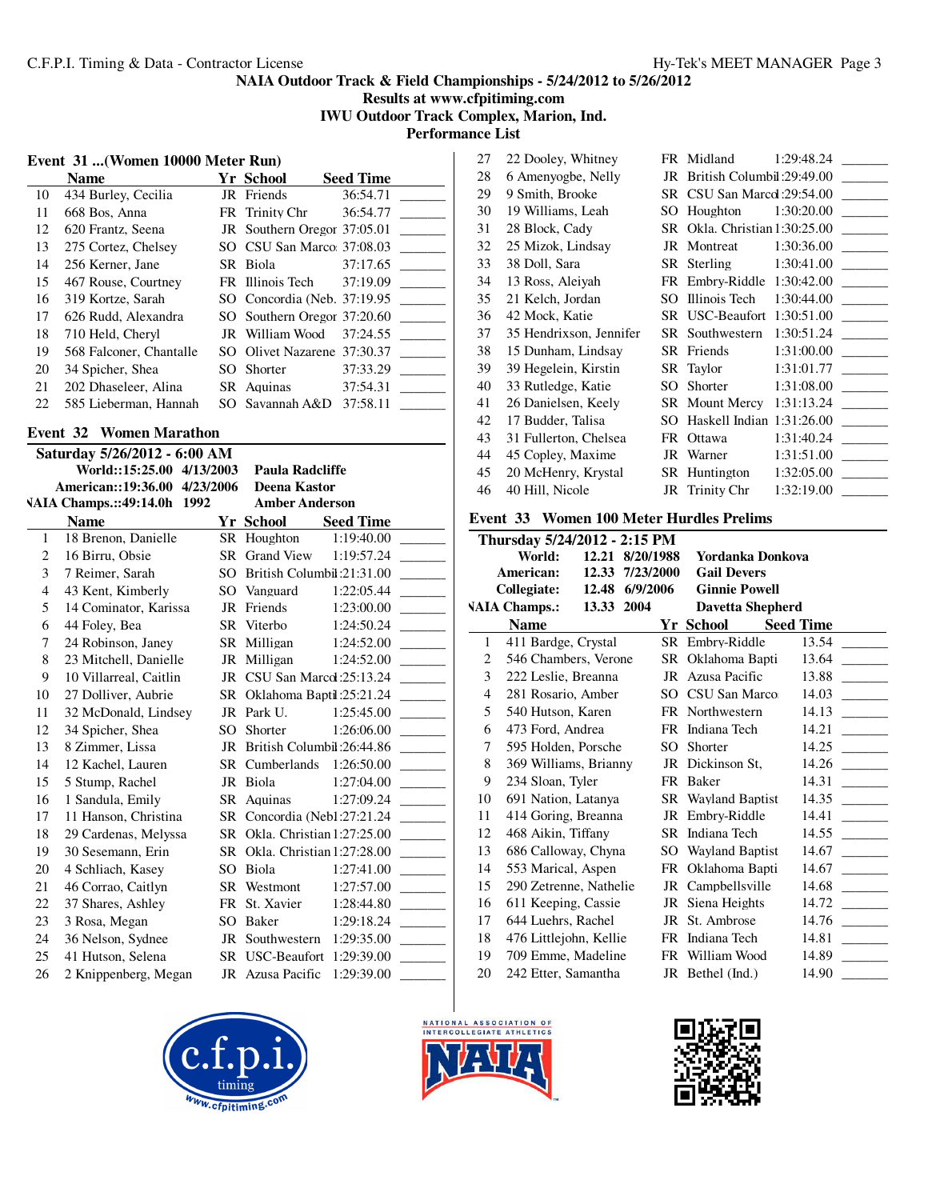NAIA Outdoor Track & Field Championships - 5/24/2012 to 5/26/2012
Results at www.cfpitiming.com
IWU Outdoor Track Complex, Marion, Ind.
Performance List

## Event 31 ...(Women 10000 Meter Run)

| | Name | Yr | School | Seed Time | |
|---|---|---|---|---|---|
| 10 | 434 Burley, Cecilia | JR | Friends | 36:54.71 | _______ |
| 11 | 668 Bos, Anna | FR | Trinity Chr | 36:54.77 | _______ |
| 12 | 620 Frantz, Seena | JR | Southern Oregor | 37:05.01 | _______ |
| 13 | 275 Cortez, Chelsey | SO | CSU San Marco | 37:08.03 | _______ |
| 14 | 256 Kerner, Jane | SR | Biola | 37:17.65 | _______ |
| 15 | 467 Rouse, Courtney | FR | Illinois Tech | 37:19.09 | _______ |
| 16 | 319 Kortze, Sarah | SO | Concordia (Neb. | 37:19.95 | _______ |
| 17 | 626 Rudd, Alexandra | SO | Southern Oregor | 37:20.60 | _______ |
| 18 | 710 Held, Cheryl | JR | William Wood | 37:24.55 | _______ |
| 19 | 568 Falconer, Chantalle | SO | Olivet Nazarene | 37:30.37 | _______ |
| 20 | 34 Spicher, Shea | SO | Shorter | 37:33.29 | _______ |
| 21 | 202 Dhaseleer, Alina | SR | Aquinas | 37:54.31 | _______ |
| 22 | 585 Lieberman, Hannah | SO | Savannah A&D | 37:58.11 | _______ |

## Event 32 Women Marathon

**Saturday 5/26/2012 - 6:00 AM**

**World::15:25.00 4/13/2003 Paula Radcliffe**
**American::19:36.00 4/23/2006 Deena Kastor**
**NAIA Champs.::49:14.0h 1992 Amber Anderson**

| | Name | Yr | School | Seed Time | |
|---|---|---|---|---|---|
| 1 | 18 Brenon, Danielle | SR | Houghton | 1:19:40.00 | _______ |
| 2 | 16 Birru, Obsie | SR | Grand View | 1:19:57.24 | _______ |
| 3 | 7 Reimer, Sarah | SO | British Columbi | 1:21:31.00 | _______ |
| 4 | 43 Kent, Kimberly | SO | Vanguard | 1:22:05.44 | _______ |
| 5 | 14 Cominator, Karissa | JR | Friends | 1:23:00.00 | _______ |
| 6 | 44 Foley, Bea | SR | Viterbo | 1:24:50.24 | _______ |
| 7 | 24 Robinson, Janey | SR | Milligan | 1:24:52.00 | _______ |
| 8 | 23 Mitchell, Danielle | JR | Milligan | 1:24:52.00 | _______ |
| 9 | 10 Villarreal, Caitlin | JR | CSU San Marco | 1:25:13.24 | _______ |
| 10 | 27 Dolliver, Aubrie | SR | Oklahoma Bapti | 1:25:21.24 | _______ |
| 11 | 32 McDonald, Lindsey | JR | Park U. | 1:25:45.00 | _______ |
| 12 | 34 Spicher, Shea | SO | Shorter | 1:26:06.00 | _______ |
| 13 | 8 Zimmer, Lissa | JR | British Columbi | 1:26:44.86 | _______ |
| 14 | 12 Kachel, Lauren | SR | Cumberlands | 1:26:50.00 | _______ |
| 15 | 5 Stump, Rachel | JR | Biola | 1:27:04.00 | _______ |
| 16 | 1 Sandula, Emily | SR | Aquinas | 1:27:09.24 | _______ |
| 17 | 11 Hanson, Christina | SR | Concordia (Nebl | 1:27:21.24 | _______ |
| 18 | 29 Cardenas, Melyssa | SR | Okla. Christian | 1:27:25.00 | _______ |
| 19 | 30 Sesemann, Erin | SR | Okla. Christian | 1:27:28.00 | _______ |
| 20 | 4 Schliach, Kasey | SO | Biola | 1:27:41.00 | _______ |
| 21 | 46 Corrao, Caitlyn | SR | Westmont | 1:27:57.00 | _______ |
| 22 | 37 Shares, Ashley | FR | St. Xavier | 1:28:44.80 | _______ |
| 23 | 3 Rosa, Megan | SO | Baker | 1:29:18.24 | _______ |
| 24 | 36 Nelson, Sydnee | JR | Southwestern | 1:29:35.00 | _______ |
| 25 | 41 Hutson, Selena | SR | USC-Beaufort | 1:29:39.00 | _______ |
| 26 | 2 Knippenberg, Megan | JR | Azusa Pacific | 1:29:39.00 | _______ |
| 27 | 22 Dooley, Whitney | FR | Midland | 1:29:48.24 | _______ |
| 28 | 6 Amenyogbe, Nelly | JR | British Columbi | 1:29:49.00 | _______ |
| 29 | 9 Smith, Brooke | SR | CSU San Marco | 1:29:54.00 | _______ |
| 30 | 19 Williams, Leah | SO | Houghton | 1:30:20.00 | _______ |
| 31 | 28 Block, Cady | SR | Okla. Christian | 1:30:25.00 | _______ |
| 32 | 25 Mizok, Lindsay | JR | Montreat | 1:30:36.00 | _______ |
| 33 | 38 Doll, Sara | SR | Sterling | 1:30:41.00 | _______ |
| 34 | 13 Ross, Aleiyah | FR | Embry-Riddle | 1:30:42.00 | _______ |
| 35 | 21 Kelch, Jordan | SO | Illinois Tech | 1:30:44.00 | _______ |
| 36 | 42 Mock, Katie | SR | USC-Beaufort | 1:30:51.00 | _______ |
| 37 | 35 Hendrixson, Jennifer | SR | Southwestern | 1:30:51.24 | _______ |
| 38 | 15 Dunham, Lindsay | SR | Friends | 1:31:00.00 | _______ |
| 39 | 39 Hegelein, Kirstin | SR | Taylor | 1:31:01.77 | _______ |
| 40 | 33 Rutledge, Katie | SO | Shorter | 1:31:08.00 | _______ |
| 41 | 26 Danielsen, Keely | SR | Mount Mercy | 1:31:13.24 | _______ |
| 42 | 17 Budder, Talisa | SO | Haskell Indian | 1:31:26.00 | _______ |
| 43 | 31 Fullerton, Chelsea | FR | Ottawa | 1:31:40.24 | _______ |
| 44 | 45 Copley, Maxime | JR | Warner | 1:31:51.00 | _______ |
| 45 | 20 McHenry, Krystal | SR | Huntington | 1:32:05.00 | _______ |
| 46 | 40 Hill, Nicole | JR | Trinity Chr | 1:32:19.00 | _______ |

## Event 33 Women 100 Meter Hurdles Prelims

**Thursday 5/24/2012 - 2:15 PM**

**World: 12.21 8/20/1988 Yordanka Donkova**
**American: 12.33 7/23/2000 Gail Devers**
**Collegiate: 12.48 6/9/2006 Ginnie Powell**
**NAIA Champs.: 13.33 2004 Davetta Shepherd**

| | Name | Yr | School | Seed Time | |
|---|---|---|---|---|---|
| 1 | 411 Bardge, Crystal | SR | Embry-Riddle | 13.54 | _______ |
| 2 | 546 Chambers, Verone | SR | Oklahoma Bapti | 13.64 | _______ |
| 3 | 222 Leslie, Breanna | JR | Azusa Pacific | 13.88 | _______ |
| 4 | 281 Rosario, Amber | SO | CSU San Marco | 14.03 | _______ |
| 5 | 540 Hutson, Karen | FR | Northwestern | 14.13 | _______ |
| 6 | 473 Ford, Andrea | FR | Indiana Tech | 14.21 | _______ |
| 7 | 595 Holden, Porsche | SO | Shorter | 14.25 | _______ |
| 8 | 369 Williams, Brianny | JR | Dickinson St, | 14.26 | _______ |
| 9 | 234 Sloan, Tyler | FR | Baker | 14.31 | _______ |
| 10 | 691 Nation, Latanya | SR | Wayland Baptist | 14.35 | _______ |
| 11 | 414 Goring, Breanna | JR | Embry-Riddle | 14.41 | _______ |
| 12 | 468 Aikin, Tiffany | SR | Indiana Tech | 14.55 | _______ |
| 13 | 686 Calloway, Chyna | SO | Wayland Baptist | 14.67 | _______ |
| 14 | 553 Marical, Aspen | FR | Oklahoma Bapti | 14.67 | _______ |
| 15 | 290 Zetrenne, Nathelie | JR | Campbellsville | 14.68 | _______ |
| 16 | 611 Keeping, Cassie | JR | Siena Heights | 14.72 | _______ |
| 17 | 644 Luehrs, Rachel | JR | St. Ambrose | 14.76 | _______ |
| 18 | 476 Littlejohn, Kellie | FR | Indiana Tech | 14.81 | _______ |
| 19 | 709 Emme, Madeline | FR | William Wood | 14.89 | _______ |
| 20 | 242 Etter, Samantha | JR | Bethel (Ind.) | 14.90 | _______ |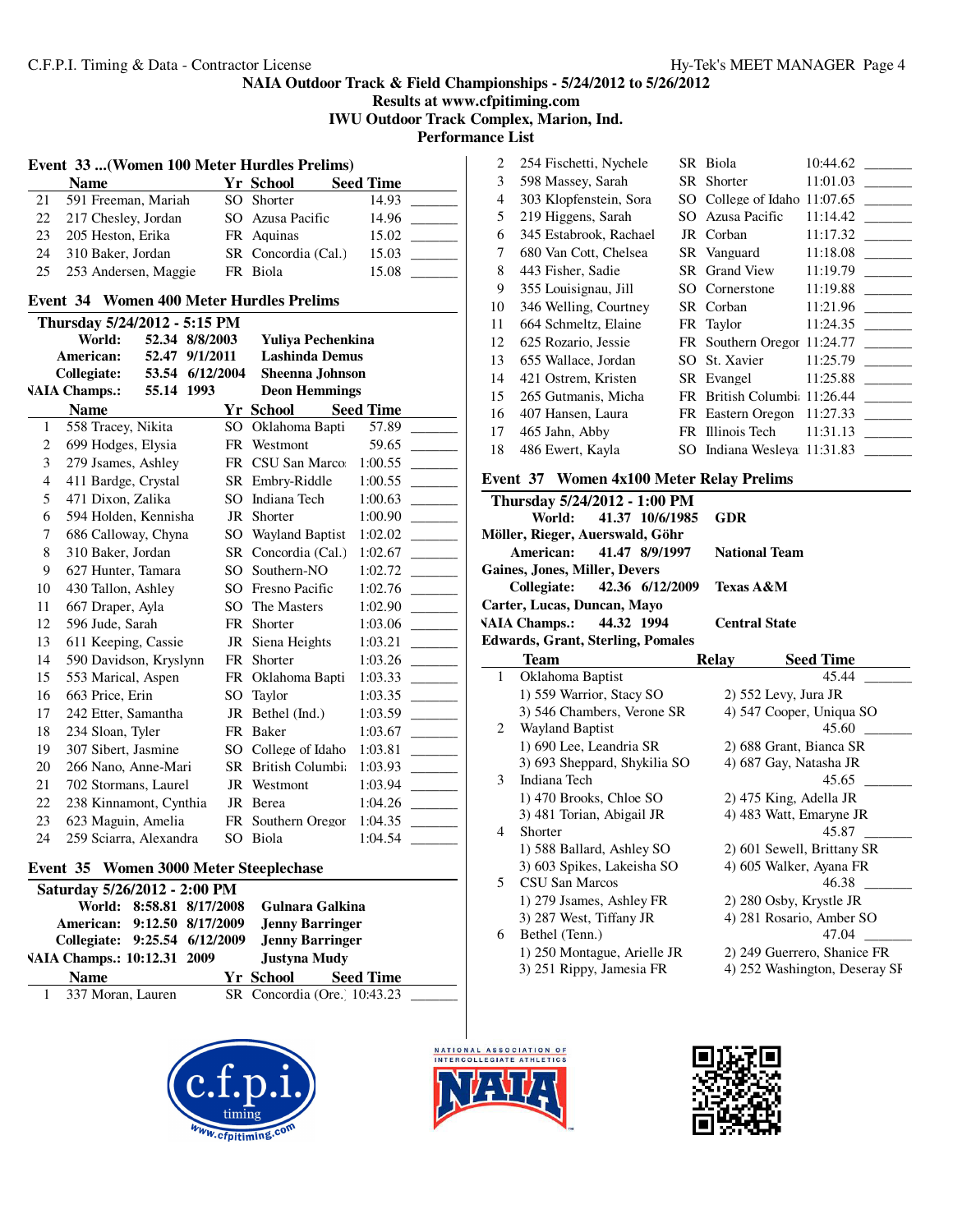## Event 33 ...(Women 100 Meter Hurdles Prelims)

| | Name | Yr | School | Seed Time | |
|---|---|---|---|---|---|
| 21 | 591 Freeman, Mariah | SO | Shorter | 14.93 | _______ |
| 22 | 217 Chesley, Jordan | SO | Azusa Pacific | 14.96 | _______ |
| 23 | 205 Heston, Erika | FR | Aquinas | 15.02 | _______ |
| 24 | 310 Baker, Jordan | SR | Concordia (Cal.) | 15.03 | _______ |
| 25 | 253 Andersen, Maggie | FR | Biola | 15.08 | _______ |

## Event 34 Women 400 Meter Hurdles Prelims

**Thursday 5/24/2012 - 5:15 PM**

| | | | |
|---|---|---|---|
| World: | 52.34 | 8/8/2003 | Yuliya Pechenkina |
| American: | 52.47 | 9/1/2011 | Lashinda Demus |
| Collegiate: | 53.54 | 6/12/2004 | Sheenna Johnson |
| NAIA Champs.: | 55.14 | 1993 | Deon Hemmings |

| | Name | Yr | School | Seed Time | |
|---|---|---|---|---|---|
| 1 | 558 Tracey, Nikita | SO | Oklahoma Bapti | 57.89 | _______ |
| 2 | 699 Hodges, Elysia | FR | Westmont | 59.65 | _______ |
| 3 | 279 Jsames, Ashley | FR | CSU San Marco | 1:00.55 | _______ |
| 4 | 411 Bardge, Crystal | SR | Embry-Riddle | 1:00.55 | _______ |
| 5 | 471 Dixon, Zalika | SO | Indiana Tech | 1:00.63 | _______ |
| 6 | 594 Holden, Kennisha | JR | Shorter | 1:00.90 | _______ |
| 7 | 686 Calloway, Chyna | SO | Wayland Baptist | 1:02.02 | _______ |
| 8 | 310 Baker, Jordan | SR | Concordia (Cal.) | 1:02.67 | _______ |
| 9 | 627 Hunter, Tamara | SO | Southern-NO | 1:02.72 | _______ |
| 10 | 430 Tallon, Ashley | SO | Fresno Pacific | 1:02.76 | _______ |
| 11 | 667 Draper, Ayla | SO | The Masters | 1:02.90 | _______ |
| 12 | 596 Jude, Sarah | FR | Shorter | 1:03.06 | _______ |
| 13 | 611 Keeping, Cassie | JR | Siena Heights | 1:03.21 | _______ |
| 14 | 590 Davidson, Kryslynn | FR | Shorter | 1:03.26 | _______ |
| 15 | 553 Marical, Aspen | FR | Oklahoma Bapti | 1:03.33 | _______ |
| 16 | 663 Price, Erin | SO | Taylor | 1:03.35 | _______ |
| 17 | 242 Etter, Samantha | JR | Bethel (Ind.) | 1:03.59 | _______ |
| 18 | 234 Sloan, Tyler | FR | Baker | 1:03.67 | _______ |
| 19 | 307 Sibert, Jasmine | SO | College of Idaho | 1:03.81 | _______ |
| 20 | 266 Nano, Anne-Mari | SR | British Columbi | 1:03.93 | _______ |
| 21 | 702 Stormans, Laurel | JR | Westmont | 1:03.94 | _______ |
| 22 | 238 Kinnamont, Cynthia | JR | Berea | 1:04.26 | _______ |
| 23 | 623 Maguin, Amelia | FR | Southern Oregor | 1:04.35 | _______ |
| 24 | 259 Sciarra, Alexandra | SO | Biola | 1:04.54 | _______ |

## Event 35 Women 3000 Meter Steeplechase

**Saturday 5/26/2012 - 2:00 PM**

| | | | |
|---|---|---|---|
| World: | 8:58.81 | 8/17/2008 | Gulnara Galkina |
| American: | 9:12.50 | 8/17/2009 | Jenny Barringer |
| Collegiate: | 9:25.54 | 6/12/2009 | Jenny Barringer |
| NAIA Champs.: | 10:12.31 | 2009 | Justyna Mudy |

| | Name | Yr | School | Seed Time | |
|---|---|---|---|---|---|
| 1 | 337 Moran, Lauren | SR | Concordia (Ore.) | 10:43.23 | _______ |
| 2 | 254 Fischetti, Nychele | SR | Biola | 10:44.62 | _______ |
| 3 | 598 Massey, Sarah | SR | Shorter | 11:01.03 | _______ |
| 4 | 303 Klopfenstein, Sora | SO | College of Idaho | 11:07.65 | _______ |
| 5 | 219 Higgens, Sarah | SO | Azusa Pacific | 11:14.42 | _______ |
| 6 | 345 Estabrook, Rachael | JR | Corban | 11:17.32 | _______ |
| 7 | 680 Van Cott, Chelsea | SR | Vanguard | 11:18.08 | _______ |
| 8 | 443 Fisher, Sadie | SR | Grand View | 11:19.79 | _______ |
| 9 | 355 Louisignau, Jill | SO | Cornerstone | 11:19.88 | _______ |
| 10 | 346 Welling, Courtney | SR | Corban | 11:21.96 | _______ |
| 11 | 664 Schmeltz, Elaine | FR | Taylor | 11:24.35 | _______ |
| 12 | 625 Rozario, Jessie | FR | Southern Oregor | 11:24.77 | _______ |
| 13 | 655 Wallace, Jordan | SO | St. Xavier | 11:25.79 | _______ |
| 14 | 421 Ostrem, Kristen | SR | Evangel | 11:25.88 | _______ |
| 15 | 265 Gutmanis, Micha | FR | British Columbi | 11:26.44 | _______ |
| 16 | 407 Hansen, Laura | FR | Eastern Oregon | 11:27.33 | _______ |
| 17 | 465 Jahn, Abby | FR | Illinois Tech | 11:31.13 | _______ |
| 18 | 486 Ewert, Kayla | SO | Indiana Wesleya | 11:31.83 | _______ |

## Event 37 Women 4x100 Meter Relay Prelims

**Thursday 5/24/2012 - 1:00 PM**

| | | | |
|---|---|---|---|
| World: | 41.37 | 10/6/1985 | GDR |
| | Möller, Rieger, Auerswald, Göhr | | |
| American: | 41.47 | 8/9/1997 | National Team |
| | Gaines, Jones, Miller, Devers | | |
| Collegiate: | 42.36 | 6/12/2009 | Texas A&M |
| | Carter, Lucas, Duncan, Mayo | | |
| NAIA Champs.: | 44.32 | 1994 | Central State |
| | Edwards, Grant, Sterling, Pomales | | |

| | Team | Relay | Seed Time | |
|---|---|---|---|---|
| 1 | Oklahoma Baptist | | 45.44 | _______ |
| | 1) 559 Warrior, Stacy SO | 2) 552 Levy, Jura JR | | |
| | 3) 546 Chambers, Verone SR | 4) 547 Cooper, Uniqua SO | | |
| 2 | Wayland Baptist | | 45.60 | _______ |
| | 1) 690 Lee, Leandria SR | 2) 688 Grant, Bianca SR | | |
| | 3) 693 Sheppard, Shykilia SO | 4) 687 Gay, Natasha JR | | |
| 3 | Indiana Tech | | 45.65 | _______ |
| | 1) 470 Brooks, Chloe SO | 2) 475 King, Adella JR | | |
| | 3) 481 Torian, Abigail JR | 4) 483 Watt, Emaryne JR | | |
| 4 | Shorter | | 45.87 | _______ |
| | 1) 588 Ballard, Ashley SO | 2) 601 Sewell, Brittany SR | | |
| | 3) 603 Spikes, Lakeisha SO | 4) 605 Walker, Ayana FR | | |
| 5 | CSU San Marcos | | 46.38 | _______ |
| | 1) 279 Jsames, Ashley FR | 2) 280 Osby, Krystle JR | | |
| | 3) 287 West, Tiffany JR | 4) 281 Rosario, Amber SO | | |
| 6 | Bethel (Tenn.) | | 47.04 | _______ |
| | 1) 250 Montague, Arielle JR | 2) 249 Guerrero, Shanice FR | | |
| | 3) 251 Rippy, Jamesia FR | 4) 252 Washington, Deseray SR | | |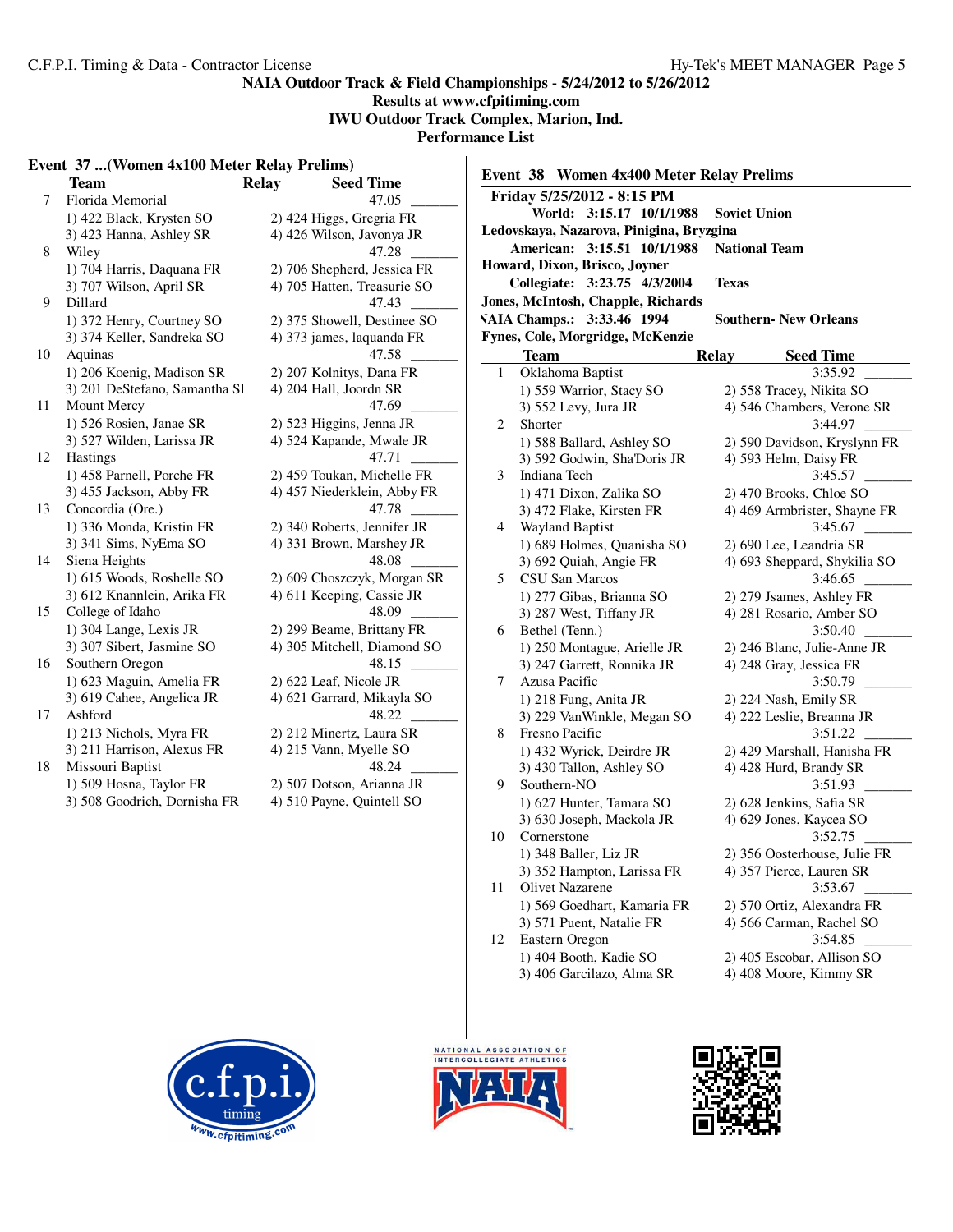**NAIA Outdoor Track & Field Championships - 5/24/2012 to 5/26/2012**
**Results at www.cfpitiming.com**
**IWU Outdoor Track Complex, Marion, Ind.**
**Performance List**

### Event 37 ...(Women 4x100 Meter Relay Prelims)

| | Team | Relay | Seed Time |
|---|---|---|---|
| 7 | Florida Memorial | | 47.05 _______ |
| | 1) 422 Black, Krysten SO | 2) 424 Higgs, Gregria FR | |
| | 3) 423 Hanna, Ashley SR | 4) 426 Wilson, Javonya JR | |
| 8 | Wiley | | 47.28 _______ |
| | 1) 704 Harris, Daquana FR | 2) 706 Shepherd, Jessica FR | |
| | 3) 707 Wilson, April SR | 4) 705 Hatten, Treasurie SO | |
| 9 | Dillard | | 47.43 _______ |
| | 1) 372 Henry, Courtney SO | 2) 375 Showell, Destinee SO | |
| | 3) 374 Keller, Sandreka SO | 4) 373 james, laquanda FR | |
| 10 | Aquinas | | 47.58 _______ |
| | 1) 206 Koenig, Madison SR | 2) 207 Kolnitys, Dana FR | |
| | 3) 201 DeStefano, Samantha Sl | 4) 204 Hall, Joordn SR | |
| 11 | Mount Mercy | | 47.69 _______ |
| | 1) 526 Rosien, Janae SR | 2) 523 Higgins, Jenna JR | |
| | 3) 527 Wilden, Larissa JR | 4) 524 Kapande, Mwale JR | |
| 12 | Hastings | | 47.71 _______ |
| | 1) 458 Parnell, Porche FR | 2) 459 Toukan, Michelle FR | |
| | 3) 455 Jackson, Abby FR | 4) 457 Niederklein, Abby FR | |
| 13 | Concordia (Ore.) | | 47.78 _______ |
| | 1) 336 Monda, Kristin FR | 2) 340 Roberts, Jennifer JR | |
| | 3) 341 Sims, NyEma SO | 4) 331 Brown, Marshey JR | |
| 14 | Siena Heights | | 48.08 _______ |
| | 1) 615 Woods, Roshelle SO | 2) 609 Choszczyk, Morgan SR | |
| | 3) 612 Knannlein, Arika FR | 4) 611 Keeping, Cassie JR | |
| 15 | College of Idaho | | 48.09 _______ |
| | 1) 304 Lange, Lexis JR | 2) 299 Beame, Brittany FR | |
| | 3) 307 Sibert, Jasmine SO | 4) 305 Mitchell, Diamond SO | |
| 16 | Southern Oregon | | 48.15 _______ |
| | 1) 623 Maguin, Amelia FR | 2) 622 Leaf, Nicole JR | |
| | 3) 619 Cahee, Angelica JR | 4) 621 Garrard, Mikayla SO | |
| 17 | Ashford | | 48.22 _______ |
| | 1) 213 Nichols, Myra FR | 2) 212 Minertz, Laura SR | |
| | 3) 211 Harrison, Alexus FR | 4) 215 Vann, Myelle SO | |
| 18 | Missouri Baptist | | 48.24 _______ |
| | 1) 509 Hosna, Taylor FR | 2) 507 Dotson, Arianna JR | |
| | 3) 508 Goodrich, Dornisha FR | 4) 510 Payne, Quintell SO | |

### Event 38 Women 4x400 Meter Relay Prelims

**Friday 5/25/2012 - 8:15 PM**

**World: 3:15.17 10/1/1988 Soviet Union**
**Ledovskaya, Nazarova, Pinigina, Bryzgina**
**American: 3:15.51 10/1/1988 National Team**
**Howard, Dixon, Brisco, Joyner**
**Collegiate: 3:23.75 4/3/2004 Texas**
**Jones, McIntosh, Chapple, Richards**
**NAIA Champs.: 3:33.46 1994 Southern- New Orleans**
**Fynes, Cole, Morgridge, McKenzie**

| | Team | Relay | Seed Time |
|---|---|---|---|
| 1 | Oklahoma Baptist | | 3:35.92 _______ |
| | 1) 559 Warrior, Stacy SO | 2) 558 Tracey, Nikita SO | |
| | 3) 552 Levy, Jura JR | 4) 546 Chambers, Verone SR | |
| 2 | Shorter | | 3:44.97 _______ |
| | 1) 588 Ballard, Ashley SO | 2) 590 Davidson, Kryslynn FR | |
| | 3) 592 Godwin, Sha'Doris JR | 4) 593 Helm, Daisy FR | |
| 3 | Indiana Tech | | 3:45.57 _______ |
| | 1) 471 Dixon, Zalika SO | 2) 470 Brooks, Chloe SO | |
| | 3) 472 Flake, Kirsten FR | 4) 469 Armbrister, Shayne FR | |
| 4 | Wayland Baptist | | 3:45.67 _______ |
| | 1) 689 Holmes, Quanisha SO | 2) 690 Lee, Leandria SR | |
| | 3) 692 Quiah, Angie FR | 4) 693 Sheppard, Shykilia SO | |
| 5 | CSU San Marcos | | 3:46.65 _______ |
| | 1) 277 Gibas, Brianna SO | 2) 279 Jsames, Ashley FR | |
| | 3) 287 West, Tiffany JR | 4) 281 Rosario, Amber SO | |
| 6 | Bethel (Tenn.) | | 3:50.40 _______ |
| | 1) 250 Montague, Arielle JR | 2) 246 Blanc, Julie-Anne JR | |
| | 3) 247 Garrett, Ronnika JR | 4) 248 Gray, Jessica FR | |
| 7 | Azusa Pacific | | 3:50.79 _______ |
| | 1) 218 Fung, Anita JR | 2) 224 Nash, Emily SR | |
| | 3) 229 VanWinkle, Megan SO | 4) 222 Leslie, Breanna JR | |
| 8 | Fresno Pacific | | 3:51.22 _______ |
| | 1) 432 Wyrick, Deirdre JR | 2) 429 Marshall, Hanisha FR | |
| | 3) 430 Tallon, Ashley SO | 4) 428 Hurd, Brandy SR | |
| 9 | Southern-NO | | 3:51.93 _______ |
| | 1) 627 Hunter, Tamara SO | 2) 628 Jenkins, Safia SR | |
| | 3) 630 Joseph, Mackola JR | 4) 629 Jones, Kaycea SO | |
| 10 | Cornerstone | | 3:52.75 _______ |
| | 1) 348 Baller, Liz JR | 2) 356 Oosterhouse, Julie FR | |
| | 3) 352 Hampton, Larissa FR | 4) 357 Pierce, Lauren SR | |
| 11 | Olivet Nazarene | | 3:53.67 _______ |
| | 1) 569 Goedhart, Kamaria FR | 2) 570 Ortiz, Alexandra FR | |
| | 3) 571 Puent, Natalie FR | 4) 566 Carman, Rachel SO | |
| 12 | Eastern Oregon | | 3:54.85 _______ |
| | 1) 404 Booth, Kadie SO | 2) 405 Escobar, Allison SO | |
| | 3) 406 Garcilazo, Alma SR | 4) 408 Moore, Kimmy SR | |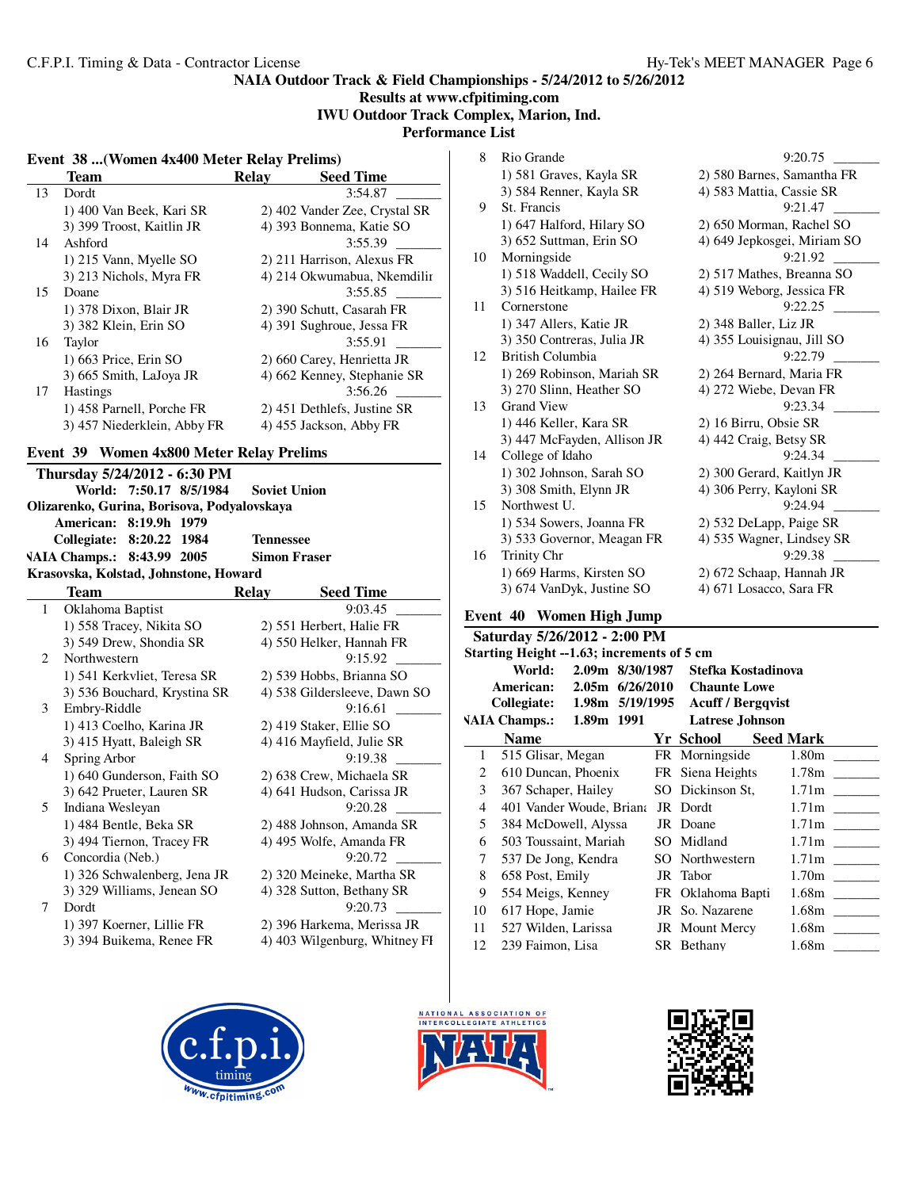## NAIA Outdoor Track & Field Championships - 5/24/2012 to 5/26/2012

**Results at www.cfpitiming.com**

**IWU Outdoor Track Complex, Marion, Ind.**

**Performance List**

### Event 38 ...(Women 4x400 Meter Relay Prelims)

| | Team | Relay | Seed Time |
|---|---|---|---|
| 13 | Dordt | | 3:54.87 _______ |
| | 1) 400 Van Beek, Kari SR | 2) 402 Vander Zee, Crystal SR | |
| | 3) 399 Troost, Kaitlin JR | 4) 393 Bonnema, Katie SO | |
| 14 | Ashford | | 3:55.39 _______ |
| | 1) 215 Vann, Myelle SO | 2) 211 Harrison, Alexus FR | |
| | 3) 213 Nichols, Myra FR | 4) 214 Okwumabua, Nkemdilir | |
| 15 | Doane | | 3:55.85 _______ |
| | 1) 378 Dixon, Blair JR | 2) 390 Schutt, Casarah FR | |
| | 3) 382 Klein, Erin SO | 4) 391 Sughroue, Jessa FR | |
| 16 | Taylor | | 3:55.91 _______ |
| | 1) 663 Price, Erin SO | 2) 660 Carey, Henrietta JR | |
| | 3) 665 Smith, LaJoya JR | 4) 662 Kenney, Stephanie SR | |
| 17 | Hastings | | 3:56.26 _______ |
| | 1) 458 Parnell, Porche FR | 2) 451 Dethlefs, Justine SR | |
| | 3) 457 Niederklein, Abby FR | 4) 455 Jackson, Abby FR | |

### Event 39 Women 4x800 Meter Relay Prelims

**Thursday 5/24/2012 - 6:30 PM**

**World: 7:50.17 8/5/1984 Soviet Union**
**Olizarenko, Gurina, Borisova, Podyalovskaya**
**American: 8:19.9h 1979**
**Collegiate: 8:20.22 1984 Tennessee**
**NAIA Champs.: 8:43.99 2005 Simon Fraser**
**Krasovska, Kolstad, Johnstone, Howard**

| | Team | Relay | Seed Time |
|---|---|---|---|
| 1 | Oklahoma Baptist | | 9:03.45 _______ |
| | 1) 558 Tracey, Nikita SO | 2) 551 Herbert, Halie FR | |
| | 3) 549 Drew, Shondia SR | 4) 550 Helker, Hannah FR | |
| 2 | Northwestern | | 9:15.92 _______ |
| | 1) 541 Kerkvliet, Teresa SR | 2) 539 Hobbs, Brianna SO | |
| | 3) 536 Bouchard, Krystina SR | 4) 538 Gildersleeve, Dawn SO | |
| 3 | Embry-Riddle | | 9:16.61 _______ |
| | 1) 413 Coelho, Karina JR | 2) 419 Staker, Ellie SO | |
| | 3) 415 Hyatt, Baleigh SR | 4) 416 Mayfield, Julie SR | |
| 4 | Spring Arbor | | 9:19.38 _______ |
| | 1) 640 Gunderson, Faith SO | 2) 638 Crew, Michaela SR | |
| | 3) 642 Prueter, Lauren SR | 4) 641 Hudson, Carissa JR | |
| 5 | Indiana Wesleyan | | 9:20.28 _______ |
| | 1) 484 Bentle, Beka SR | 2) 488 Johnson, Amanda SR | |
| | 3) 494 Tiernon, Tracey FR | 4) 495 Wolfe, Amanda FR | |
| 6 | Concordia (Neb.) | | 9:20.72 _______ |
| | 1) 326 Schwalenberg, Jena JR | 2) 320 Meineke, Martha SR | |
| | 3) 329 Williams, Jenean SO | 4) 328 Sutton, Bethany SR | |
| 7 | Dordt | | 9:20.73 _______ |
| | 1) 397 Koerner, Lillie FR | 2) 396 Harkema, Merissa JR | |
| | 3) 394 Buikema, Renee FR | 4) 403 Wilgenburg, Whitney FI | |
| 8 | Rio Grande | | 9:20.75 _______ |
| | 1) 581 Graves, Kayla SR | 2) 580 Barnes, Samantha FR | |
| | 3) 584 Renner, Kayla SR | 4) 583 Mattia, Cassie SR | |
| 9 | St. Francis | | 9:21.47 _______ |
| | 1) 647 Halford, Hilary SO | 2) 650 Morman, Rachel SO | |
| | 3) 652 Suttman, Erin SO | 4) 649 Jepkosgei, Miriam SO | |
| 10 | Morningside | | 9:21.92 _______ |
| | 1) 518 Waddell, Cecily SO | 2) 517 Mathes, Breanna SO | |
| | 3) 516 Heitkamp, Hailee FR | 4) 519 Weborg, Jessica FR | |
| 11 | Cornerstone | | 9:22.25 _______ |
| | 1) 347 Allers, Katie JR | 2) 348 Baller, Liz JR | |
| | 3) 350 Contreras, Julia JR | 4) 355 Louisignau, Jill SO | |
| 12 | British Columbia | | 9:22.79 _______ |
| | 1) 269 Robinson, Mariah SR | 2) 264 Bernard, Maria FR | |
| | 3) 270 Slinn, Heather SO | 4) 272 Wiebe, Devan FR | |
| 13 | Grand View | | 9:23.34 _______ |
| | 1) 446 Keller, Kara SR | 2) 16 Birru, Obsie SR | |
| | 3) 447 McFayden, Allison JR | 4) 442 Craig, Betsy SR | |
| 14 | College of Idaho | | 9:24.34 _______ |
| | 1) 302 Johnson, Sarah SO | 2) 300 Gerard, Kaitlyn JR | |
| | 3) 308 Smith, Elynn JR | 4) 306 Perry, Kayloni SR | |
| 15 | Northwest U. | | 9:24.94 _______ |
| | 1) 534 Sowers, Joanna FR | 2) 532 DeLapp, Paige SR | |
| | 3) 533 Governor, Meagan FR | 4) 535 Wagner, Lindsey SR | |
| 16 | Trinity Chr | | 9:29.38 _______ |
| | 1) 669 Harms, Kirsten SO | 2) 672 Schaap, Hannah JR | |
| | 3) 674 VanDyk, Justine SO | 4) 671 Losacco, Sara FR | |

### Event 40 Women High Jump

**Saturday 5/26/2012 - 2:00 PM**

**Starting Height --1.63; increments of 5 cm**

**World: 2.09m 8/30/1987 Stefka Kostadinova**
**American: 2.05m 6/26/2010 Chaunte Lowe**
**Collegiate: 1.98m 5/19/1995 Acuff / Bergqvist**
**NAIA Champs.: 1.89m 1991 Latrese Johnson**

| | Name | Yr | School | Seed Mark |
|---|---|---|---|---|
| 1 | 515 Glisar, Megan | FR | Morningside | 1.80m _______ |
| 2 | 610 Duncan, Phoenix | FR | Siena Heights | 1.78m _______ |
| 3 | 367 Schaper, Hailey | SO | Dickinson St, | 1.71m _______ |
| 4 | 401 Vander Woude, Briana | JR | Dordt | 1.71m _______ |
| 5 | 384 McDowell, Alyssa | JR | Doane | 1.71m _______ |
| 6 | 503 Toussaint, Mariah | SO | Midland | 1.71m _______ |
| 7 | 537 De Jong, Kendra | SO | Northwestern | 1.71m _______ |
| 8 | 658 Post, Emily | JR | Tabor | 1.70m _______ |
| 9 | 554 Meigs, Kenney | FR | Oklahoma Bapti | 1.68m _______ |
| 10 | 617 Hope, Jamie | JR | So. Nazarene | 1.68m _______ |
| 11 | 527 Wilden, Larissa | JR | Mount Mercy | 1.68m _______ |
| 12 | 239 Faimon, Lisa | SR | Bethany | 1.68m _______ |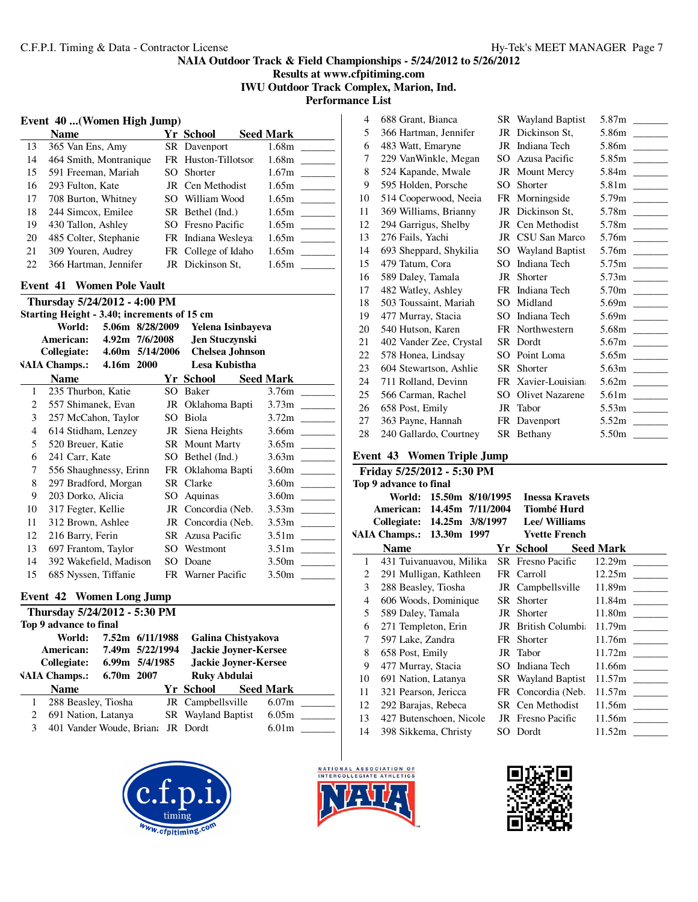NAIA Outdoor Track & Field Championships - 5/24/2012 to 5/26/2012
Results at www.cfpitiming.com
IWU Outdoor Track Complex, Marion, Ind.
Performance List

## Event 40 ...(Women High Jump)

| | Name | Yr | School | Seed Mark | |
|---|---|---|---|---|---|
| 13 | 365 Van Ens, Amy | SR | Davenport | 1.68m | _______ |
| 14 | 464 Smith, Montranique | FR | Huston-Tillotsor | 1.68m | _______ |
| 15 | 591 Freeman, Mariah | SO | Shorter | 1.67m | _______ |
| 16 | 293 Fulton, Kate | JR | Cen Methodist | 1.65m | _______ |
| 17 | 708 Burton, Whitney | SO | William Wood | 1.65m | _______ |
| 18 | 244 Simcox, Emilee | SR | Bethel (Ind.) | 1.65m | _______ |
| 19 | 430 Tallon, Ashley | SO | Fresno Pacific | 1.65m | _______ |
| 20 | 485 Colter, Stephanie | FR | Indiana Wesleya | 1.65m | _______ |
| 21 | 309 Youren, Audrey | FR | College of Idaho | 1.65m | _______ |
| 22 | 366 Hartman, Jennifer | JR | Dickinson St, | 1.65m | _______ |

## Event 41 Women Pole Vault

**Thursday 5/24/2012 - 4:00 PM**
**Starting Height - 3.40; increments of 15 cm**

| | | | |
|---|---|---|---|
| World: | 5.06m | 8/28/2009 | Yelena Isinbayeva |
| American: | 4.92m | 7/6/2008 | Jen Stuczynski |
| Collegiate: | 4.60m | 5/14/2006 | Chelsea Johnson |
| NAIA Champs.: | 4.16m | 2000 | Lesa Kubistha |

| | Name | Yr | School | Seed Mark | |
|---|---|---|---|---|---|
| 1 | 235 Thurbon, Katie | SO | Baker | 3.76m | _______ |
| 2 | 557 Shimanek, Evan | JR | Oklahoma Bapti | 3.73m | _______ |
| 3 | 257 McCahon, Taylor | SO | Biola | 3.72m | _______ |
| 4 | 614 Stidham, Lenzey | JR | Siena Heights | 3.66m | _______ |
| 5 | 520 Breuer, Katie | SR | Mount Marty | 3.65m | _______ |
| 6 | 241 Carr, Kate | SO | Bethel (Ind.) | 3.63m | _______ |
| 7 | 556 Shaughnessy, Erinn | FR | Oklahoma Bapti | 3.60m | _______ |
| 8 | 297 Bradford, Morgan | SR | Clarke | 3.60m | _______ |
| 9 | 203 Dorko, Alicia | SO | Aquinas | 3.60m | _______ |
| 10 | 317 Fegter, Kellie | JR | Concordia (Neb. | 3.53m | _______ |
| 11 | 312 Brown, Ashlee | JR | Concordia (Neb. | 3.53m | _______ |
| 12 | 216 Barry, Ferin | SR | Azusa Pacific | 3.51m | _______ |
| 13 | 697 Frantom, Taylor | SO | Westmont | 3.51m | _______ |
| 14 | 392 Wakefield, Madison | SO | Doane | 3.50m | _______ |
| 15 | 685 Nyssen, Tiffanie | FR | Warner Pacific | 3.50m | _______ |

## Event 42 Women Long Jump

**Thursday 5/24/2012 - 5:30 PM**
**Top 9 advance to final**

| | | | |
|---|---|---|---|
| World: | 7.52m | 6/11/1988 | Galina Chistyakova |
| American: | 7.49m | 5/22/1994 | Jackie Joyner-Kersee |
| Collegiate: | 6.99m | 5/4/1985 | Jackie Joyner-Kersee |
| NAIA Champs.: | 6.70m | 2007 | Ruky Abdulai |

| | Name | Yr | School | Seed Mark | |
|---|---|---|---|---|---|
| 1 | 288 Beasley, Tiosha | JR | Campbellsville | 6.07m | _______ |
| 2 | 691 Nation, Latanya | SR | Wayland Baptist | 6.05m | _______ |
| 3 | 401 Vander Woude, Briana | JR | Dordt | 6.01m | _______ |
| 4 | 688 Grant, Bianca | SR | Wayland Baptist | 5.87m | _______ |
| 5 | 366 Hartman, Jennifer | JR | Dickinson St, | 5.86m | _______ |
| 6 | 483 Watt, Emaryne | JR | Indiana Tech | 5.86m | _______ |
| 7 | 229 VanWinkle, Megan | SO | Azusa Pacific | 5.85m | _______ |
| 8 | 524 Kapande, Mwale | JR | Mount Mercy | 5.84m | _______ |
| 9 | 595 Holden, Porsche | SO | Shorter | 5.81m | _______ |
| 10 | 514 Cooperwood, Neeia | FR | Morningside | 5.79m | _______ |
| 11 | 369 Williams, Brianny | JR | Dickinson St, | 5.78m | _______ |
| 12 | 294 Garrigus, Shelby | JR | Cen Methodist | 5.78m | _______ |
| 13 | 276 Fails, Yachi | JR | CSU San Marco | 5.76m | _______ |
| 14 | 693 Sheppard, Shykilia | SO | Wayland Baptist | 5.76m | _______ |
| 15 | 479 Tatum, Cora | SO | Indiana Tech | 5.75m | _______ |
| 16 | 589 Daley, Tamala | JR | Shorter | 5.73m | _______ |
| 17 | 482 Watley, Ashley | FR | Indiana Tech | 5.70m | _______ |
| 18 | 503 Toussaint, Mariah | SO | Midland | 5.69m | _______ |
| 19 | 477 Murray, Stacia | SO | Indiana Tech | 5.69m | _______ |
| 20 | 540 Hutson, Karen | FR | Northwestern | 5.68m | _______ |
| 21 | 402 Vander Zee, Crystal | SR | Dordt | 5.67m | _______ |
| 22 | 578 Honea, Lindsay | SO | Point Loma | 5.65m | _______ |
| 23 | 604 Stewartson, Ashlie | SR | Shorter | 5.63m | _______ |
| 24 | 711 Rolland, Devinn | FR | Xavier-Louisiana | 5.62m | _______ |
| 25 | 566 Carman, Rachel | SO | Olivet Nazarene | 5.61m | _______ |
| 26 | 658 Post, Emily | JR | Tabor | 5.53m | _______ |
| 27 | 363 Payne, Hannah | FR | Davenport | 5.52m | _______ |
| 28 | 240 Gallardo, Courtney | SR | Bethany | 5.50m | _______ |

## Event 43 Women Triple Jump

**Friday 5/25/2012 - 5:30 PM**
**Top 9 advance to final**

| | | | |
|---|---|---|---|
| World: | 15.50m | 8/10/1995 | Inessa Kravets |
| American: | 14.45m | 7/11/2004 | Tiombé Hurd |
| Collegiate: | 14.25m | 3/8/1997 | Lee/ Williams |
| NAIA Champs.: | 13.30m | 1997 | Yvette French |

| | Name | Yr | School | Seed Mark | |
|---|---|---|---|---|---|
| 1 | 431 Tuivanuavou, Milika | SR | Fresno Pacific | 12.29m | _______ |
| 2 | 291 Mulligan, Kathleen | FR | Carroll | 12.25m | _______ |
| 3 | 288 Beasley, Tiosha | JR | Campbellsville | 11.89m | _______ |
| 4 | 606 Woods, Dominique | SR | Shorter | 11.84m | _______ |
| 5 | 589 Daley, Tamala | JR | Shorter | 11.80m | _______ |
| 6 | 271 Templeton, Erin | JR | British Columbia | 11.79m | _______ |
| 7 | 597 Lake, Zandra | FR | Shorter | 11.76m | _______ |
| 8 | 658 Post, Emily | JR | Tabor | 11.72m | _______ |
| 9 | 477 Murray, Stacia | SO | Indiana Tech | 11.66m | _______ |
| 10 | 691 Nation, Latanya | SR | Wayland Baptist | 11.57m | _______ |
| 11 | 321 Pearson, Jericca | FR | Concordia (Neb. | 11.57m | _______ |
| 12 | 292 Barajas, Rebeca | SR | Cen Methodist | 11.56m | _______ |
| 13 | 427 Butenschoen, Nicole | JR | Fresno Pacific | 11.56m | _______ |
| 14 | 398 Sikkema, Christy | SO | Dordt | 11.52m | _______ |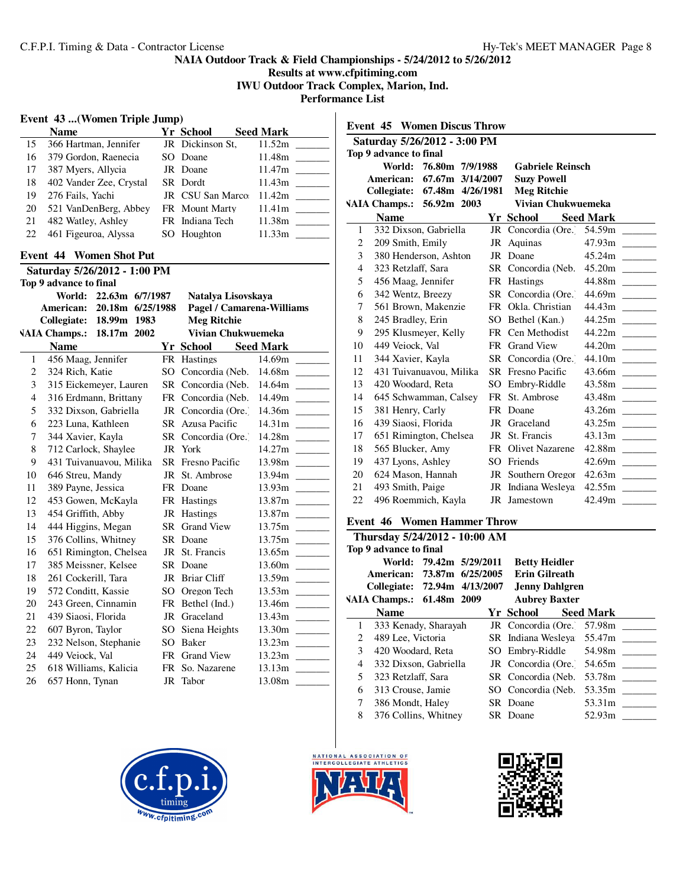NAIA Outdoor Track & Field Championships - 5/24/2012 to 5/26/2012
Results at www.cfpitiming.com
IWU Outdoor Track Complex, Marion, Ind.
Performance List

## Event 43 ...(Women Triple Jump)

| | Name | Yr | School | Seed Mark | |
|---|---|---|---|---|---|
| 15 | 366 Hartman, Jennifer | JR | Dickinson St, | 11.52m | _______ |
| 16 | 379 Gordon, Raenecia | SO | Doane | 11.48m | _______ |
| 17 | 387 Myers, Allycia | JR | Doane | 11.47m | _______ |
| 18 | 402 Vander Zee, Crystal | SR | Dordt | 11.43m | _______ |
| 19 | 276 Fails, Yachi | JR | CSU San Marco | 11.42m | _______ |
| 20 | 521 VanDenBerg, Abbey | FR | Mount Marty | 11.41m | _______ |
| 21 | 482 Watley, Ashley | FR | Indiana Tech | 11.38m | _______ |
| 22 | 461 Figeuroa, Alyssa | SO | Houghton | 11.33m | _______ |

## Event 44 Women Shot Put

**Saturday 5/26/2012 - 1:00 PM**

**Top 9 advance to final**

| | | | |
|---|---|---|---|
| World: | 22.63m | 6/7/1987 | Natalya Lisovskaya |
| American: | 20.18m | 6/25/1988 | Pagel / Camarena-Williams |
| Collegiate: | 18.99m | 1983 | Meg Ritchie |
| NAIA Champs.: | 18.17m | 2002 | Vivian Chukwuemeka |

| | Name | Yr | School | Seed Mark | |
|---|---|---|---|---|---|
| 1 | 456 Maag, Jennifer | FR | Hastings | 14.69m | _______ |
| 2 | 324 Rich, Katie | SO | Concordia (Neb. | 14.68m | _______ |
| 3 | 315 Eickemeyer, Lauren | SR | Concordia (Neb. | 14.64m | _______ |
| 4 | 316 Erdmann, Brittany | FR | Concordia (Neb. | 14.49m | _______ |
| 5 | 332 Dixson, Gabriella | JR | Concordia (Ore.) | 14.36m | _______ |
| 6 | 223 Luna, Kathleen | SR | Azusa Pacific | 14.31m | _______ |
| 7 | 344 Xavier, Kayla | SR | Concordia (Ore.) | 14.28m | _______ |
| 8 | 712 Carlock, Shaylee | JR | York | 14.27m | _______ |
| 9 | 431 Tuivanuavou, Milika | SR | Fresno Pacific | 13.98m | _______ |
| 10 | 646 Streu, Mandy | JR | St. Ambrose | 13.94m | _______ |
| 11 | 389 Payne, Jessica | FR | Doane | 13.93m | _______ |
| 12 | 453 Gowen, McKayla | FR | Hastings | 13.87m | _______ |
| 13 | 454 Griffith, Abby | JR | Hastings | 13.87m | _______ |
| 14 | 444 Higgins, Megan | SR | Grand View | 13.75m | _______ |
| 15 | 376 Collins, Whitney | SR | Doane | 13.75m | _______ |
| 16 | 651 Rimington, Chelsea | JR | St. Francis | 13.65m | _______ |
| 17 | 385 Meissner, Kelsee | SR | Doane | 13.60m | _______ |
| 18 | 261 Cockerill, Tara | JR | Briar Cliff | 13.59m | _______ |
| 19 | 572 Conditt, Kassie | SO | Oregon Tech | 13.53m | _______ |
| 20 | 243 Green, Cinnamin | FR | Bethel (Ind.) | 13.46m | _______ |
| 21 | 439 Siaosi, Florida | JR | Graceland | 13.43m | _______ |
| 22 | 607 Byron, Taylor | SO | Siena Heights | 13.30m | _______ |
| 23 | 232 Nelson, Stephanie | SO | Baker | 13.23m | _______ |
| 24 | 449 Veiock, Val | FR | Grand View | 13.23m | _______ |
| 25 | 618 Williams, Kalicia | FR | So. Nazarene | 13.13m | _______ |
| 26 | 657 Honn, Tynan | JR | Tabor | 13.08m | _______ |

## Event 45 Women Discus Throw

**Saturday 5/26/2012 - 3:00 PM**

**Top 9 advance to final**

| | | | |
|---|---|---|---|
| World: | 76.80m | 7/9/1988 | Gabriele Reinsch |
| American: | 67.67m | 3/14/2007 | Suzy Powell |
| Collegiate: | 67.48m | 4/26/1981 | Meg Ritchie |
| NAIA Champs.: | 56.92m | 2003 | Vivian Chukwuemeka |

| | Name | Yr | School | Seed Mark | |
|---|---|---|---|---|---|
| 1 | 332 Dixson, Gabriella | JR | Concordia (Ore.) | 54.59m | _______ |
| 2 | 209 Smith, Emily | JR | Aquinas | 47.93m | _______ |
| 3 | 380 Henderson, Ashton | JR | Doane | 45.24m | _______ |
| 4 | 323 Retzlaff, Sara | SR | Concordia (Neb. | 45.20m | _______ |
| 5 | 456 Maag, Jennifer | FR | Hastings | 44.88m | _______ |
| 6 | 342 Wentz, Breezy | SR | Concordia (Ore.) | 44.69m | _______ |
| 7 | 561 Brown, Makenzie | FR | Okla. Christian | 44.43m | _______ |
| 8 | 245 Bradley, Erin | SO | Bethel (Kan.) | 44.25m | _______ |
| 9 | 295 Klusmeyer, Kelly | FR | Cen Methodist | 44.22m | _______ |
| 10 | 449 Veiock, Val | FR | Grand View | 44.20m | _______ |
| 11 | 344 Xavier, Kayla | SR | Concordia (Ore.) | 44.10m | _______ |
| 12 | 431 Tuivanuavou, Milika | SR | Fresno Pacific | 43.66m | _______ |
| 13 | 420 Woodard, Reta | SO | Embry-Riddle | 43.58m | _______ |
| 14 | 645 Schwamman, Calsey | FR | St. Ambrose | 43.48m | _______ |
| 15 | 381 Henry, Carly | FR | Doane | 43.26m | _______ |
| 16 | 439 Siaosi, Florida | JR | Graceland | 43.25m | _______ |
| 17 | 651 Rimington, Chelsea | JR | St. Francis | 43.13m | _______ |
| 18 | 565 Blucker, Amy | FR | Olivet Nazarene | 42.88m | _______ |
| 19 | 437 Lyons, Ashley | SO | Friends | 42.69m | _______ |
| 20 | 624 Mason, Hannah | JR | Southern Oregon | 42.63m | _______ |
| 21 | 493 Smith, Paige | JR | Indiana Wesleya | 42.55m | _______ |
| 22 | 496 Roemmich, Kayla | JR | Jamestown | 42.49m | _______ |

## Event 46 Women Hammer Throw

**Thursday 5/24/2012 - 10:00 AM**

**Top 9 advance to final**

| | | | |
|---|---|---|---|
| World: | 79.42m | 5/29/2011 | Betty Heidler |
| American: | 73.87m | 6/25/2005 | Erin Gilreath |
| Collegiate: | 72.94m | 4/13/2007 | Jenny Dahlgren |
| NAIA Champs.: | 61.48m | 2009 | Aubrey Baxter |

| | Name | Yr | School | Seed Mark | |
|---|---|---|---|---|---|
| 1 | 333 Kenady, Sharayah | JR | Concordia (Ore.) | 57.98m | _______ |
| 2 | 489 Lee, Victoria | SR | Indiana Wesleya | 55.47m | _______ |
| 3 | 420 Woodard, Reta | SO | Embry-Riddle | 54.98m | _______ |
| 4 | 332 Dixson, Gabriella | JR | Concordia (Ore.) | 54.65m | _______ |
| 5 | 323 Retzlaff, Sara | SR | Concordia (Neb. | 53.78m | _______ |
| 6 | 313 Crouse, Jamie | SO | Concordia (Neb. | 53.35m | _______ |
| 7 | 386 Mondt, Haley | SR | Doane | 53.31m | _______ |
| 8 | 376 Collins, Whitney | SR | Doane | 52.93m | _______ |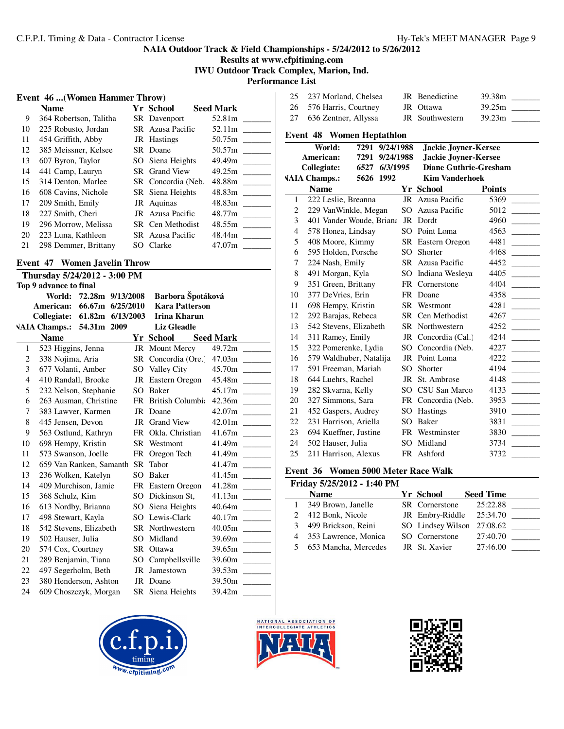NAIA Outdoor Track & Field Championships - 5/24/2012 to 5/26/2012
Results at www.cfpitiming.com
IWU Outdoor Track Complex, Marion, Ind.
Performance List

### Event 46 ...(Women Hammer Throw)

| | Name | Yr | School | Seed Mark | |
|---|---|---|---|---|---|
| 9 | 364 Robertson, Talitha | SR | Davenport | 52.81m | _______ |
| 10 | 225 Robusto, Jordan | SR | Azusa Pacific | 52.11m | _______ |
| 11 | 454 Griffith, Abby | JR | Hastings | 50.75m | _______ |
| 12 | 385 Meissner, Kelsee | SR | Doane | 50.57m | _______ |
| 13 | 607 Byron, Taylor | SO | Siena Heights | 49.49m | _______ |
| 14 | 441 Camp, Lauryn | SR | Grand View | 49.25m | _______ |
| 15 | 314 Denton, Marlee | SR | Concordia (Neb. | 48.88m | _______ |
| 16 | 608 Cavins, Nichole | SR | Siena Heights | 48.83m | _______ |
| 17 | 209 Smith, Emily | JR | Aquinas | 48.83m | _______ |
| 18 | 227 Smith, Cheri | JR | Azusa Pacific | 48.77m | _______ |
| 19 | 296 Morrow, Melissa | SR | Cen Methodist | 48.55m | _______ |
| 20 | 223 Luna, Kathleen | SR | Azusa Pacific | 48.44m | _______ |
| 21 | 298 Demmer, Brittany | SO | Clarke | 47.07m | _______ |

### Event 47 Women Javelin Throw

**Thursday 5/24/2012 - 3:00 PM**

**Top 9 advance to final**

| | | | |
|---|---|---|---|
| World: | 72.28m | 9/13/2008 | Barbora Špotáková |
| American: | 66.67m | 6/25/2010 | Kara Patterson |
| Collegiate: | 61.82m | 6/13/2003 | Irina Kharun |
| NAIA Champs.: | 54.31m | 2009 | Liz Gleadle |

| | Name | Yr | School | Seed Mark | |
|---|---|---|---|---|---|
| 1 | 523 Higgins, Jenna | JR | Mount Mercy | 49.72m | _______ |
| 2 | 338 Nojima, Aria | SR | Concordia (Ore.) | 47.03m | _______ |
| 3 | 677 Volanti, Amber | SO | Valley City | 45.70m | _______ |
| 4 | 410 Randall, Brooke | JR | Eastern Oregon | 45.48m | _______ |
| 5 | 232 Nelson, Stephanie | SO | Baker | 45.17m | _______ |
| 6 | 263 Ausman, Christine | FR | British Columbia | 42.36m | _______ |
| 7 | 383 Lawver, Karmen | JR | Doane | 42.07m | _______ |
| 8 | 445 Jensen, Devon | JR | Grand View | 42.01m | _______ |
| 9 | 563 Ostlund, Kathryn | FR | Okla. Christian | 41.67m | _______ |
| 10 | 698 Hempy, Kristin | SR | Westmont | 41.49m | _______ |
| 11 | 573 Swanson, Joelle | FR | Oregon Tech | 41.49m | _______ |
| 12 | 659 Van Ranken, Samanth | SR | Tabor | 41.47m | _______ |
| 13 | 236 Wolken, Katelyn | SO | Baker | 41.45m | _______ |
| 14 | 409 Murchison, Jamie | FR | Eastern Oregon | 41.28m | _______ |
| 15 | 368 Schulz, Kim | SO | Dickinson St, | 41.13m | _______ |
| 16 | 613 Nordby, Brianna | SO | Siena Heights | 40.64m | _______ |
| 17 | 498 Stewart, Kayla | SO | Lewis-Clark | 40.17m | _______ |
| 18 | 542 Stevens, Elizabeth | SR | Northwestern | 40.05m | _______ |
| 19 | 502 Hauser, Julia | SO | Midland | 39.69m | _______ |
| 20 | 574 Cox, Courtney | SR | Ottawa | 39.65m | _______ |
| 21 | 289 Benjamin, Tiana | SO | Campbellsville | 39.60m | _______ |
| 22 | 497 Segerholm, Beth | JR | Jamestown | 39.53m | _______ |
| 23 | 380 Henderson, Ashton | JR | Doane | 39.50m | _______ |
| 24 | 609 Choszczyk, Morgan | SR | Siena Heights | 39.42m | _______ |
| 25 | 237 Morland, Chelsea | JR | Benedictine | 39.38m | _______ |
| 26 | 576 Harris, Courtney | JR | Ottawa | 39.25m | _______ |
| 27 | 636 Zentner, Allyssa | JR | Southwestern | 39.23m | _______ |

### Event 48 Women Heptathlon

| | | | |
|---|---|---|---|
| World: | 7291 | 9/24/1988 | Jackie Joyner-Kersee |
| American: | 7291 | 9/24/1988 | Jackie Joyner-Kersee |
| Collegiate: | 6527 | 6/3/1995 | Diane Guthrie-Gresham |
| NAIA Champs.: | 5626 | 1992 | Kim Vanderhoek |

| | Name | Yr | School | Points | |
|---|---|---|---|---|---|
| 1 | 222 Leslie, Breanna | JR | Azusa Pacific | 5369 | _______ |
| 2 | 229 VanWinkle, Megan | SO | Azusa Pacific | 5012 | _______ |
| 3 | 401 Vander Woude, Briana | JR | Dordt | 4960 | _______ |
| 4 | 578 Honea, Lindsay | SO | Point Loma | 4563 | _______ |
| 5 | 408 Moore, Kimmy | SR | Eastern Oregon | 4481 | _______ |
| 6 | 595 Holden, Porsche | SO | Shorter | 4468 | _______ |
| 7 | 224 Nash, Emily | SR | Azusa Pacific | 4452 | _______ |
| 8 | 491 Morgan, Kyla | SO | Indiana Wesleya | 4405 | _______ |
| 9 | 351 Green, Brittany | FR | Cornerstone | 4404 | _______ |
| 10 | 377 DeVries, Erin | FR | Doane | 4358 | _______ |
| 11 | 698 Hempy, Kristin | SR | Westmont | 4281 | _______ |
| 12 | 292 Barajas, Rebeca | SR | Cen Methodist | 4267 | _______ |
| 13 | 542 Stevens, Elizabeth | SR | Northwestern | 4252 | _______ |
| 14 | 311 Ramey, Emily | JR | Concordia (Cal.) | 4244 | _______ |
| 15 | 322 Pomerenke, Lydia | SO | Concordia (Neb. | 4227 | _______ |
| 16 | 579 Waldhuber, Natalija | JR | Point Loma | 4222 | _______ |
| 17 | 591 Freeman, Mariah | SO | Shorter | 4194 | _______ |
| 18 | 644 Luehrs, Rachel | JR | St. Ambrose | 4148 | _______ |
| 19 | 282 Skvarna, Kelly | SO | CSU San Marco | 4133 | _______ |
| 20 | 327 Simmons, Sara | FR | Concordia (Neb. | 3953 | _______ |
| 21 | 452 Gaspers, Audrey | SO | Hastings | 3910 | _______ |
| 22 | 231 Harrison, Ariella | SO | Baker | 3831 | _______ |
| 23 | 694 Kueffner, Justine | FR | Westminster | 3830 | _______ |
| 24 | 502 Hauser, Julia | SO | Midland | 3734 | _______ |
| 25 | 211 Harrison, Alexus | FR | Ashford | 3732 | _______ |

### Event 36 Women 5000 Meter Race Walk

**Friday 5/25/2012 - 1:40 PM**

| | Name | Yr | School | Seed Time | |
|---|---|---|---|---|---|
| 1 | 349 Brown, Janelle | SR | Cornerstone | 25:22.88 | _______ |
| 2 | 412 Bonk, Nicole | JR | Embry-Riddle | 25:34.70 | _______ |
| 3 | 499 Brickson, Reini | SO | Lindsey Wilson | 27:08.62 | _______ |
| 4 | 353 Lawrence, Monica | SO | Cornerstone | 27:40.70 | _______ |
| 5 | 653 Mancha, Mercedes | JR | St. Xavier | 27:46.00 | _______ |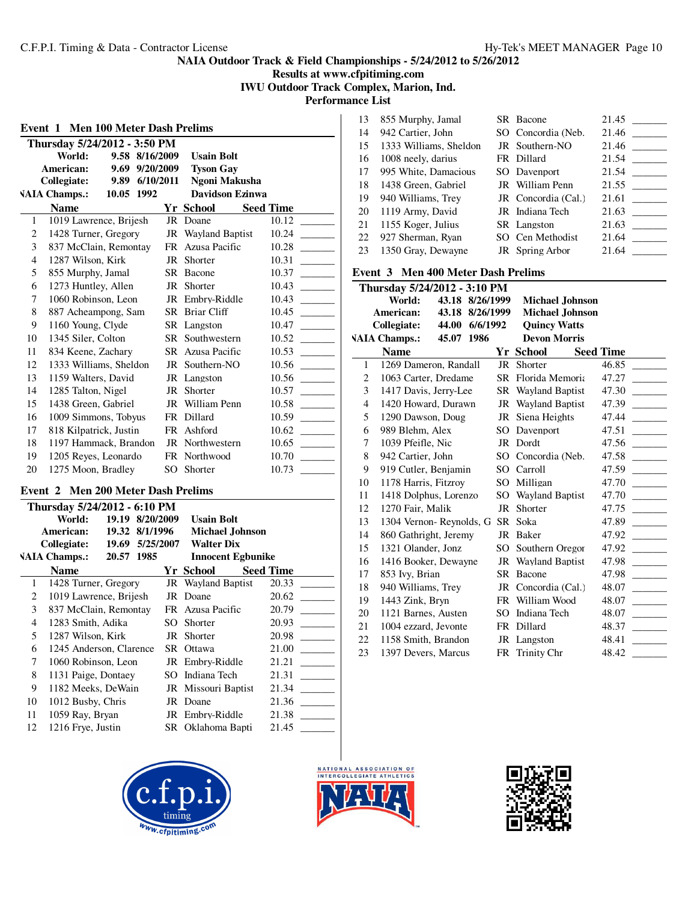NAIA Outdoor Track & Field Championships - 5/24/2012 to 5/26/2012
Results at www.cfpitiming.com
IWU Outdoor Track Complex, Marion, Ind.
Performance List

## Event 1 Men 100 Meter Dash Prelims

**Thursday 5/24/2012 - 3:50 PM**

| | | | |
|---|---|---|---|
| World: | 9.58 | 8/16/2009 | Usain Bolt |
| American: | 9.69 | 9/20/2009 | Tyson Gay |
| Collegiate: | 9.89 | 6/10/2011 | Ngoni Makusha |
| NAIA Champs.: | 10.05 | 1992 | Davidson Ezinwa |

| | Name | Yr | School | Seed Time | |
|---|---|---|---|---|---|
| 1 | 1019 Lawrence, Brijesh | JR | Doane | 10.12 | _______ |
| 2 | 1428 Turner, Gregory | JR | Wayland Baptist | 10.24 | _______ |
| 3 | 837 McClain, Remontay | FR | Azusa Pacific | 10.28 | _______ |
| 4 | 1287 Wilson, Kirk | JR | Shorter | 10.31 | _______ |
| 5 | 855 Murphy, Jamal | SR | Bacone | 10.37 | _______ |
| 6 | 1273 Huntley, Allen | JR | Shorter | 10.43 | _______ |
| 7 | 1060 Robinson, Leon | JR | Embry-Riddle | 10.43 | _______ |
| 8 | 887 Acheampong, Sam | SR | Briar Cliff | 10.45 | _______ |
| 9 | 1160 Young, Clyde | SR | Langston | 10.47 | _______ |
| 10 | 1345 Siler, Colton | SR | Southwestern | 10.52 | _______ |
| 11 | 834 Keene, Zachary | SR | Azusa Pacific | 10.53 | _______ |
| 12 | 1333 Williams, Sheldon | JR | Southern-NO | 10.56 | _______ |
| 13 | 1159 Walters, David | JR | Langston | 10.56 | _______ |
| 14 | 1285 Talton, Nigel | JR | Shorter | 10.57 | _______ |
| 15 | 1438 Green, Gabriel | JR | William Penn | 10.58 | _______ |
| 16 | 1009 Simmons, Tobyus | FR | Dillard | 10.59 | _______ |
| 17 | 818 Kilpatrick, Justin | FR | Ashford | 10.62 | _______ |
| 18 | 1197 Hammack, Brandon | JR | Northwestern | 10.65 | _______ |
| 19 | 1205 Reyes, Leonardo | FR | Northwood | 10.70 | _______ |
| 20 | 1275 Moon, Bradley | SO | Shorter | 10.73 | _______ |

## Event 2 Men 200 Meter Dash Prelims

**Thursday 5/24/2012 - 6:10 PM**

| | | | |
|---|---|---|---|
| World: | 19.19 | 8/20/2009 | Usain Bolt |
| American: | 19.32 | 8/1/1996 | Michael Johnson |
| Collegiate: | 19.69 | 5/25/2007 | Walter Dix |
| NAIA Champs.: | 20.57 | 1985 | Innocent Egbunike |

| | Name | Yr | School | Seed Time | |
|---|---|---|---|---|---|
| 1 | 1428 Turner, Gregory | JR | Wayland Baptist | 20.33 | _______ |
| 2 | 1019 Lawrence, Brijesh | JR | Doane | 20.62 | _______ |
| 3 | 837 McClain, Remontay | FR | Azusa Pacific | 20.79 | _______ |
| 4 | 1283 Smith, Adika | SO | Shorter | 20.93 | _______ |
| 5 | 1287 Wilson, Kirk | JR | Shorter | 20.98 | _______ |
| 6 | 1245 Anderson, Clarence | SR | Ottawa | 21.00 | _______ |
| 7 | 1060 Robinson, Leon | JR | Embry-Riddle | 21.21 | _______ |
| 8 | 1131 Paige, Dontaey | SO | Indiana Tech | 21.31 | _______ |
| 9 | 1182 Meeks, DeWain | JR | Missouri Baptist | 21.34 | _______ |
| 10 | 1012 Busby, Chris | JR | Doane | 21.36 | _______ |
| 11 | 1059 Ray, Bryan | JR | Embry-Riddle | 21.38 | _______ |
| 12 | 1216 Frye, Justin | SR | Oklahoma Bapti | 21.45 | _______ |
| 13 | 855 Murphy, Jamal | SR | Bacone | 21.45 | _______ |
| 14 | 942 Cartier, John | SO | Concordia (Neb. | 21.46 | _______ |
| 15 | 1333 Williams, Sheldon | JR | Southern-NO | 21.46 | _______ |
| 16 | 1008 neely, darius | FR | Dillard | 21.54 | _______ |
| 17 | 995 White, Damacious | SO | Davenport | 21.54 | _______ |
| 18 | 1438 Green, Gabriel | JR | William Penn | 21.55 | _______ |
| 19 | 940 Williams, Trey | JR | Concordia (Cal.) | 21.61 | _______ |
| 20 | 1119 Army, David | JR | Indiana Tech | 21.63 | _______ |
| 21 | 1155 Koger, Julius | SR | Langston | 21.63 | _______ |
| 22 | 927 Sherman, Ryan | SO | Cen Methodist | 21.64 | _______ |
| 23 | 1350 Gray, Dewayne | JR | Spring Arbor | 21.64 | _______ |

## Event 3 Men 400 Meter Dash Prelims

**Thursday 5/24/2012 - 3:10 PM**

| | | | |
|---|---|---|---|
| World: | 43.18 | 8/26/1999 | Michael Johnson |
| American: | 43.18 | 8/26/1999 | Michael Johnson |
| Collegiate: | 44.00 | 6/6/1992 | Quincy Watts |
| NAIA Champs.: | 45.07 | 1986 | Devon Morris |

| | Name | Yr | School | Seed Time | |
|---|---|---|---|---|---|
| 1 | 1269 Dameron, Randall | JR | Shorter | 46.85 | _______ |
| 2 | 1063 Carter, Dredame | SR | Florida Memoria | 47.27 | _______ |
| 3 | 1417 Davis, Jerry-Lee | SR | Wayland Baptist | 47.30 | _______ |
| 4 | 1420 Howard, Durawn | JR | Wayland Baptist | 47.39 | _______ |
| 5 | 1290 Dawson, Doug | JR | Siena Heights | 47.44 | _______ |
| 6 | 989 Blehm, Alex | SO | Davenport | 47.51 | _______ |
| 7 | 1039 Pfeifle, Nic | JR | Dordt | 47.56 | _______ |
| 8 | 942 Cartier, John | SO | Concordia (Neb. | 47.58 | _______ |
| 9 | 919 Cutler, Benjamin | SO | Carroll | 47.59 | _______ |
| 10 | 1178 Harris, Fitzroy | SO | Milligan | 47.70 | _______ |
| 11 | 1418 Dolphus, Lorenzo | SO | Wayland Baptist | 47.70 | _______ |
| 12 | 1270 Fair, Malik | JR | Shorter | 47.75 | _______ |
| 13 | 1304 Vernon- Reynolds, G | SR | Soka | 47.89 | _______ |
| 14 | 860 Gathright, Jeremy | JR | Baker | 47.92 | _______ |
| 15 | 1321 Olander, Jonz | SO | Southern Oregor | 47.92 | _______ |
| 16 | 1416 Booker, Dewayne | JR | Wayland Baptist | 47.98 | _______ |
| 17 | 853 Ivy, Brian | SR | Bacone | 47.98 | _______ |
| 18 | 940 Williams, Trey | JR | Concordia (Cal.) | 48.07 | _______ |
| 19 | 1443 Zink, Bryn | FR | William Wood | 48.07 | _______ |
| 20 | 1121 Barnes, Austen | SO | Indiana Tech | 48.07 | _______ |
| 21 | 1004 ezzard, Jevonte | FR | Dillard | 48.37 | _______ |
| 22 | 1158 Smith, Brandon | JR | Langston | 48.41 | _______ |
| 23 | 1397 Devers, Marcus | FR | Trinity Chr | 48.42 | _______ |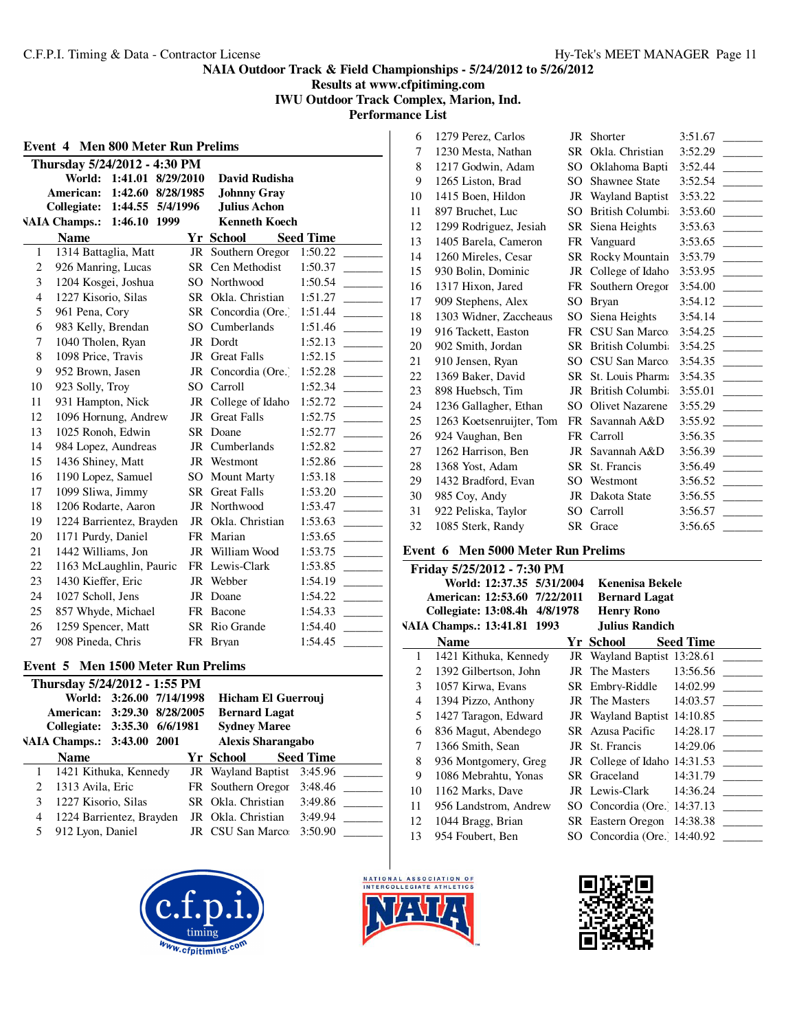## Event 4 Men 800 Meter Run Prelims

**Thursday 5/24/2012 - 4:30 PM**

| | | | |
|---|---|---|---|
| World: | 1:41.01 | 8/29/2010 | David Rudisha |
| American: | 1:42.60 | 8/28/1985 | Johnny Gray |
| Collegiate: | 1:44.55 | 5/4/1996 | Julius Achon |
| NAIA Champs.: | 1:46.10 | 1999 | Kenneth Koech |

| | Name | Yr | School | Seed Time | |
|---|---|---|---|---|---|
| 1 | 1314 Battaglia, Matt | JR | Southern Oregon | 1:50.22 | _______ |
| 2 | 926 Manring, Lucas | SR | Cen Methodist | 1:50.37 | _______ |
| 3 | 1204 Kosgei, Joshua | SO | Northwood | 1:50.54 | _______ |
| 4 | 1227 Kisorio, Silas | SR | Okla. Christian | 1:51.27 | _______ |
| 5 | 961 Pena, Cory | SR | Concordia (Ore.) | 1:51.44 | _______ |
| 6 | 983 Kelly, Brendan | SO | Cumberlands | 1:51.46 | _______ |
| 7 | 1040 Tholen, Ryan | JR | Dordt | 1:52.13 | _______ |
| 8 | 1098 Price, Travis | JR | Great Falls | 1:52.15 | _______ |
| 9 | 952 Brown, Jasen | JR | Concordia (Ore.) | 1:52.28 | _______ |
| 10 | 923 Solly, Troy | SO | Carroll | 1:52.34 | _______ |
| 11 | 931 Hampton, Nick | JR | College of Idaho | 1:52.72 | _______ |
| 12 | 1096 Hornung, Andrew | JR | Great Falls | 1:52.75 | _______ |
| 13 | 1025 Ronoh, Edwin | SR | Doane | 1:52.77 | _______ |
| 14 | 984 Lopez, Aundreas | JR | Cumberlands | 1:52.82 | _______ |
| 15 | 1436 Shiney, Matt | JR | Westmont | 1:52.86 | _______ |
| 16 | 1190 Lopez, Samuel | SO | Mount Marty | 1:53.18 | _______ |
| 17 | 1099 Sliwa, Jimmy | SR | Great Falls | 1:53.20 | _______ |
| 18 | 1206 Rodarte, Aaron | JR | Northwood | 1:53.47 | _______ |
| 19 | 1224 Barrientez, Brayden | JR | Okla. Christian | 1:53.63 | _______ |
| 20 | 1171 Purdy, Daniel | FR | Marian | 1:53.65 | _______ |
| 21 | 1442 Williams, Jon | JR | William Wood | 1:53.75 | _______ |
| 22 | 1163 McLaughlin, Pauric | FR | Lewis-Clark | 1:53.85 | _______ |
| 23 | 1430 Kieffer, Eric | JR | Webber | 1:54.19 | _______ |
| 24 | 1027 Scholl, Jens | JR | Doane | 1:54.22 | _______ |
| 25 | 857 Whyde, Michael | FR | Bacone | 1:54.33 | _______ |
| 26 | 1259 Spencer, Matt | SR | Rio Grande | 1:54.40 | _______ |
| 27 | 908 Pineda, Chris | FR | Bryan | 1:54.45 | _______ |

## Event 5 Men 1500 Meter Run Prelims

**Thursday 5/24/2012 - 1:55 PM**

| | | | |
|---|---|---|---|
| World: | 3:26.00 | 7/14/1998 | Hicham El Guerrouj |
| American: | 3:29.30 | 8/28/2005 | Bernard Lagat |
| Collegiate: | 3:35.30 | 6/6/1981 | Sydney Maree |
| NAIA Champs.: | 3:43.00 | 2001 | Alexis Sharangabo |

| | Name | Yr | School | Seed Time | |
|---|---|---|---|---|---|
| 1 | 1421 Kithuka, Kennedy | JR | Wayland Baptist | 3:45.96 | _______ |
| 2 | 1313 Avila, Eric | FR | Southern Oregon | 3:48.46 | _______ |
| 3 | 1227 Kisorio, Silas | SR | Okla. Christian | 3:49.86 | _______ |
| 4 | 1224 Barrientez, Brayden | JR | Okla. Christian | 3:49.94 | _______ |
| 5 | 912 Lyon, Daniel | JR | CSU San Marcos | 3:50.90 | _______ |
| 6 | 1279 Perez, Carlos | JR | Shorter | 3:51.67 | _______ |
| 7 | 1230 Mesta, Nathan | SR | Okla. Christian | 3:52.29 | _______ |
| 8 | 1217 Godwin, Adam | SO | Oklahoma Bapti | 3:52.44 | _______ |
| 9 | 1265 Liston, Brad | SO | Shawnee State | 3:52.54 | _______ |
| 10 | 1415 Boen, Hildon | JR | Wayland Baptist | 3:53.22 | _______ |
| 11 | 897 Bruchet, Luc | SO | British Columbia | 3:53.60 | _______ |
| 12 | 1299 Rodriguez, Jesiah | SR | Siena Heights | 3:53.63 | _______ |
| 13 | 1405 Barela, Cameron | FR | Vanguard | 3:53.65 | _______ |
| 14 | 1260 Mireles, Cesar | SR | Rocky Mountain | 3:53.79 | _______ |
| 15 | 930 Bolin, Dominic | JR | College of Idaho | 3:53.95 | _______ |
| 16 | 1317 Hixon, Jared | FR | Southern Oregon | 3:54.00 | _______ |
| 17 | 909 Stephens, Alex | SO | Bryan | 3:54.12 | _______ |
| 18 | 1303 Widner, Zaccheaus | SO | Siena Heights | 3:54.14 | _______ |
| 19 | 916 Tackett, Easton | FR | CSU San Marcos | 3:54.25 | _______ |
| 20 | 902 Smith, Jordan | SR | British Columbia | 3:54.25 | _______ |
| 21 | 910 Jensen, Ryan | SO | CSU San Marcos | 3:54.35 | _______ |
| 22 | 1369 Baker, David | SR | St. Louis Pharma | 3:54.35 | _______ |
| 23 | 898 Huebsch, Tim | JR | British Columbia | 3:55.01 | _______ |
| 24 | 1236 Gallagher, Ethan | SO | Olivet Nazarene | 3:55.29 | _______ |
| 25 | 1263 Koetsenruijter, Tom | FR | Savannah A&D | 3:55.92 | _______ |
| 26 | 924 Vaughan, Ben | FR | Carroll | 3:56.35 | _______ |
| 27 | 1262 Harrison, Ben | JR | Savannah A&D | 3:56.39 | _______ |
| 28 | 1368 Yost, Adam | SR | St. Francis | 3:56.49 | _______ |
| 29 | 1432 Bradford, Evan | SO | Westmont | 3:56.52 | _______ |
| 30 | 985 Coy, Andy | JR | Dakota State | 3:56.55 | _______ |
| 31 | 922 Peliska, Taylor | SO | Carroll | 3:56.57 | _______ |
| 32 | 1085 Sterk, Randy | SR | Grace | 3:56.65 | _______ |

## Event 6 Men 5000 Meter Run Prelims

**Friday 5/25/2012 - 7:30 PM**

| | | | |
|---|---|---|---|
| World: | 12:37.35 | 5/31/2004 | Kenenisa Bekele |
| American: | 12:53.60 | 7/22/2011 | Bernard Lagat |
| Collegiate: | 13:08.4h | 4/8/1978 | Henry Rono |
| NAIA Champs.: | 13:41.81 | 1993 | Julius Randich |

| | Name | Yr | School | Seed Time | |
|---|---|---|---|---|---|
| 1 | 1421 Kithuka, Kennedy | JR | Wayland Baptist | 13:28.61 | _______ |
| 2 | 1392 Gilbertson, John | JR | The Masters | 13:56.56 | _______ |
| 3 | 1057 Kirwa, Evans | SR | Embry-Riddle | 14:02.99 | _______ |
| 4 | 1394 Pizzo, Anthony | JR | The Masters | 14:03.57 | _______ |
| 5 | 1427 Taragon, Edward | JR | Wayland Baptist | 14:10.85 | _______ |
| 6 | 836 Magut, Abendego | SR | Azusa Pacific | 14:28.17 | _______ |
| 7 | 1366 Smith, Sean | JR | St. Francis | 14:29.06 | _______ |
| 8 | 936 Montgomery, Greg | JR | College of Idaho | 14:31.53 | _______ |
| 9 | 1086 Mebrahtu, Yonas | SR | Graceland | 14:31.79 | _______ |
| 10 | 1162 Marks, Dave | JR | Lewis-Clark | 14:36.24 | _______ |
| 11 | 956 Landstrom, Andrew | SO | Concordia (Ore.) | 14:37.13 | _______ |
| 12 | 1044 Bragg, Brian | SR | Eastern Oregon | 14:38.38 | _______ |
| 13 | 954 Foubert, Ben | SO | Concordia (Ore.) | 14:40.92 | _______ |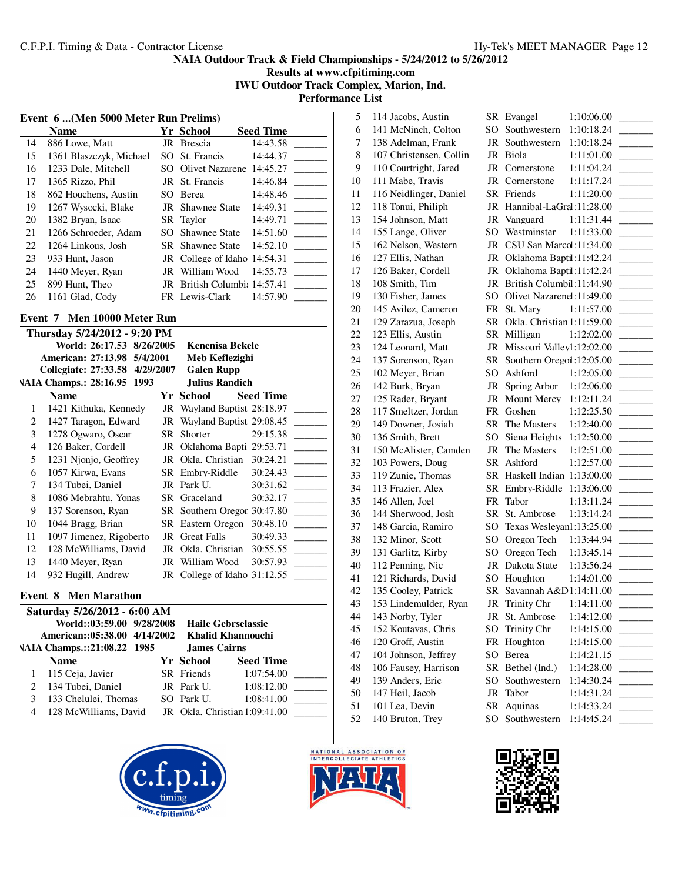## NAIA Outdoor Track & Field Championships - 5/24/2012 to 5/26/2012

**Results at www.cfpitiming.com**

**IWU Outdoor Track Complex, Marion, Ind.**

**Performance List**

### Event 6 ...(Men 5000 Meter Run Prelims)

| | Name | Yr | School | Seed Time | |
|---|---|---|---|---|---|
| 14 | 886 Lowe, Matt | JR | Brescia | 14:43.58 | _______ |
| 15 | 1361 Blaszczyk, Michael | SO | St. Francis | 14:44.37 | _______ |
| 16 | 1233 Dale, Mitchell | SO | Olivet Nazarene | 14:45.27 | _______ |
| 17 | 1365 Rizzo, Phil | JR | St. Francis | 14:46.84 | _______ |
| 18 | 862 Houchens, Austin | SO | Berea | 14:48.46 | _______ |
| 19 | 1267 Wysocki, Blake | JR | Shawnee State | 14:49.31 | _______ |
| 20 | 1382 Bryan, Isaac | SR | Taylor | 14:49.71 | _______ |
| 21 | 1266 Schroeder, Adam | SO | Shawnee State | 14:51.60 | _______ |
| 22 | 1264 Linkous, Josh | SR | Shawnee State | 14:52.10 | _______ |
| 23 | 933 Hunt, Jason | JR | College of Idaho | 14:54.31 | _______ |
| 24 | 1440 Meyer, Ryan | JR | William Wood | 14:55.73 | _______ |
| 25 | 899 Hunt, Theo | JR | British Columbia | 14:57.41 | _______ |
| 26 | 1161 Glad, Cody | FR | Lewis-Clark | 14:57.90 | _______ |

### Event 7 Men 10000 Meter Run

**Thursday 5/24/2012 - 9:20 PM**

| | | | |
|---|---|---|---|
| World: | 26:17.53 | 8/26/2005 | Kenenisa Bekele |
| American: | 27:13.98 | 5/4/2001 | Meb Keflezighi |
| Collegiate: | 27:33.58 | 4/29/2007 | Galen Rupp |
| NAIA Champs.: | 28:16.95 | 1993 | Julius Randich |

| | Name | Yr | School | Seed Time | |
|---|---|---|---|---|---|
| 1 | 1421 Kithuka, Kennedy | JR | Wayland Baptist | 28:18.97 | _______ |
| 2 | 1427 Taragon, Edward | JR | Wayland Baptist | 29:08.45 | _______ |
| 3 | 1278 Ogwaro, Oscar | SR | Shorter | 29:15.38 | _______ |
| 4 | 126 Baker, Cordell | JR | Oklahoma Bapti | 29:53.71 | _______ |
| 5 | 1231 Njonjo, Geoffrey | JR | Okla. Christian | 30:24.21 | _______ |
| 6 | 1057 Kirwa, Evans | SR | Embry-Riddle | 30:24.43 | _______ |
| 7 | 134 Tubei, Daniel | JR | Park U. | 30:31.62 | _______ |
| 8 | 1086 Mebrahtu, Yonas | SR | Graceland | 30:32.17 | _______ |
| 9 | 137 Sorenson, Ryan | SR | Southern Oregon | 30:47.80 | _______ |
| 10 | 1044 Bragg, Brian | SR | Eastern Oregon | 30:48.10 | _______ |
| 11 | 1097 Jimenez, Rigoberto | JR | Great Falls | 30:49.33 | _______ |
| 12 | 128 McWilliams, David | JR | Okla. Christian | 30:55.55 | _______ |
| 13 | 1440 Meyer, Ryan | JR | William Wood | 30:57.93 | _______ |
| 14 | 932 Hugill, Andrew | JR | College of Idaho | 31:12.55 | _______ |

### Event 8 Men Marathon

**Saturday 5/26/2012 - 6:00 AM**

| | | | |
|---|---|---|---|
| World: | :03:59.00 | 9/28/2008 | Haile Gebrselassie |
| American: | :05:38.00 | 4/14/2002 | Khalid Khannouchi |
| NAIA Champs.: | :21:08.22 | 1985 | James Cairns |

| | Name | Yr | School | Seed Time | |
|---|---|---|---|---|---|
| 1 | 115 Ceja, Javier | SR | Friends | 1:07:54.00 | _______ |
| 2 | 134 Tubei, Daniel | JR | Park U. | 1:08:12.00 | _______ |
| 3 | 133 Chelulei, Thomas | SO | Park U. | 1:08:41.00 | _______ |
| 4 | 128 McWilliams, David | JR | Okla. Christian | 1:09:41.00 | _______ |
| 5 | 114 Jacobs, Austin | SR | Evangel | 1:10:06.00 | _______ |
| 6 | 141 McNinch, Colton | SO | Southwestern | 1:10:18.24 | _______ |
| 7 | 138 Adelman, Frank | JR | Southwestern | 1:10:18.24 | _______ |
| 8 | 107 Christensen, Collin | JR | Biola | 1:11:01.00 | _______ |
| 9 | 110 Courtright, Jared | JR | Cornerstone | 1:11:04.24 | _______ |
| 10 | 111 Mabe, Travis | JR | Cornerstone | 1:11:17.24 | _______ |
| 11 | 116 Neidlinger, Daniel | SR | Friends | 1:11:20.00 | _______ |
| 12 | 118 Tonui, Philiph | JR | Hannibal-LaGra | 1:11:28.00 | _______ |
| 13 | 154 Johnson, Matt | JR | Vanguard | 1:11:31.44 | _______ |
| 14 | 155 Lange, Oliver | SO | Westminster | 1:11:33.00 | _______ |
| 15 | 162 Nelson, Western | JR | CSU San Marco | 1:11:34.00 | _______ |
| 16 | 127 Ellis, Nathan | JR | Oklahoma Bapti | 1:11:42.24 | _______ |
| 17 | 126 Baker, Cordell | JR | Oklahoma Bapti | 1:11:42.24 | _______ |
| 18 | 108 Smith, Tim | JR | British Columbi | 1:11:44.90 | _______ |
| 19 | 130 Fisher, James | SO | Olivet Nazarene | 1:11:49.00 | _______ |
| 20 | 145 Avilez, Cameron | FR | St. Mary | 1:11:57.00 | _______ |
| 21 | 129 Zarazua, Joseph | SR | Okla. Christian | 1:11:59.00 | _______ |
| 22 | 123 Ellis, Austin | SR | Milligan | 1:12:02.00 | _______ |
| 23 | 124 Leonard, Matt | JR | Missouri Valley | 1:12:02.00 | _______ |
| 24 | 137 Sorenson, Ryan | SR | Southern Orego | 1:12:05.00 | _______ |
| 25 | 102 Meyer, Brian | SO | Ashford | 1:12:05.00 | _______ |
| 26 | 142 Burk, Bryan | JR | Spring Arbor | 1:12:06.00 | _______ |
| 27 | 125 Rader, Bryant | JR | Mount Mercy | 1:12:11.24 | _______ |
| 28 | 117 Smeltzer, Jordan | FR | Goshen | 1:12:25.50 | _______ |
| 29 | 149 Downer, Josiah | SR | The Masters | 1:12:40.00 | _______ |
| 30 | 136 Smith, Brett | SO | Siena Heights | 1:12:50.00 | _______ |
| 31 | 150 McAlister, Camden | JR | The Masters | 1:12:51.00 | _______ |
| 32 | 103 Powers, Doug | SR | Ashford | 1:12:57.00 | _______ |
| 33 | 119 Zunie, Thomas | SR | Haskell Indian | 1:13:00.00 | _______ |
| 34 | 113 Frazier, Alex | SR | Embry-Riddle | 1:13:06.00 | _______ |
| 35 | 146 Allen, Joel | FR | Tabor | 1:13:11.24 | _______ |
| 36 | 144 Sherwood, Josh | SR | St. Ambrose | 1:13:14.24 | _______ |
| 37 | 148 Garcia, Ramiro | SO | Texas Wesleyan | 1:13:25.00 | _______ |
| 38 | 132 Minor, Scott | SO | Oregon Tech | 1:13:44.94 | _______ |
| 39 | 131 Garlitz, Kirby | SO | Oregon Tech | 1:13:45.14 | _______ |
| 40 | 112 Penning, Nic | JR | Dakota State | 1:13:56.24 | _______ |
| 41 | 121 Richards, David | SO | Houghton | 1:14:01.00 | _______ |
| 42 | 135 Cooley, Patrick | SR | Savannah A&D | 1:14:11.00 | _______ |
| 43 | 153 Lindemulder, Ryan | JR | Trinity Chr | 1:14:11.00 | _______ |
| 44 | 143 Norby, Tyler | JR | St. Ambrose | 1:14:12.00 | _______ |
| 45 | 152 Koutavas, Chris | SO | Trinity Chr | 1:14:15.00 | _______ |
| 46 | 120 Groff, Austin | FR | Houghton | 1:14:15.00 | _______ |
| 47 | 104 Johnson, Jeffrey | SO | Berea | 1:14:21.15 | _______ |
| 48 | 106 Fausey, Harrison | SR | Bethel (Ind.) | 1:14:28.00 | _______ |
| 49 | 139 Anders, Eric | SO | Southwestern | 1:14:30.24 | _______ |
| 50 | 147 Heil, Jacob | JR | Tabor | 1:14:31.24 | _______ |
| 51 | 101 Lea, Devin | SR | Aquinas | 1:14:33.24 | _______ |
| 52 | 140 Bruton, Trey | SO | Southwestern | 1:14:45.24 | _______ |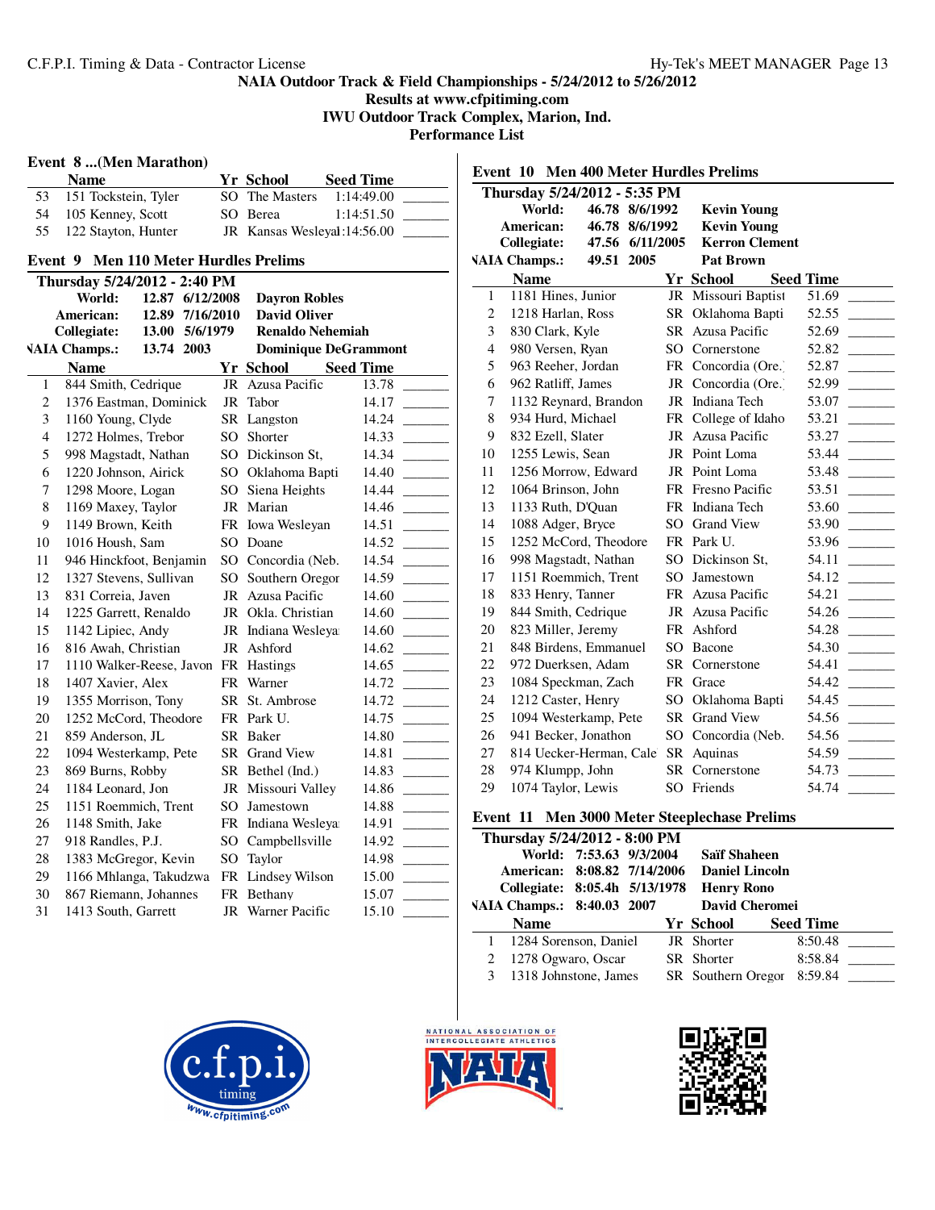NAIA Outdoor Track & Field Championships - 5/24/2012 to 5/26/2012
Results at www.cfpitiming.com
IWU Outdoor Track Complex, Marion, Ind.
Performance List

## Event 8 ...(Men Marathon)

| | Name | Yr | School | Seed Time | |
|---|---|---|---|---|---|
| 53 | 151 Tockstein, Tyler | SO | The Masters | 1:14:49.00 | _______ |
| 54 | 105 Kenney, Scott | SO | Berea | 1:14:51.50 | _______ |
| 55 | 122 Stayton, Hunter | JR | Kansas Wesleyan | 1:14:56.00 | _______ |

## Event 9 Men 110 Meter Hurdles Prelims

**Thursday 5/24/2012 - 2:40 PM**

| | | | |
|---|---|---|---|
| **World:** | **12.87** | **6/12/2008** | **Dayron Robles** |
| **American:** | **12.89** | **7/16/2010** | **David Oliver** |
| **Collegiate:** | **13.00** | **5/6/1979** | **Renaldo Nehemiah** |
| **NAIA Champs.:** | **13.74** | **2003** | **Dominique DeGrammont** |

| | Name | Yr | School | Seed Time | |
|---|---|---|---|---|---|
| 1 | 844 Smith, Cedrique | JR | Azusa Pacific | 13.78 | _______ |
| 2 | 1376 Eastman, Dominick | JR | Tabor | 14.17 | _______ |
| 3 | 1160 Young, Clyde | SR | Langston | 14.24 | _______ |
| 4 | 1272 Holmes, Trebor | SO | Shorter | 14.33 | _______ |
| 5 | 998 Magstadt, Nathan | SO | Dickinson St, | 14.34 | _______ |
| 6 | 1220 Johnson, Airick | SO | Oklahoma Bapti | 14.40 | _______ |
| 7 | 1298 Moore, Logan | SO | Siena Heights | 14.44 | _______ |
| 8 | 1169 Maxey, Taylor | JR | Marian | 14.46 | _______ |
| 9 | 1149 Brown, Keith | FR | Iowa Wesleyan | 14.51 | _______ |
| 10 | 1016 Housh, Sam | SO | Doane | 14.52 | _______ |
| 11 | 946 Hinckfoot, Benjamin | SO | Concordia (Neb. | 14.54 | _______ |
| 12 | 1327 Stevens, Sullivan | SO | Southern Oregon | 14.59 | _______ |
| 13 | 831 Correia, Javen | JR | Azusa Pacific | 14.60 | _______ |
| 14 | 1225 Garrett, Renaldo | JR | Okla. Christian | 14.60 | _______ |
| 15 | 1142 Lipiec, Andy | JR | Indiana Wesleyan | 14.60 | _______ |
| 16 | 816 Awah, Christian | JR | Ashford | 14.62 | _______ |
| 17 | 1110 Walker-Reese, Javon | FR | Hastings | 14.65 | _______ |
| 18 | 1407 Xavier, Alex | FR | Warner | 14.72 | _______ |
| 19 | 1355 Morrison, Tony | SR | St. Ambrose | 14.72 | _______ |
| 20 | 1252 McCord, Theodore | FR | Park U. | 14.75 | _______ |
| 21 | 859 Anderson, JL | SR | Baker | 14.80 | _______ |
| 22 | 1094 Westerkamp, Pete | SR | Grand View | 14.81 | _______ |
| 23 | 869 Burns, Robby | SR | Bethel (Ind.) | 14.83 | _______ |
| 24 | 1184 Leonard, Jon | JR | Missouri Valley | 14.86 | _______ |
| 25 | 1151 Roemmich, Trent | SO | Jamestown | 14.88 | _______ |
| 26 | 1148 Smith, Jake | FR | Indiana Wesleyan | 14.91 | _______ |
| 27 | 918 Randles, P.J. | SO | Campbellsville | 14.92 | _______ |
| 28 | 1383 McGregor, Kevin | SO | Taylor | 14.98 | _______ |
| 29 | 1166 Mhlanga, Takudzwa | FR | Lindsey Wilson | 15.00 | _______ |
| 30 | 867 Riemann, Johannes | FR | Bethany | 15.07 | _______ |
| 31 | 1413 South, Garrett | JR | Warner Pacific | 15.10 | _______ |

## Event 10 Men 400 Meter Hurdles Prelims

**Thursday 5/24/2012 - 5:35 PM**

| | | | |
|---|---|---|---|
| **World:** | **46.78** | **8/6/1992** | **Kevin Young** |
| **American:** | **46.78** | **8/6/1992** | **Kevin Young** |
| **Collegiate:** | **47.56** | **6/11/2005** | **Kerron Clement** |
| **NAIA Champs.:** | **49.51** | **2005** | **Pat Brown** |

| | Name | Yr | School | Seed Time | |
|---|---|---|---|---|---|
| 1 | 1181 Hines, Junior | JR | Missouri Baptist | 51.69 | _______ |
| 2 | 1218 Harlan, Ross | SR | Oklahoma Bapti | 52.55 | _______ |
| 3 | 830 Clark, Kyle | SR | Azusa Pacific | 52.69 | _______ |
| 4 | 980 Versen, Ryan | SO | Cornerstone | 52.82 | _______ |
| 5 | 963 Reeher, Jordan | FR | Concordia (Ore.) | 52.87 | _______ |
| 6 | 962 Ratliff, James | JR | Concordia (Ore.) | 52.99 | _______ |
| 7 | 1132 Reynard, Brandon | JR | Indiana Tech | 53.07 | _______ |
| 8 | 934 Hurd, Michael | FR | College of Idaho | 53.21 | _______ |
| 9 | 832 Ezell, Slater | JR | Azusa Pacific | 53.27 | _______ |
| 10 | 1255 Lewis, Sean | JR | Point Loma | 53.44 | _______ |
| 11 | 1256 Morrow, Edward | JR | Point Loma | 53.48 | _______ |
| 12 | 1064 Brinson, John | FR | Fresno Pacific | 53.51 | _______ |
| 13 | 1133 Ruth, D'Quan | FR | Indiana Tech | 53.60 | _______ |
| 14 | 1088 Adger, Bryce | SO | Grand View | 53.90 | _______ |
| 15 | 1252 McCord, Theodore | FR | Park U. | 53.96 | _______ |
| 16 | 998 Magstadt, Nathan | SO | Dickinson St, | 54.11 | _______ |
| 17 | 1151 Roemmich, Trent | SO | Jamestown | 54.12 | _______ |
| 18 | 833 Henry, Tanner | FR | Azusa Pacific | 54.21 | _______ |
| 19 | 844 Smith, Cedrique | JR | Azusa Pacific | 54.26 | _______ |
| 20 | 823 Miller, Jeremy | FR | Ashford | 54.28 | _______ |
| 21 | 848 Birdens, Emmanuel | SO | Bacone | 54.30 | _______ |
| 22 | 972 Duerksen, Adam | SR | Cornerstone | 54.41 | _______ |
| 23 | 1084 Speckman, Zach | FR | Grace | 54.42 | _______ |
| 24 | 1212 Caster, Henry | SO | Oklahoma Bapti | 54.45 | _______ |
| 25 | 1094 Westerkamp, Pete | SR | Grand View | 54.56 | _______ |
| 26 | 941 Becker, Jonathon | SO | Concordia (Neb. | 54.56 | _______ |
| 27 | 814 Uecker-Herman, Cale | SR | Aquinas | 54.59 | _______ |
| 28 | 974 Klumpp, John | SR | Cornerstone | 54.73 | _______ |
| 29 | 1074 Taylor, Lewis | SO | Friends | 54.74 | _______ |

## Event 11 Men 3000 Meter Steeplechase Prelims

**Thursday 5/24/2012 - 8:00 PM**

| | | | |
|---|---|---|---|
| **World:** | **7:53.63** | **9/3/2004** | **Saïf Shaheen** |
| **American:** | **8:08.82** | **7/14/2006** | **Daniel Lincoln** |
| **Collegiate:** | **8:05.4h** | **5/13/1978** | **Henry Rono** |
| **NAIA Champs.:** | **8:40.03** | **2007** | **David Cheromei** |

| | Name | Yr | School | Seed Time | |
|---|---|---|---|---|---|
| 1 | 1284 Sorenson, Daniel | JR | Shorter | 8:50.48 | _______ |
| 2 | 1278 Ogwaro, Oscar | SR | Shorter | 8:58.84 | _______ |
| 3 | 1318 Johnstone, James | SR | Southern Oregon | 8:59.84 | _______ |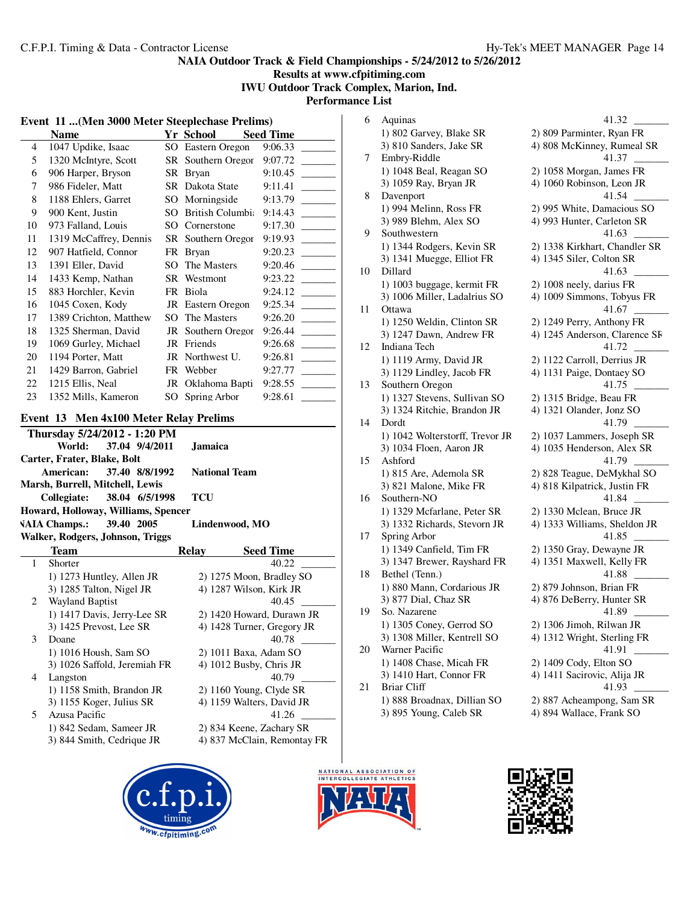NAIA Outdoor Track & Field Championships - 5/24/2012 to 5/26/2012
Results at www.cfpitiming.com
IWU Outdoor Track Complex, Marion, Ind.
Performance List

## Event 11 ...(Men 3000 Meter Steeplechase Prelims)

| | Name | Yr | School | Seed Time | |
|---|---|---|---|---|---|
| 4 | 1047 Updike, Isaac | SO | Eastern Oregon | 9:06.33 | _______ |
| 5 | 1320 McIntyre, Scott | SR | Southern Oregon | 9:07.72 | _______ |
| 6 | 906 Harper, Bryson | SR | Bryan | 9:10.45 | _______ |
| 7 | 986 Fideler, Matt | SR | Dakota State | 9:11.41 | _______ |
| 8 | 1188 Ehlers, Garret | SO | Morningside | 9:13.79 | _______ |
| 9 | 900 Kent, Justin | SO | British Columbia | 9:14.43 | _______ |
| 10 | 973 Falland, Louis | SO | Cornerstone | 9:17.30 | _______ |
| 11 | 1319 McCaffrey, Dennis | SR | Southern Oregon | 9:19.93 | _______ |
| 12 | 907 Hatfield, Connor | FR | Bryan | 9:20.23 | _______ |
| 13 | 1391 Eller, David | SO | The Masters | 9:20.46 | _______ |
| 14 | 1433 Kemp, Nathan | SR | Westmont | 9:23.22 | _______ |
| 15 | 883 Horchler, Kevin | FR | Biola | 9:24.12 | _______ |
| 16 | 1045 Coxen, Kody | JR | Eastern Oregon | 9:25.34 | _______ |
| 17 | 1389 Crichton, Matthew | SO | The Masters | 9:26.20 | _______ |
| 18 | 1325 Sherman, David | JR | Southern Oregon | 9:26.44 | _______ |
| 19 | 1069 Gurley, Michael | JR | Friends | 9:26.68 | _______ |
| 20 | 1194 Porter, Matt | JR | Northwest U. | 9:26.81 | _______ |
| 21 | 1429 Barron, Gabriel | FR | Webber | 9:27.77 | _______ |
| 22 | 1215 Ellis, Neal | JR | Oklahoma Baptist | 9:28.55 | _______ |
| 23 | 1352 Mills, Kameron | SO | Spring Arbor | 9:28.61 | _______ |

## Event 13 Men 4x100 Meter Relay Prelims

**Thursday 5/24/2012 - 1:20 PM**

**World: 37.04 9/4/2011 Jamaica**
**Carter, Frater, Blake, Bolt**
**American: 37.40 8/8/1992 National Team**
**Marsh, Burrell, Mitchell, Lewis**
**Collegiate: 38.04 6/5/1998 TCU**
**Howard, Holloway, Williams, Spencer**
**NAIA Champs.: 39.40 2005 Lindenwood, MO**
**Walker, Rodgers, Johnson, Triggs**

| | Team | Relay | Seed Time | |
|---|---|---|---|---|
| 1 | Shorter | | 40.22 | _______ |
| | 1) 1273 Huntley, Allen JR | 2) 1275 Moon, Bradley SO | | |
| | 3) 1285 Talton, Nigel JR | 4) 1287 Wilson, Kirk JR | | |
| 2 | Wayland Baptist | | 40.45 | _______ |
| | 1) 1417 Davis, Jerry-Lee SR | 2) 1420 Howard, Durawn JR | | |
| | 3) 1425 Prevost, Lee SR | 4) 1428 Turner, Gregory JR | | |
| 3 | Doane | | 40.78 | _______ |
| | 1) 1016 Housh, Sam SO | 2) 1011 Baxa, Adam SO | | |
| | 3) 1026 Saffold, Jeremiah FR | 4) 1012 Busby, Chris JR | | |
| 4 | Langston | | 40.79 | _______ |
| | 1) 1158 Smith, Brandon JR | 2) 1160 Young, Clyde SR | | |
| | 3) 1155 Koger, Julius SR | 4) 1159 Walters, David JR | | |
| 5 | Azusa Pacific | | 41.26 | _______ |
| | 1) 842 Sedam, Sameer JR | 2) 834 Keene, Zachary SR | | |
| | 3) 844 Smith, Cedrique JR | 4) 837 McClain, Remontay FR | | |
| 6 | Aquinas | | 41.32 | _______ |
| | 1) 802 Garvey, Blake SR | 2) 809 Parminter, Ryan FR | | |
| | 3) 810 Sanders, Jake SR | 4) 808 McKinney, Rumeal SR | | |
| 7 | Embry-Riddle | | 41.37 | _______ |
| | 1) 1048 Beal, Reagan SO | 2) 1058 Morgan, James FR | | |
| | 3) 1059 Ray, Bryan JR | 4) 1060 Robinson, Leon JR | | |
| 8 | Davenport | | 41.54 | _______ |
| | 1) 994 Melinn, Ross FR | 2) 995 White, Damacious SO | | |
| | 3) 989 Blehm, Alex SO | 4) 993 Hunter, Carleton SR | | |
| 9 | Southwestern | | 41.63 | _______ |
| | 1) 1344 Rodgers, Kevin SR | 2) 1338 Kirkhart, Chandler SR | | |
| | 3) 1341 Muegge, Elliot FR | 4) 1345 Siler, Colton SR | | |
| 10 | Dillard | | 41.63 | _______ |
| | 1) 1003 buggage, kermit FR | 2) 1008 neely, darius FR | | |
| | 3) 1006 Miller, Ladalrius SO | 4) 1009 Simmons, Tobyus FR | | |
| 11 | Ottawa | | 41.67 | _______ |
| | 1) 1250 Weldin, Clinton SR | 2) 1249 Perry, Anthony FR | | |
| | 3) 1247 Dawn, Andrew FR | 4) 1245 Anderson, Clarence SR | | |
| 12 | Indiana Tech | | 41.72 | _______ |
| | 1) 1119 Army, David JR | 2) 1122 Carroll, Derrius JR | | |
| | 3) 1129 Lindley, Jacob FR | 4) 1131 Paige, Dontaey SO | | |
| 13 | Southern Oregon | | 41.75 | _______ |
| | 1) 1327 Stevens, Sullivan SO | 2) 1315 Bridge, Beau FR | | |
| | 3) 1324 Ritchie, Brandon JR | 4) 1321 Olander, Jonz SO | | |
| 14 | Dordt | | 41.79 | _______ |
| | 1) 1042 Wolterstorff, Trevor JR | 2) 1037 Lammers, Joseph SR | | |
| | 3) 1034 Floen, Aaron JR | 4) 1035 Henderson, Alex SR | | |
| 15 | Ashford | | 41.79 | _______ |
| | 1) 815 Are, Ademola SR | 2) 828 Teague, DeMykhal SO | | |
| | 3) 821 Malone, Mike FR | 4) 818 Kilpatrick, Justin FR | | |
| 16 | Southern-NO | | 41.84 | _______ |
| | 1) 1329 Mcfarlane, Peter SR | 2) 1330 Mclean, Bruce JR | | |
| | 3) 1332 Richards, Stevorn JR | 4) 1333 Williams, Sheldon JR | | |
| 17 | Spring Arbor | | 41.85 | _______ |
| | 1) 1349 Canfield, Tim FR | 2) 1350 Gray, Dewayne JR | | |
| | 3) 1347 Brewer, Rayshard FR | 4) 1351 Maxwell, Kelly FR | | |
| 18 | Bethel (Tenn.) | | 41.88 | _______ |
| | 1) 880 Mann, Cordarious JR | 2) 879 Johnson, Brian FR | | |
| | 3) 877 Dial, Chaz SR | 4) 876 DeBerry, Hunter SR | | |
| 19 | So. Nazarene | | 41.89 | _______ |
| | 1) 1305 Coney, Gerrod SO | 2) 1306 Jimoh, Rilwan JR | | |
| | 3) 1308 Miller, Kentrell SO | 4) 1312 Wright, Sterling FR | | |
| 20 | Warner Pacific | | 41.91 | _______ |
| | 1) 1408 Chase, Micah FR | 2) 1409 Cody, Elton SO | | |
| | 3) 1410 Hart, Connor FR | 4) 1411 Sacirovic, Alija JR | | |
| 21 | Briar Cliff | | 41.93 | _______ |
| | 1) 888 Broadnax, Dillian SO | 2) 887 Acheampong, Sam SR | | |
| | 3) 895 Young, Caleb SR | 4) 894 Wallace, Frank SO | | |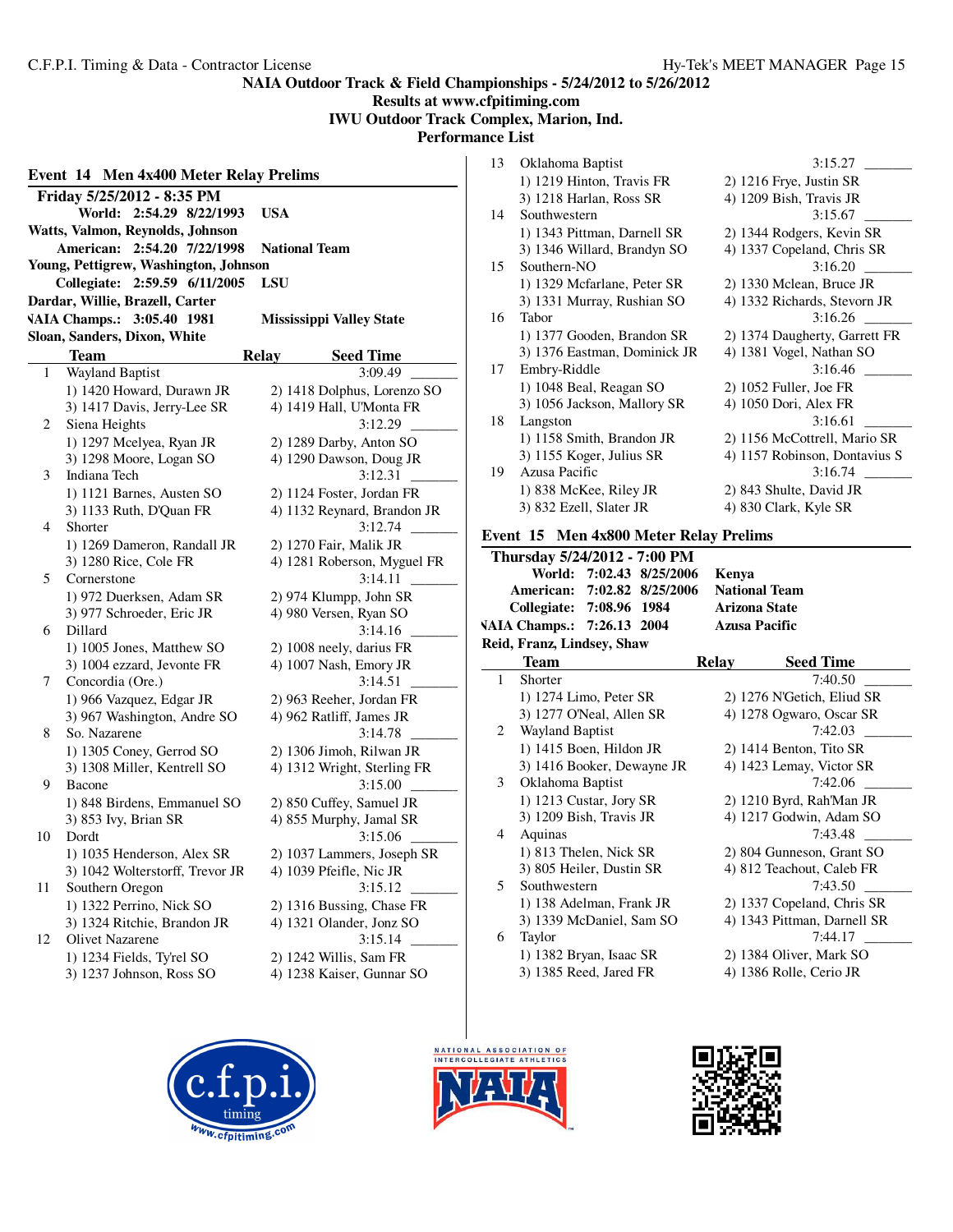NAIA Outdoor Track & Field Championships - 5/24/2012 to 5/26/2012
Results at www.cfpitiming.com
IWU Outdoor Track Complex, Marion, Ind.
Performance List

## Event 14 Men 4x400 Meter Relay Prelims

**Friday 5/25/2012 - 8:35 PM**

**World: 2:54.29 8/22/1993 USA**
**Watts, Valmon, Reynolds, Johnson**
**American: 2:54.20 7/22/1998 National Team**
**Young, Pettigrew, Washington, Johnson**
**Collegiate: 2:59.59 6/11/2005 LSU**
**Dardar, Willie, Brazell, Carter**
**NAIA Champs.: 3:05.40 1981 Mississippi Valley State**
**Sloan, Sanders, Dixon, White**

| | Team | Relay | Seed Time |
|---|---|---|---|
| 1 | Wayland Baptist | | 3:09.49 _______ |
| | 1) 1420 Howard, Durawn JR | 2) 1418 Dolphus, Lorenzo SO | |
| | 3) 1417 Davis, Jerry-Lee SR | 4) 1419 Hall, U'Monta FR | |
| 2 | Siena Heights | | 3:12.29 _______ |
| | 1) 1297 Mcelyea, Ryan JR | 2) 1289 Darby, Anton SO | |
| | 3) 1298 Moore, Logan SO | 4) 1290 Dawson, Doug JR | |
| 3 | Indiana Tech | | 3:12.31 _______ |
| | 1) 1121 Barnes, Austen SO | 2) 1124 Foster, Jordan FR | |
| | 3) 1133 Ruth, D'Quan FR | 4) 1132 Reynard, Brandon JR | |
| 4 | Shorter | | 3:12.74 _______ |
| | 1) 1269 Dameron, Randall JR | 2) 1270 Fair, Malik JR | |
| | 3) 1280 Rice, Cole FR | 4) 1281 Roberson, Myguel FR | |
| 5 | Cornerstone | | 3:14.11 _______ |
| | 1) 972 Duerksen, Adam SR | 2) 974 Klumpp, John SR | |
| | 3) 977 Schroeder, Eric JR | 4) 980 Versen, Ryan SO | |
| 6 | Dillard | | 3:14.16 _______ |
| | 1) 1005 Jones, Matthew SO | 2) 1008 neely, darius FR | |
| | 3) 1004 ezzard, Jevonte FR | 4) 1007 Nash, Emory JR | |
| 7 | Concordia (Ore.) | | 3:14.51 _______ |
| | 1) 966 Vazquez, Edgar JR | 2) 963 Reeher, Jordan FR | |
| | 3) 967 Washington, Andre SO | 4) 962 Ratliff, James JR | |
| 8 | So. Nazarene | | 3:14.78 _______ |
| | 1) 1305 Coney, Gerrod SO | 2) 1306 Jimoh, Rilwan JR | |
| | 3) 1308 Miller, Kentrell SO | 4) 1312 Wright, Sterling FR | |
| 9 | Bacone | | 3:15.00 _______ |
| | 1) 848 Birdens, Emmanuel SO | 2) 850 Cuffey, Samuel JR | |
| | 3) 853 Ivy, Brian SR | 4) 855 Murphy, Jamal SR | |
| 10 | Dordt | | 3:15.06 _______ |
| | 1) 1035 Henderson, Alex SR | 2) 1037 Lammers, Joseph SR | |
| | 3) 1042 Wolterstorff, Trevor JR | 4) 1039 Pfeifle, Nic JR | |
| 11 | Southern Oregon | | 3:15.12 _______ |
| | 1) 1322 Perrino, Nick SO | 2) 1316 Bussing, Chase FR | |
| | 3) 1324 Ritchie, Brandon JR | 4) 1321 Olander, Jonz SO | |
| 12 | Olivet Nazarene | | 3:15.14 _______ |
| | 1) 1234 Fields, Ty'rel SO | 2) 1242 Willis, Sam FR | |
| | 3) 1237 Johnson, Ross SO | 4) 1238 Kaiser, Gunnar SO | |
| 13 | Oklahoma Baptist | | 3:15.27 _______ |
| | 1) 1219 Hinton, Travis FR | 2) 1216 Frye, Justin SR | |
| | 3) 1218 Harlan, Ross SR | 4) 1209 Bish, Travis JR | |
| 14 | Southwestern | | 3:15.67 _______ |
| | 1) 1343 Pittman, Darnell SR | 2) 1344 Rodgers, Kevin SR | |
| | 3) 1346 Willard, Brandyn SO | 4) 1337 Copeland, Chris SR | |
| 15 | Southern-NO | | 3:16.20 _______ |
| | 1) 1329 Mcfarlane, Peter SR | 2) 1330 Mclean, Bruce JR | |
| | 3) 1331 Murray, Rushian SO | 4) 1332 Richards, Stevorn JR | |
| 16 | Tabor | | 3:16.26 _______ |
| | 1) 1377 Gooden, Brandon SR | 2) 1374 Daugherty, Garrett FR | |
| | 3) 1376 Eastman, Dominick JR | 4) 1381 Vogel, Nathan SO | |
| 17 | Embry-Riddle | | 3:16.46 _______ |
| | 1) 1048 Beal, Reagan SO | 2) 1052 Fuller, Joe FR | |
| | 3) 1056 Jackson, Mallory SR | 4) 1050 Dori, Alex FR | |
| 18 | Langston | | 3:16.61 _______ |
| | 1) 1158 Smith, Brandon JR | 2) 1156 McCottrell, Mario SR | |
| | 3) 1155 Koger, Julius SR | 4) 1157 Robinson, Dontavius S | |
| 19 | Azusa Pacific | | 3:16.74 _______ |
| | 1) 838 McKee, Riley JR | 2) 843 Shulte, David JR | |
| | 3) 832 Ezell, Slater JR | 4) 830 Clark, Kyle SR | |

## Event 15 Men 4x800 Meter Relay Prelims

**Thursday 5/24/2012 - 7:00 PM**

**World: 7:02.43 8/25/2006 Kenya**
**American: 7:02.82 8/25/2006 National Team**
**Collegiate: 7:08.96 1984 Arizona State**
**NAIA Champs.: 7:26.13 2004 Azusa Pacific**
**Reid, Franz, Lindsey, Shaw**

| | Team | Relay | Seed Time |
|---|---|---|---|
| 1 | Shorter | | 7:40.50 _______ |
| | 1) 1274 Limo, Peter SR | 2) 1276 N'Getich, Eliud SR | |
| | 3) 1277 O'Neal, Allen SR | 4) 1278 Ogwaro, Oscar SR | |
| 2 | Wayland Baptist | | 7:42.03 _______ |
| | 1) 1415 Boen, Hildon JR | 2) 1414 Benton, Tito SR | |
| | 3) 1416 Booker, Dewayne JR | 4) 1423 Lemay, Victor SR | |
| 3 | Oklahoma Baptist | | 7:42.06 _______ |
| | 1) 1213 Custar, Jory SR | 2) 1210 Byrd, Rah'Man JR | |
| | 3) 1209 Bish, Travis JR | 4) 1217 Godwin, Adam SO | |
| 4 | Aquinas | | 7:43.48 _______ |
| | 1) 813 Thelen, Nick SR | 2) 804 Gunneson, Grant SO | |
| | 3) 805 Heiler, Dustin SR | 4) 812 Teachout, Caleb FR | |
| 5 | Southwestern | | 7:43.50 _______ |
| | 1) 138 Adelman, Frank JR | 2) 1337 Copeland, Chris SR | |
| | 3) 1339 McDaniel, Sam SO | 4) 1343 Pittman, Darnell SR | |
| 6 | Taylor | | 7:44.17 _______ |
| | 1) 1382 Bryan, Isaac SR | 2) 1384 Oliver, Mark SO | |
| | 3) 1385 Reed, Jared FR | 4) 1386 Rolle, Cerio JR | |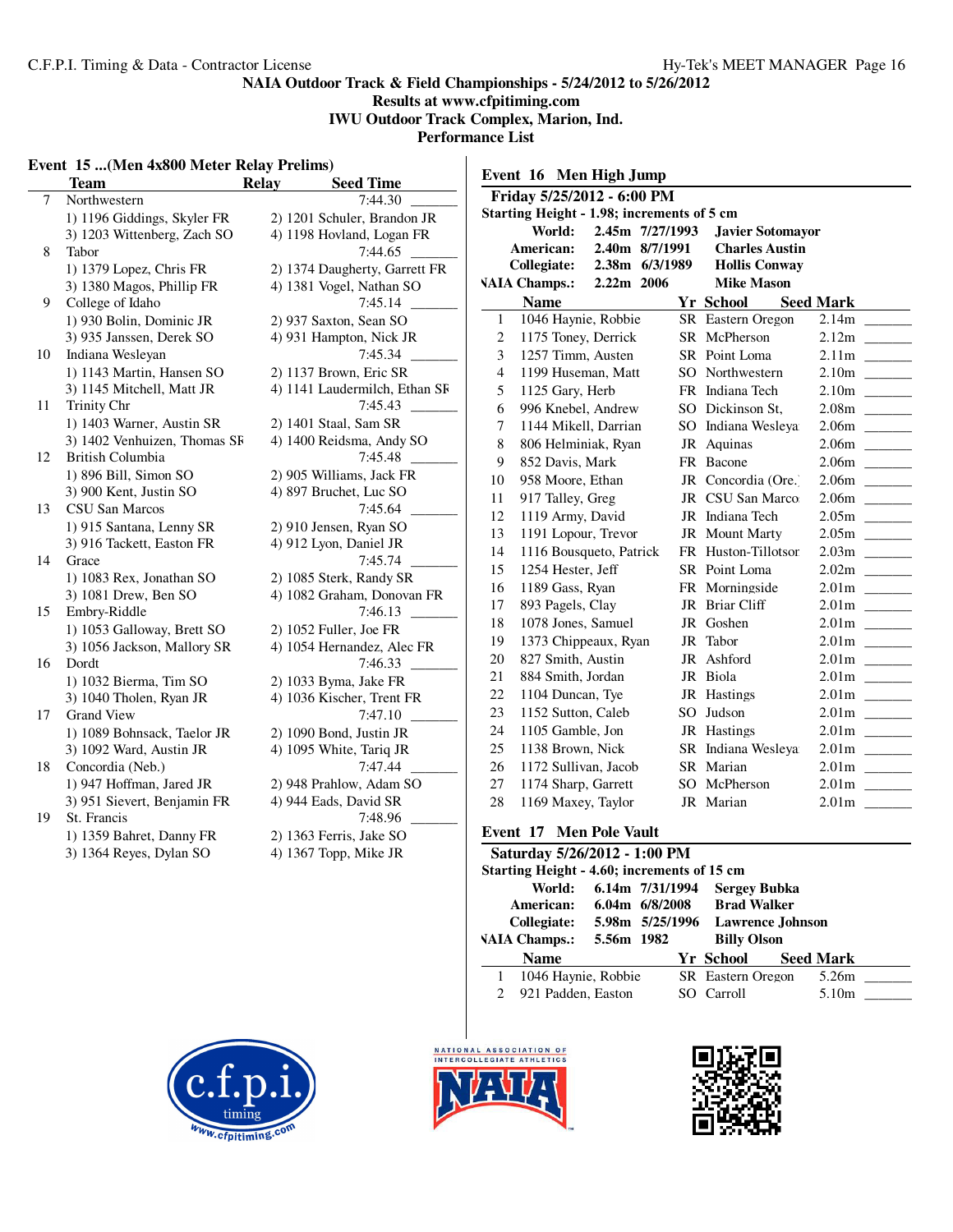NAIA Outdoor Track & Field Championships - 5/24/2012 to 5/26/2012
Results at www.cfpitiming.com
IWU Outdoor Track Complex, Marion, Ind.
Performance List

## Event 15 ...(Men 4x800 Meter Relay Prelims)

| | Team | Relay | Seed Time |
|---|---|---|---|
| 7 | Northwestern | | 7:44.30 _______ |
| | 1) 1196 Giddings, Skyler FR | 2) 1201 Schuler, Brandon JR | |
| | 3) 1203 Wittenberg, Zach SO | 4) 1198 Hovland, Logan FR | |
| 8 | Tabor | | 7:44.65 _______ |
| | 1) 1379 Lopez, Chris FR | 2) 1374 Daugherty, Garrett FR | |
| | 3) 1380 Magos, Phillip FR | 4) 1381 Vogel, Nathan SO | |
| 9 | College of Idaho | | 7:45.14 _______ |
| | 1) 930 Bolin, Dominic JR | 2) 937 Saxton, Sean SO | |
| | 3) 935 Janssen, Derek SO | 4) 931 Hampton, Nick JR | |
| 10 | Indiana Wesleyan | | 7:45.34 _______ |
| | 1) 1143 Martin, Hansen SO | 2) 1137 Brown, Eric SR | |
| | 3) 1145 Mitchell, Matt JR | 4) 1141 Laudermilch, Ethan SR | |
| 11 | Trinity Chr | | 7:45.43 _______ |
| | 1) 1403 Warner, Austin SR | 2) 1401 Staal, Sam SR | |
| | 3) 1402 Venhuizen, Thomas SR | 4) 1400 Reidsma, Andy SO | |
| 12 | British Columbia | | 7:45.48 _______ |
| | 1) 896 Bill, Simon SO | 2) 905 Williams, Jack FR | |
| | 3) 900 Kent, Justin SO | 4) 897 Bruchet, Luc SO | |
| 13 | CSU San Marcos | | 7:45.64 _______ |
| | 1) 915 Santana, Lenny SR | 2) 910 Jensen, Ryan SO | |
| | 3) 916 Tackett, Easton FR | 4) 912 Lyon, Daniel JR | |
| 14 | Grace | | 7:45.74 _______ |
| | 1) 1083 Rex, Jonathan SO | 2) 1085 Sterk, Randy SR | |
| | 3) 1081 Drew, Ben SO | 4) 1082 Graham, Donovan FR | |
| 15 | Embry-Riddle | | 7:46.13 _______ |
| | 1) 1053 Galloway, Brett SO | 2) 1052 Fuller, Joe FR | |
| | 3) 1056 Jackson, Mallory SR | 4) 1054 Hernandez, Alec FR | |
| 16 | Dordt | | 7:46.33 _______ |
| | 1) 1032 Bierma, Tim SO | 2) 1033 Byma, Jake FR | |
| | 3) 1040 Tholen, Ryan JR | 4) 1036 Kischer, Trent FR | |
| 17 | Grand View | | 7:47.10 _______ |
| | 1) 1089 Bohnsack, Taelor JR | 2) 1090 Bond, Justin JR | |
| | 3) 1092 Ward, Austin JR | 4) 1095 White, Tariq JR | |
| 18 | Concordia (Neb.) | | 7:47.44 _______ |
| | 1) 947 Hoffman, Jared JR | 2) 948 Prahlow, Adam SO | |
| | 3) 951 Sievert, Benjamin FR | 4) 944 Eads, David SR | |
| 19 | St. Francis | | 7:48.96 _______ |
| | 1) 1359 Bahret, Danny FR | 2) 1363 Ferris, Jake SO | |
| | 3) 1364 Reyes, Dylan SO | 4) 1367 Topp, Mike JR | |

## Event 16 Men High Jump

**Friday 5/25/2012 - 6:00 PM**

Starting Height - 1.98; increments of 5 cm

| | | | |
|---|---|---|---|
| World: | 2.45m | 7/27/1993 | Javier Sotomayor |
| American: | 2.40m | 8/7/1991 | Charles Austin |
| Collegiate: | 2.38m | 6/3/1989 | Hollis Conway |
| NAIA Champs.: | 2.22m | 2006 | Mike Mason |

| | Name | Yr | School | Seed Mark |
|---|---|---|---|---|
| 1 | 1046 Haynie, Robbie | SR | Eastern Oregon | 2.14m _______ |
| 2 | 1175 Toney, Derrick | SR | McPherson | 2.12m _______ |
| 3 | 1257 Timm, Austen | SR | Point Loma | 2.11m _______ |
| 4 | 1199 Huseman, Matt | SO | Northwestern | 2.10m _______ |
| 5 | 1125 Gary, Herb | FR | Indiana Tech | 2.10m _______ |
| 6 | 996 Knebel, Andrew | SO | Dickinson St, | 2.08m _______ |
| 7 | 1144 Mikell, Darrian | SO | Indiana Wesleya | 2.06m _______ |
| 8 | 806 Helminiak, Ryan | JR | Aquinas | 2.06m _______ |
| 9 | 852 Davis, Mark | FR | Bacone | 2.06m _______ |
| 10 | 958 Moore, Ethan | JR | Concordia (Ore.) | 2.06m _______ |
| 11 | 917 Talley, Greg | JR | CSU San Marco | 2.06m _______ |
| 12 | 1119 Army, David | JR | Indiana Tech | 2.05m _______ |
| 13 | 1191 Lopour, Trevor | JR | Mount Marty | 2.05m _______ |
| 14 | 1116 Bousqueto, Patrick | FR | Huston-Tillotsor | 2.03m _______ |
| 15 | 1254 Hester, Jeff | SR | Point Loma | 2.02m _______ |
| 16 | 1189 Gass, Ryan | FR | Morningside | 2.01m _______ |
| 17 | 893 Pagels, Clay | JR | Briar Cliff | 2.01m _______ |
| 18 | 1078 Jones, Samuel | JR | Goshen | 2.01m _______ |
| 19 | 1373 Chippeaux, Ryan | JR | Tabor | 2.01m _______ |
| 20 | 827 Smith, Austin | JR | Ashford | 2.01m _______ |
| 21 | 884 Smith, Jordan | JR | Biola | 2.01m _______ |
| 22 | 1104 Duncan, Tye | JR | Hastings | 2.01m _______ |
| 23 | 1152 Sutton, Caleb | SO | Judson | 2.01m _______ |
| 24 | 1105 Gamble, Jon | JR | Hastings | 2.01m _______ |
| 25 | 1138 Brown, Nick | SR | Indiana Wesleya | 2.01m _______ |
| 26 | 1172 Sullivan, Jacob | SR | Marian | 2.01m _______ |
| 27 | 1174 Sharp, Garrett | SO | McPherson | 2.01m _______ |
| 28 | 1169 Maxey, Taylor | JR | Marian | 2.01m _______ |

## Event 17 Men Pole Vault

**Saturday 5/26/2012 - 1:00 PM**

Starting Height - 4.60; increments of 15 cm

| | | | |
|---|---|---|---|
| World: | 6.14m | 7/31/1994 | Sergey Bubka |
| American: | 6.04m | 6/8/2008 | Brad Walker |
| Collegiate: | 5.98m | 5/25/1996 | Lawrence Johnson |
| NAIA Champs.: | 5.56m | 1982 | Billy Olson |

| | Name | Yr | School | Seed Mark |
|---|---|---|---|---|
| 1 | 1046 Haynie, Robbie | SR | Eastern Oregon | 5.26m _______ |
| 2 | 921 Padden, Easton | SO | Carroll | 5.10m _______ |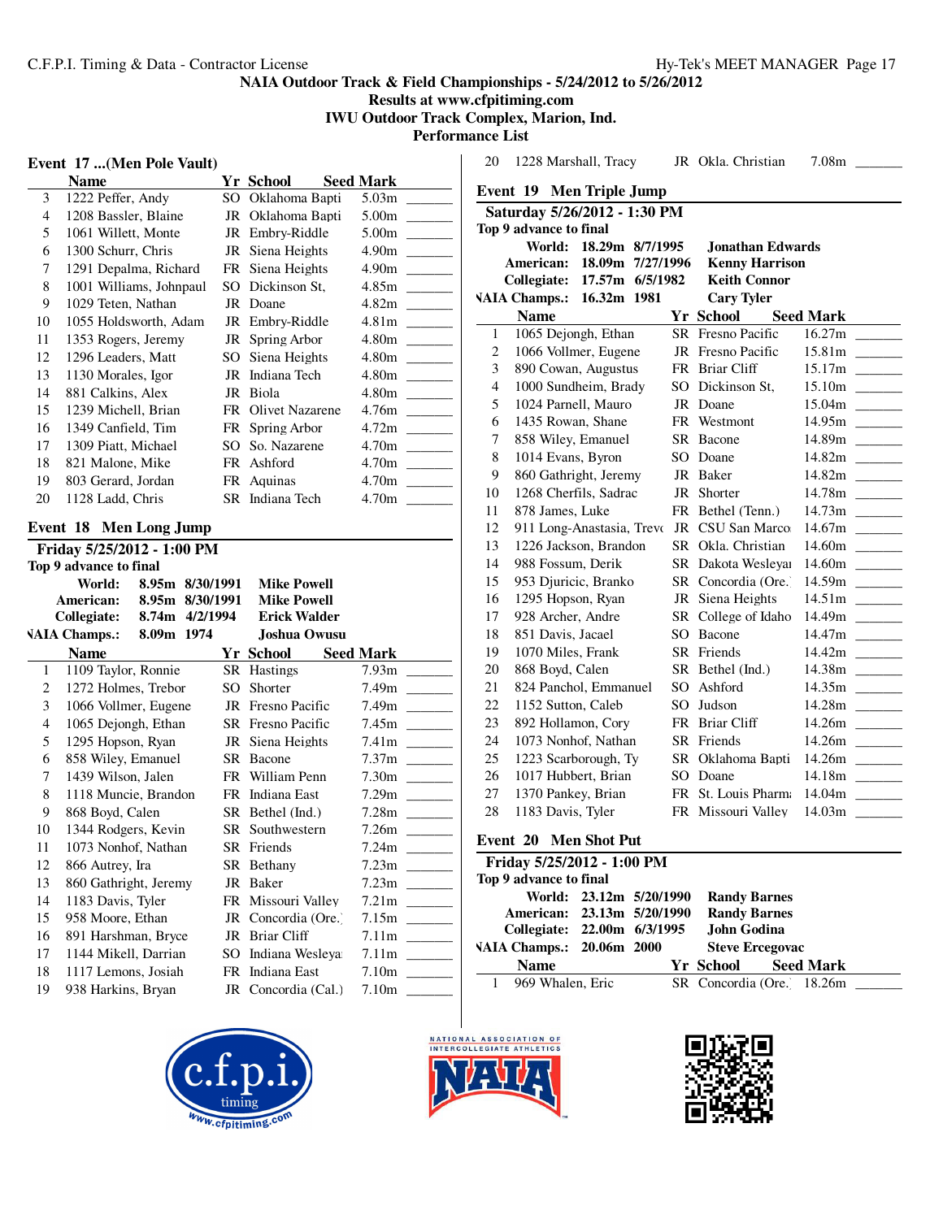# NAIA Outdoor Track & Field Championships - 5/24/2012 to 5/26/2012

## Results at www.cfpitiming.com

## IWU Outdoor Track Complex, Marion, Ind.

## Performance List

### Event 17 ...(Men Pole Vault)

| | Name | Yr | School | Seed Mark | |
|---|---|---|---|---|---|
| 3 | 1222 Peffer, Andy | SO | Oklahoma Bapti | 5.03m | _______ |
| 4 | 1208 Bassler, Blaine | JR | Oklahoma Bapti | 5.00m | _______ |
| 5 | 1061 Willett, Monte | JR | Embry-Riddle | 5.00m | _______ |
| 6 | 1300 Schurr, Chris | JR | Siena Heights | 4.90m | _______ |
| 7 | 1291 Depalma, Richard | FR | Siena Heights | 4.90m | _______ |
| 8 | 1001 Williams, Johnpaul | SO | Dickinson St, | 4.85m | _______ |
| 9 | 1029 Teten, Nathan | JR | Doane | 4.82m | _______ |
| 10 | 1055 Holdsworth, Adam | JR | Embry-Riddle | 4.81m | _______ |
| 11 | 1353 Rogers, Jeremy | JR | Spring Arbor | 4.80m | _______ |
| 12 | 1296 Leaders, Matt | SO | Siena Heights | 4.80m | _______ |
| 13 | 1130 Morales, Igor | JR | Indiana Tech | 4.80m | _______ |
| 14 | 881 Calkins, Alex | JR | Biola | 4.80m | _______ |
| 15 | 1239 Michell, Brian | FR | Olivet Nazarene | 4.76m | _______ |
| 16 | 1349 Canfield, Tim | FR | Spring Arbor | 4.72m | _______ |
| 17 | 1309 Piatt, Michael | SO | So. Nazarene | 4.70m | _______ |
| 18 | 821 Malone, Mike | FR | Ashford | 4.70m | _______ |
| 19 | 803 Gerard, Jordan | FR | Aquinas | 4.70m | _______ |
| 20 | 1128 Ladd, Chris | SR | Indiana Tech | 4.70m | _______ |

### Event 18 Men Long Jump

**Friday 5/25/2012 - 1:00 PM**

**Top 9 advance to final**

| | | | |
|---|---|---|---|
| World: | 8.95m | 8/30/1991 | Mike Powell |
| American: | 8.95m | 8/30/1991 | Mike Powell |
| Collegiate: | 8.74m | 4/2/1994 | Erick Walder |
| NAIA Champs.: | 8.09m | 1974 | Joshua Owusu |

| | Name | Yr | School | Seed Mark | |
|---|---|---|---|---|---|
| 1 | 1109 Taylor, Ronnie | SR | Hastings | 7.93m | _______ |
| 2 | 1272 Holmes, Trebor | SO | Shorter | 7.49m | _______ |
| 3 | 1066 Vollmer, Eugene | JR | Fresno Pacific | 7.49m | _______ |
| 4 | 1065 Dejongh, Ethan | SR | Fresno Pacific | 7.45m | _______ |
| 5 | 1295 Hopson, Ryan | JR | Siena Heights | 7.41m | _______ |
| 6 | 858 Wiley, Emanuel | SR | Bacone | 7.37m | _______ |
| 7 | 1439 Wilson, Jalen | FR | William Penn | 7.30m | _______ |
| 8 | 1118 Muncie, Brandon | FR | Indiana East | 7.29m | _______ |
| 9 | 868 Boyd, Calen | SR | Bethel (Ind.) | 7.28m | _______ |
| 10 | 1344 Rodgers, Kevin | SR | Southwestern | 7.26m | _______ |
| 11 | 1073 Nonhof, Nathan | SR | Friends | 7.24m | _______ |
| 12 | 866 Autrey, Ira | SR | Bethany | 7.23m | _______ |
| 13 | 860 Gathright, Jeremy | JR | Baker | 7.23m | _______ |
| 14 | 1183 Davis, Tyler | FR | Missouri Valley | 7.21m | _______ |
| 15 | 958 Moore, Ethan | JR | Concordia (Ore.) | 7.15m | _______ |
| 16 | 891 Harshman, Bryce | JR | Briar Cliff | 7.11m | _______ |
| 17 | 1144 Mikell, Darrian | SO | Indiana Wesleya | 7.11m | _______ |
| 18 | 1117 Lemons, Josiah | FR | Indiana East | 7.10m | _______ |
| 19 | 938 Harkins, Bryan | JR | Concordia (Cal.) | 7.10m | _______ |
| 20 | 1228 Marshall, Tracy | JR | Okla. Christian | 7.08m | _______ |

### Event 19 Men Triple Jump

**Saturday 5/26/2012 - 1:30 PM**

**Top 9 advance to final**

| | | | |
|---|---|---|---|
| World: | 18.29m | 8/7/1995 | Jonathan Edwards |
| American: | 18.09m | 7/27/1996 | Kenny Harrison |
| Collegiate: | 17.57m | 6/5/1982 | Keith Connor |
| NAIA Champs.: | 16.32m | 1981 | Cary Tyler |

| | Name | Yr | School | Seed Mark | |
|---|---|---|---|---|---|
| 1 | 1065 Dejongh, Ethan | SR | Fresno Pacific | 16.27m | _______ |
| 2 | 1066 Vollmer, Eugene | JR | Fresno Pacific | 15.81m | _______ |
| 3 | 890 Cowan, Augustus | FR | Briar Cliff | 15.17m | _______ |
| 4 | 1000 Sundheim, Brady | SO | Dickinson St, | 15.10m | _______ |
| 5 | 1024 Parnell, Mauro | JR | Doane | 15.04m | _______ |
| 6 | 1435 Rowan, Shane | FR | Westmont | 14.95m | _______ |
| 7 | 858 Wiley, Emanuel | SR | Bacone | 14.89m | _______ |
| 8 | 1014 Evans, Byron | SO | Doane | 14.82m | _______ |
| 9 | 860 Gathright, Jeremy | JR | Baker | 14.82m | _______ |
| 10 | 1268 Cherfils, Sadrac | JR | Shorter | 14.78m | _______ |
| 11 | 878 James, Luke | FR | Bethel (Tenn.) | 14.73m | _______ |
| 12 | 911 Long-Anastasia, Trevo | JR | CSU San Marco | 14.67m | _______ |
| 13 | 1226 Jackson, Brandon | SR | Okla. Christian | 14.60m | _______ |
| 14 | 988 Fossum, Derik | SR | Dakota Wesleyan | 14.60m | _______ |
| 15 | 953 Djuricic, Branko | SR | Concordia (Ore.) | 14.59m | _______ |
| 16 | 1295 Hopson, Ryan | JR | Siena Heights | 14.51m | _______ |
| 17 | 928 Archer, Andre | SR | College of Idaho | 14.49m | _______ |
| 18 | 851 Davis, Jacael | SO | Bacone | 14.47m | _______ |
| 19 | 1070 Miles, Frank | SR | Friends | 14.42m | _______ |
| 20 | 868 Boyd, Calen | SR | Bethel (Ind.) | 14.38m | _______ |
| 21 | 824 Panchol, Emmanuel | SO | Ashford | 14.35m | _______ |
| 22 | 1152 Sutton, Caleb | SO | Judson | 14.28m | _______ |
| 23 | 892 Hollamon, Cory | FR | Briar Cliff | 14.26m | _______ |
| 24 | 1073 Nonhof, Nathan | SR | Friends | 14.26m | _______ |
| 25 | 1223 Scarborough, Ty | SR | Oklahoma Bapti | 14.26m | _______ |
| 26 | 1017 Hubbert, Brian | SO | Doane | 14.18m | _______ |
| 27 | 1370 Pankey, Brian | FR | St. Louis Pharm | 14.04m | _______ |
| 28 | 1183 Davis, Tyler | FR | Missouri Valley | 14.03m | _______ |

### Event 20 Men Shot Put

**Friday 5/25/2012 - 1:00 PM**

**Top 9 advance to final**

| | | | |
|---|---|---|---|
| World: | 23.12m | 5/20/1990 | Randy Barnes |
| American: | 23.13m | 5/20/1990 | Randy Barnes |
| Collegiate: | 22.00m | 6/3/1995 | John Godina |
| NAIA Champs.: | 20.06m | 2000 | Steve Ercegovac |

| | Name | Yr | School | Seed Mark | |
|---|---|---|---|---|---|
| 1 | 969 Whalen, Eric | SR | Concordia (Ore.) | 18.26m | _______ |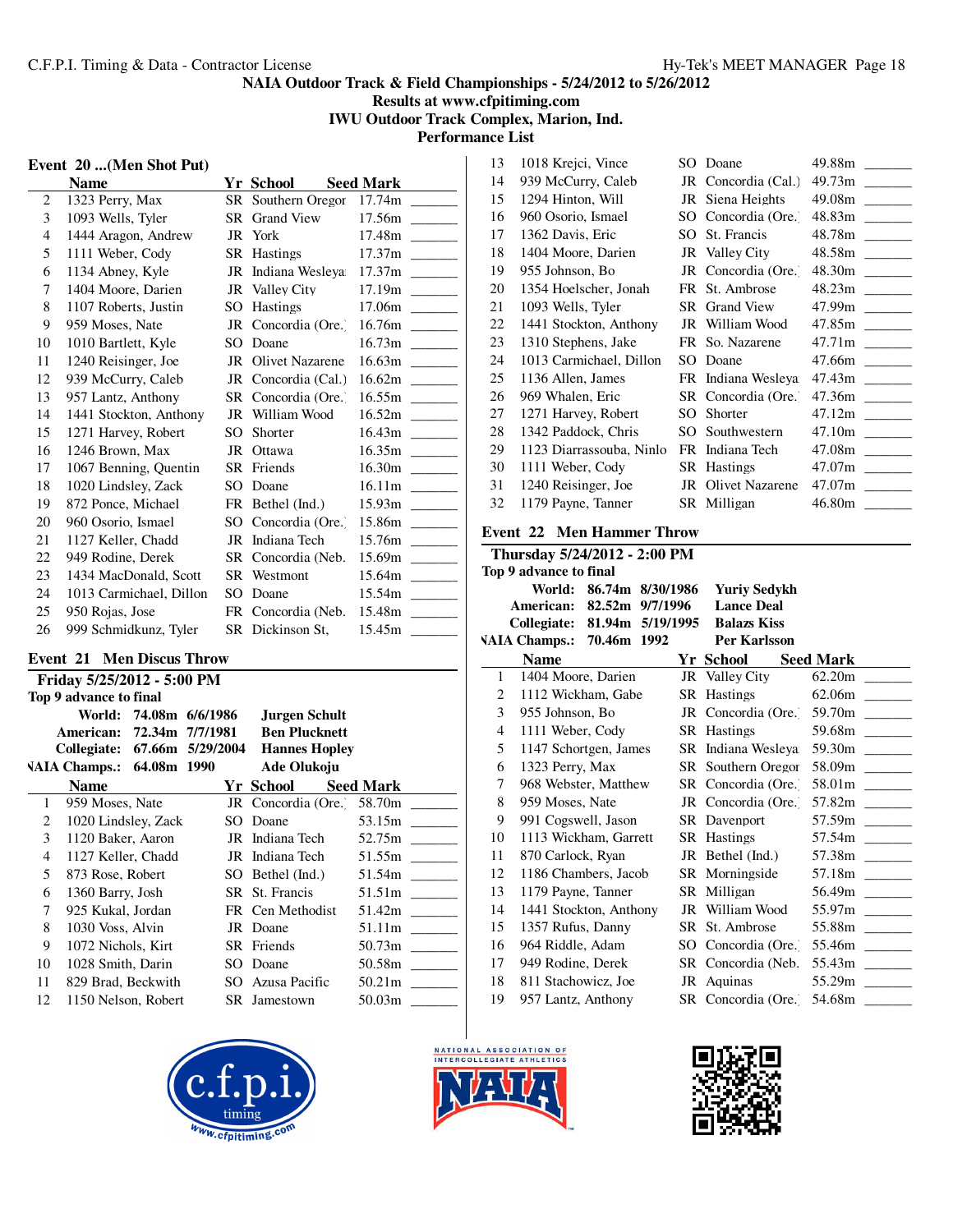NAIA Outdoor Track & Field Championships - 5/24/2012 to 5/26/2012
Results at www.cfpitiming.com
IWU Outdoor Track Complex, Marion, Ind.
Performance List

### Event 20 ...(Men Shot Put)

| | Name | Yr | School | Seed Mark |
|---|---|---|---|---|
| 2 | 1323 Perry, Max | SR | Southern Oregon | 17.74m |
| 3 | 1093 Wells, Tyler | SR | Grand View | 17.56m |
| 4 | 1444 Aragon, Andrew | JR | York | 17.48m |
| 5 | 1111 Weber, Cody | SR | Hastings | 17.37m |
| 6 | 1134 Abney, Kyle | JR | Indiana Wesleya | 17.37m |
| 7 | 1404 Moore, Darien | JR | Valley City | 17.19m |
| 8 | 1107 Roberts, Justin | SO | Hastings | 17.06m |
| 9 | 959 Moses, Nate | JR | Concordia (Ore.) | 16.76m |
| 10 | 1010 Bartlett, Kyle | SO | Doane | 16.73m |
| 11 | 1240 Reisinger, Joe | JR | Olivet Nazarene | 16.63m |
| 12 | 939 McCurry, Caleb | JR | Concordia (Cal.) | 16.62m |
| 13 | 957 Lantz, Anthony | SR | Concordia (Ore.) | 16.55m |
| 14 | 1441 Stockton, Anthony | JR | William Wood | 16.52m |
| 15 | 1271 Harvey, Robert | SO | Shorter | 16.43m |
| 16 | 1246 Brown, Max | JR | Ottawa | 16.35m |
| 17 | 1067 Benning, Quentin | SR | Friends | 16.30m |
| 18 | 1020 Lindsley, Zack | SO | Doane | 16.11m |
| 19 | 872 Ponce, Michael | FR | Bethel (Ind.) | 15.93m |
| 20 | 960 Osorio, Ismael | SO | Concordia (Ore.) | 15.86m |
| 21 | 1127 Keller, Chadd | JR | Indiana Tech | 15.76m |
| 22 | 949 Rodine, Derek | SR | Concordia (Neb. | 15.69m |
| 23 | 1434 MacDonald, Scott | SR | Westmont | 15.64m |
| 24 | 1013 Carmichael, Dillon | SO | Doane | 15.54m |
| 25 | 950 Rojas, Jose | FR | Concordia (Neb. | 15.48m |
| 26 | 999 Schmidkunz, Tyler | SR | Dickinson St, | 15.45m |

### Event 21 Men Discus Throw

**Friday 5/25/2012 - 5:00 PM**
**Top 9 advance to final**

| | | | |
|---|---|---|---|
| World: | 74.08m | 6/6/1986 | Jurgen Schult |
| American: | 72.34m | 7/7/1981 | Ben Plucknett |
| Collegiate: | 67.66m | 5/29/2004 | Hannes Hopley |
| NAIA Champs.: | 64.08m | 1990 | Ade Olukoju |

| | Name | Yr | School | Seed Mark |
|---|---|---|---|---|
| 1 | 959 Moses, Nate | JR | Concordia (Ore.) | 58.70m |
| 2 | 1020 Lindsley, Zack | SO | Doane | 53.15m |
| 3 | 1120 Baker, Aaron | JR | Indiana Tech | 52.75m |
| 4 | 1127 Keller, Chadd | JR | Indiana Tech | 51.55m |
| 5 | 873 Rose, Robert | SO | Bethel (Ind.) | 51.54m |
| 6 | 1360 Barry, Josh | SR | St. Francis | 51.51m |
| 7 | 925 Kukal, Jordan | FR | Cen Methodist | 51.42m |
| 8 | 1030 Voss, Alvin | JR | Doane | 51.11m |
| 9 | 1072 Nichols, Kirt | SR | Friends | 50.73m |
| 10 | 1028 Smith, Darin | SO | Doane | 50.58m |
| 11 | 829 Brad, Beckwith | SO | Azusa Pacific | 50.21m |
| 12 | 1150 Nelson, Robert | SR | Jamestown | 50.03m |
| 13 | 1018 Krejci, Vince | SO | Doane | 49.88m |
| 14 | 939 McCurry, Caleb | JR | Concordia (Cal.) | 49.73m |
| 15 | 1294 Hinton, Will | JR | Siena Heights | 49.08m |
| 16 | 960 Osorio, Ismael | SO | Concordia (Ore.) | 48.83m |
| 17 | 1362 Davis, Eric | SO | St. Francis | 48.78m |
| 18 | 1404 Moore, Darien | JR | Valley City | 48.58m |
| 19 | 955 Johnson, Bo | JR | Concordia (Ore.) | 48.30m |
| 20 | 1354 Hoelscher, Jonah | FR | St. Ambrose | 48.23m |
| 21 | 1093 Wells, Tyler | SR | Grand View | 47.99m |
| 22 | 1441 Stockton, Anthony | JR | William Wood | 47.85m |
| 23 | 1310 Stephens, Jake | FR | So. Nazarene | 47.71m |
| 24 | 1013 Carmichael, Dillon | SO | Doane | 47.66m |
| 25 | 1136 Allen, James | FR | Indiana Wesleya | 47.43m |
| 26 | 969 Whalen, Eric | SR | Concordia (Ore.) | 47.36m |
| 27 | 1271 Harvey, Robert | SO | Shorter | 47.12m |
| 28 | 1342 Paddock, Chris | SO | Southwestern | 47.10m |
| 29 | 1123 Diarrassouba, Ninlo | FR | Indiana Tech | 47.08m |
| 30 | 1111 Weber, Cody | SR | Hastings | 47.07m |
| 31 | 1240 Reisinger, Joe | JR | Olivet Nazarene | 47.07m |
| 32 | 1179 Payne, Tanner | SR | Milligan | 46.80m |

### Event 22 Men Hammer Throw

**Thursday 5/24/2012 - 2:00 PM**
**Top 9 advance to final**

| | | | |
|---|---|---|---|
| World: | 86.74m | 8/30/1986 | Yuriy Sedykh |
| American: | 82.52m | 9/7/1996 | Lance Deal |
| Collegiate: | 81.94m | 5/19/1995 | Balazs Kiss |
| NAIA Champs.: | 70.46m | 1992 | Per Karlsson |

| | Name | Yr | School | Seed Mark |
|---|---|---|---|---|
| 1 | 1404 Moore, Darien | JR | Valley City | 62.20m |
| 2 | 1112 Wickham, Gabe | SR | Hastings | 62.06m |
| 3 | 955 Johnson, Bo | JR | Concordia (Ore.) | 59.70m |
| 4 | 1111 Weber, Cody | SR | Hastings | 59.68m |
| 5 | 1147 Schortgen, James | SR | Indiana Wesleya | 59.30m |
| 6 | 1323 Perry, Max | SR | Southern Oregon | 58.09m |
| 7 | 968 Webster, Matthew | SR | Concordia (Ore.) | 58.01m |
| 8 | 959 Moses, Nate | JR | Concordia (Ore.) | 57.82m |
| 9 | 991 Cogswell, Jason | SR | Davenport | 57.59m |
| 10 | 1113 Wickham, Garrett | SR | Hastings | 57.54m |
| 11 | 870 Carlock, Ryan | JR | Bethel (Ind.) | 57.38m |
| 12 | 1186 Chambers, Jacob | SR | Morningside | 57.18m |
| 13 | 1179 Payne, Tanner | SR | Milligan | 56.49m |
| 14 | 1441 Stockton, Anthony | JR | William Wood | 55.97m |
| 15 | 1357 Rufus, Danny | SR | St. Ambrose | 55.88m |
| 16 | 964 Riddle, Adam | SO | Concordia (Ore.) | 55.46m |
| 17 | 949 Rodine, Derek | SR | Concordia (Neb. | 55.43m |
| 18 | 811 Stachowicz, Joe | JR | Aquinas | 55.29m |
| 19 | 957 Lantz, Anthony | SR | Concordia (Ore.) | 54.68m |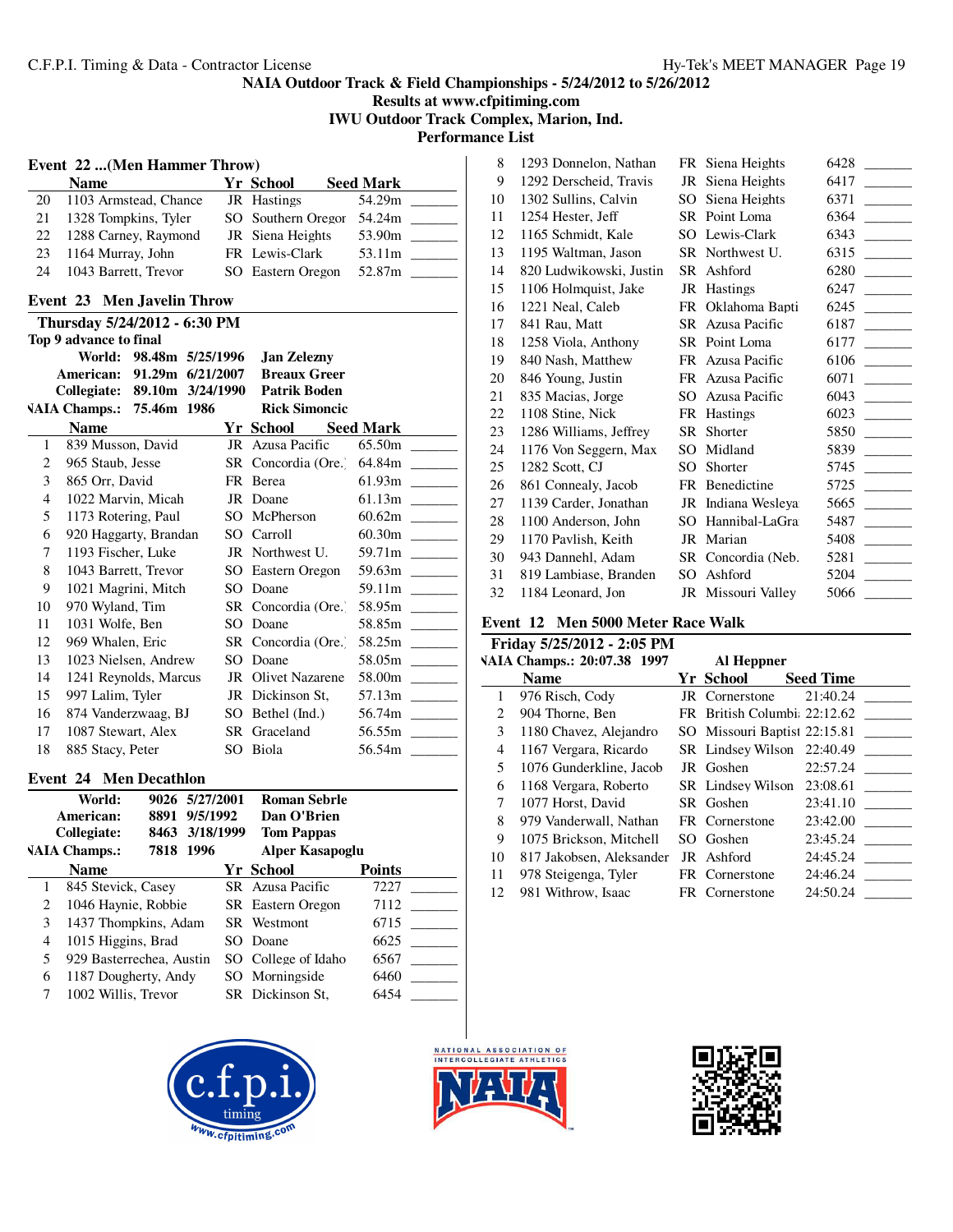## NAIA Outdoor Track & Field Championships - 5/24/2012 to 5/26/2012

**Results at www.cfpitiming.com**

**IWU Outdoor Track Complex, Marion, Ind.**

**Performance List**

### Event 22 ...(Men Hammer Throw)

| | Name | Yr | School | Seed Mark | |
|---|---|---|---|---|---|
| 20 | 1103 Armstead, Chance | JR | Hastings | 54.29m | _______ |
| 21 | 1328 Tompkins, Tyler | SO | Southern Oregor | 54.24m | _______ |
| 22 | 1288 Carney, Raymond | JR | Siena Heights | 53.90m | _______ |
| 23 | 1164 Murray, John | FR | Lewis-Clark | 53.11m | _______ |
| 24 | 1043 Barrett, Trevor | SO | Eastern Oregon | 52.87m | _______ |

### Event 23 Men Javelin Throw

**Thursday 5/24/2012 - 6:30 PM**

**Top 9 advance to final**

| | | | |
|---|---|---|---|
| **World:** | **98.48m** | **5/25/1996** | **Jan Zelezny** |
| **American:** | **91.29m** | **6/21/2007** | **Breaux Greer** |
| **Collegiate:** | **89.10m** | **3/24/1990** | **Patrik Boden** |
| **NAIA Champs.:** | **75.46m** | **1986** | **Rick Simoncic** |

| | Name | Yr | School | Seed Mark | |
|---|---|---|---|---|---|
| 1 | 839 Musson, David | JR | Azusa Pacific | 65.50m | _______ |
| 2 | 965 Staub, Jesse | SR | Concordia (Ore.) | 64.84m | _______ |
| 3 | 865 Orr, David | FR | Berea | 61.93m | _______ |
| 4 | 1022 Marvin, Micah | JR | Doane | 61.13m | _______ |
| 5 | 1173 Rotering, Paul | SO | McPherson | 60.62m | _______ |
| 6 | 920 Haggarty, Brandan | SO | Carroll | 60.30m | _______ |
| 7 | 1193 Fischer, Luke | JR | Northwest U. | 59.71m | _______ |
| 8 | 1043 Barrett, Trevor | SO | Eastern Oregon | 59.63m | _______ |
| 9 | 1021 Magrini, Mitch | SO | Doane | 59.11m | _______ |
| 10 | 970 Wyland, Tim | SR | Concordia (Ore.) | 58.95m | _______ |
| 11 | 1031 Wolfe, Ben | SO | Doane | 58.85m | _______ |
| 12 | 969 Whalen, Eric | SR | Concordia (Ore.) | 58.25m | _______ |
| 13 | 1023 Nielsen, Andrew | SO | Doane | 58.05m | _______ |
| 14 | 1241 Reynolds, Marcus | JR | Olivet Nazarene | 58.00m | _______ |
| 15 | 997 Lalim, Tyler | JR | Dickinson St, | 57.13m | _______ |
| 16 | 874 Vanderzwaag, BJ | SO | Bethel (Ind.) | 56.74m | _______ |
| 17 | 1087 Stewart, Alex | SR | Graceland | 56.55m | _______ |
| 18 | 885 Stacy, Peter | SO | Biola | 56.54m | _______ |

### Event 24 Men Decathlon

| | | | |
|---|---|---|---|
| **World:** | **9026** | **5/27/2001** | **Roman Sebrle** |
| **American:** | **8891** | **9/5/1992** | **Dan O'Brien** |
| **Collegiate:** | **8463** | **3/18/1999** | **Tom Pappas** |
| **NAIA Champs.:** | **7818** | **1996** | **Alper Kasapoglu** |

| | Name | Yr | School | Points | |
|---|---|---|---|---|---|
| 1 | 845 Stevick, Casey | SR | Azusa Pacific | 7227 | _______ |
| 2 | 1046 Haynie, Robbie | SR | Eastern Oregon | 7112 | _______ |
| 3 | 1437 Thompkins, Adam | SR | Westmont | 6715 | _______ |
| 4 | 1015 Higgins, Brad | SO | Doane | 6625 | _______ |
| 5 | 929 Basterrechea, Austin | SO | College of Idaho | 6567 | _______ |
| 6 | 1187 Dougherty, Andy | SO | Morningside | 6460 | _______ |
| 7 | 1002 Willis, Trevor | SR | Dickinson St, | 6454 | _______ |
| 8 | 1293 Donnelon, Nathan | FR | Siena Heights | 6428 | _______ |
| 9 | 1292 Derscheid, Travis | JR | Siena Heights | 6417 | _______ |
| 10 | 1302 Sullins, Calvin | SO | Siena Heights | 6371 | _______ |
| 11 | 1254 Hester, Jeff | SR | Point Loma | 6364 | _______ |
| 12 | 1165 Schmidt, Kale | SO | Lewis-Clark | 6343 | _______ |
| 13 | 1195 Waltman, Jason | SR | Northwest U. | 6315 | _______ |
| 14 | 820 Ludwikowski, Justin | SR | Ashford | 6280 | _______ |
| 15 | 1106 Holmquist, Jake | JR | Hastings | 6247 | _______ |
| 16 | 1221 Neal, Caleb | FR | Oklahoma Bapti | 6245 | _______ |
| 17 | 841 Rau, Matt | SR | Azusa Pacific | 6187 | _______ |
| 18 | 1258 Viola, Anthony | SR | Point Loma | 6177 | _______ |
| 19 | 840 Nash, Matthew | FR | Azusa Pacific | 6106 | _______ |
| 20 | 846 Young, Justin | FR | Azusa Pacific | 6071 | _______ |
| 21 | 835 Macias, Jorge | SO | Azusa Pacific | 6043 | _______ |
| 22 | 1108 Stine, Nick | FR | Hastings | 6023 | _______ |
| 23 | 1286 Williams, Jeffrey | SR | Shorter | 5850 | _______ |
| 24 | 1176 Von Seggern, Max | SO | Midland | 5839 | _______ |
| 25 | 1282 Scott, CJ | SO | Shorter | 5745 | _______ |
| 26 | 861 Connealy, Jacob | FR | Benedictine | 5725 | _______ |
| 27 | 1139 Carder, Jonathan | JR | Indiana Wesleya | 5665 | _______ |
| 28 | 1100 Anderson, John | SO | Hannibal-LaGra | 5487 | _______ |
| 29 | 1170 Pavlish, Keith | JR | Marian | 5408 | _______ |
| 30 | 943 Dannehl, Adam | SR | Concordia (Neb. | 5281 | _______ |
| 31 | 819 Lambiase, Branden | SO | Ashford | 5204 | _______ |
| 32 | 1184 Leonard, Jon | JR | Missouri Valley | 5066 | _______ |

### Event 12 Men 5000 Meter Race Walk

**Friday 5/25/2012 - 2:05 PM**

| | | | |
|---|---|---|---|
| **NAIA Champs.:** | **20:07.38** | **1997** | **Al Heppner** |

| | Name | Yr | School | Seed Time | |
|---|---|---|---|---|---|
| 1 | 976 Risch, Cody | JR | Cornerstone | 21:40.24 | _______ |
| 2 | 904 Thorne, Ben | FR | British Columbi | 22:12.62 | _______ |
| 3 | 1180 Chavez, Alejandro | SO | Missouri Baptist | 22:15.81 | _______ |
| 4 | 1167 Vergara, Ricardo | SR | Lindsey Wilson | 22:40.49 | _______ |
| 5 | 1076 Gunderkline, Jacob | JR | Goshen | 22:57.24 | _______ |
| 6 | 1168 Vergara, Roberto | SR | Lindsey Wilson | 23:08.61 | _______ |
| 7 | 1077 Horst, David | SR | Goshen | 23:41.10 | _______ |
| 8 | 979 Vanderwall, Nathan | FR | Cornerstone | 23:42.00 | _______ |
| 9 | 1075 Brickson, Mitchell | SO | Goshen | 23:45.24 | _______ |
| 10 | 817 Jakobsen, Aleksander | JR | Ashford | 24:45.24 | _______ |
| 11 | 978 Steigenga, Tyler | FR | Cornerstone | 24:46.24 | _______ |
| 12 | 981 Withrow, Isaac | FR | Cornerstone | 24:50.24 | _______ |